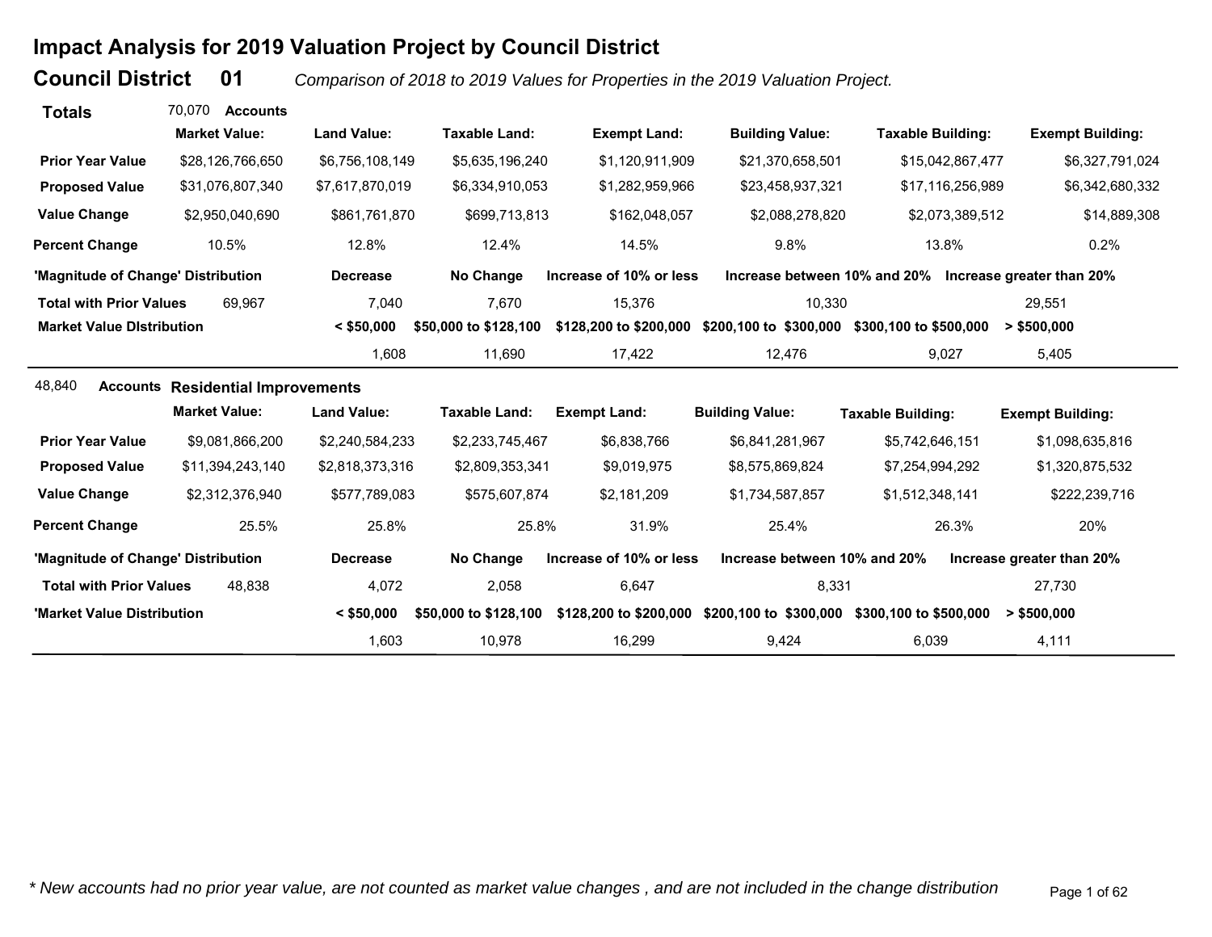# Impact Analysis for 2019 Valuation Project by Council District

## Council District 01

*Comparison of 2018 to 2019 Values for Properties in the 2019 Valuation Project.*

### Totals

70,070 **Accounts**

| | Market Value: | Land Value: | Taxable Land: | Exempt Land: | Building Value: | Taxable Building: | Exempt Building: |
|---|---|---|---|---|---|---|---|
| **Prior Year Value** | $28,126,766,650 | $6,756,108,149 | $5,635,196,240 | $1,120,911,909 | $21,370,658,501 | $15,042,867,477 | $6,327,791,024 |
| **Proposed Value** | $31,076,807,340 | $7,617,870,019 | $6,334,910,053 | $1,282,959,966 | $23,458,937,321 | $17,116,256,989 | $6,342,680,332 |
| **Value Change** | $2,950,040,690 | $861,761,870 | $699,713,813 | $162,048,057 | $2,088,278,820 | $2,073,389,512 | $14,889,308 |
| **Percent Change** | 10.5% | 12.8% | 12.4% | 14.5% | 9.8% | 13.8% | 0.2% |

| 'Magnitude of Change' Distribution | | Decrease | No Change | Increase of 10% or less | Increase between 10% and 20% | Increase greater than 20% |
|---|---|---|---|---|---|---|
| **Total with Prior Values** | 69,967 | 7,040 | 7,670 | 15,376 | 10,330 | 29,551 |

| Market Value DIstribution | < $50,000 | $50,000 to $128,100 | $128,200 to $200,000 | $200,100 to $300,000 | $300,100 to $500,000 | > $500,000 |
|---|---|---|---|---|---|---|
| | 1,608 | 11,690 | 17,422 | 12,476 | 9,027 | 5,405 |

### Residential Improvements

48,840 **Accounts**

| | Market Value: | Land Value: | Taxable Land: | Exempt Land: | Building Value: | Taxable Building: | Exempt Building: |
|---|---|---|---|---|---|---|---|
| **Prior Year Value** | $9,081,866,200 | $2,240,584,233 | $2,233,745,467 | $6,838,766 | $6,841,281,967 | $5,742,646,151 | $1,098,635,816 |
| **Proposed Value** | $11,394,243,140 | $2,818,373,316 | $2,809,353,341 | $9,019,975 | $8,575,869,824 | $7,254,994,292 | $1,320,875,532 |
| **Value Change** | $2,312,376,940 | $577,789,083 | $575,607,874 | $2,181,209 | $1,734,587,857 | $1,512,348,141 | $222,239,716 |
| **Percent Change** | 25.5% | 25.8% | 25.8% | 31.9% | 25.4% | 26.3% | 20% |

| 'Magnitude of Change' Distribution | | Decrease | No Change | Increase of 10% or less | Increase between 10% and 20% | Increase greater than 20% |
|---|---|---|---|---|---|---|
| **Total with Prior Values** | 48,838 | 4,072 | 2,058 | 6,647 | 8,331 | 27,730 |

| 'Market Value Distribution | < $50,000 | $50,000 to $128,100 | $128,200 to $200,000 | $200,100 to $300,000 | $300,100 to $500,000 | > $500,000 |
|---|---|---|---|---|---|---|
| | 1,603 | 10,978 | 16,299 | 9,424 | 6,039 | 4,111 |

*\* New accounts had no prior year value, are not counted as market value changes , and are not included in the change distribution*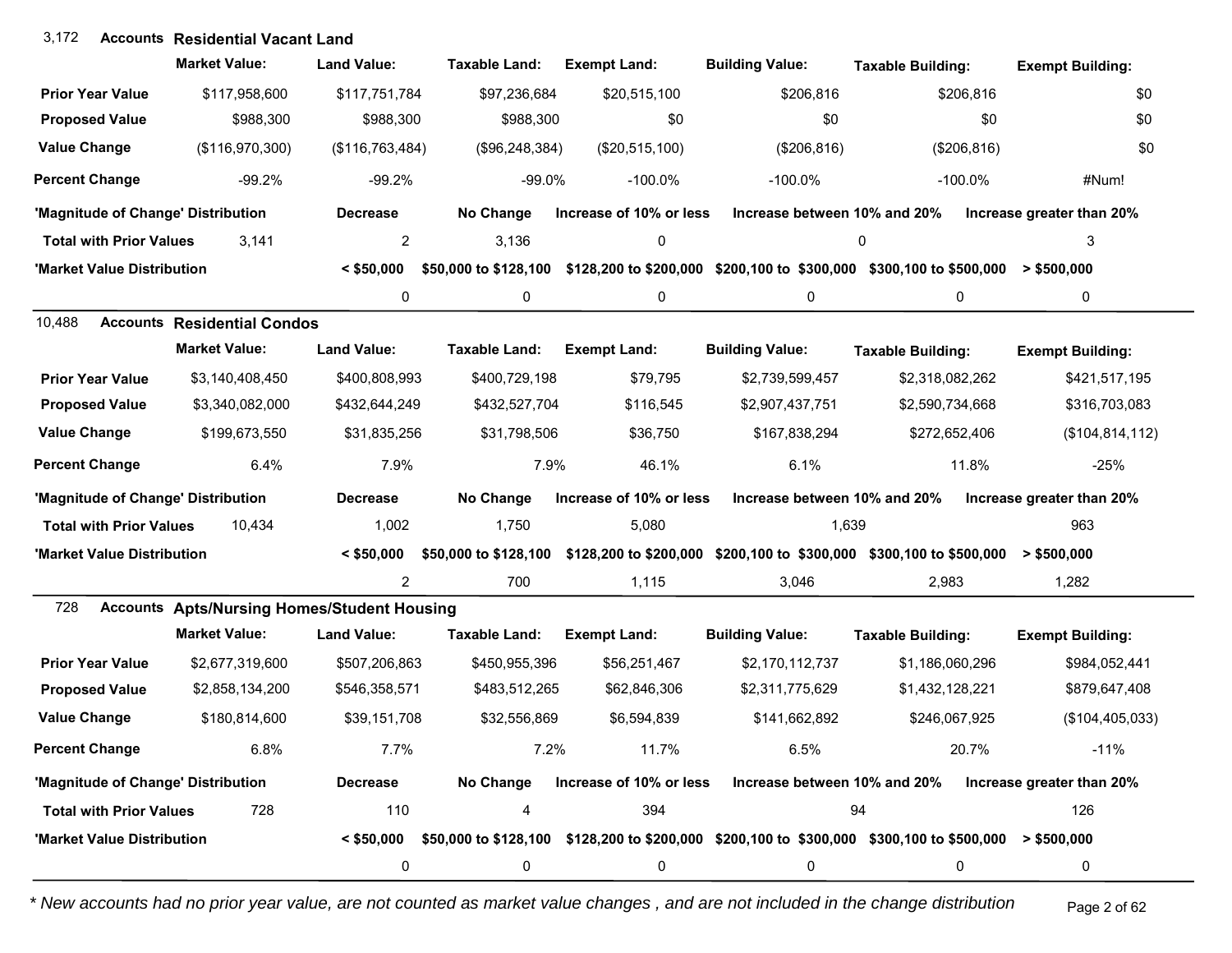## 3,172 Accounts Residential Vacant Land

| | Market Value: | Land Value: | Taxable Land: | Exempt Land: | Building Value: | Taxable Building: | Exempt Building: |
|---|---|---|---|---|---|---|---|
| Prior Year Value | $117,958,600 | $117,751,784 | $97,236,684 | $20,515,100 | $206,816 | $206,816 | $0 |
| Proposed Value | $988,300 | $988,300 | $988,300 | $0 | $0 | $0 | $0 |
| Value Change | ($116,970,300) | ($116,763,484) | ($96,248,384) | ($20,515,100) | ($206,816) | ($206,816) | $0 |
| Percent Change | -99.2% | -99.2% | -99.0% | -100.0% | -100.0% | -100.0% | #Num! |

| 'Magnitude of Change' Distribution | | Decrease | No Change | Increase of 10% or less | Increase between 10% and 20% | Increase greater than 20% |
|---|---|---|---|---|---|---|
| Total with Prior Values | 3,141 | 2 | 3,136 | 0 | 0 | 3 |

| 'Market Value Distribution | < $50,000 | $50,000 to $128,100 | $128,200 to $200,000 | $200,100 to $300,000 | $300,100 to $500,000 | > $500,000 |
|---|---|---|---|---|---|---|
| | 0 | 0 | 0 | 0 | 0 | 0 |

## 10,488 Accounts Residential Condos

| | Market Value: | Land Value: | Taxable Land: | Exempt Land: | Building Value: | Taxable Building: | Exempt Building: |
|---|---|---|---|---|---|---|---|
| Prior Year Value | $3,140,408,450 | $400,808,993 | $400,729,198 | $79,795 | $2,739,599,457 | $2,318,082,262 | $421,517,195 |
| Proposed Value | $3,340,082,000 | $432,644,249 | $432,527,704 | $116,545 | $2,907,437,751 | $2,590,734,668 | $316,703,083 |
| Value Change | $199,673,550 | $31,835,256 | $31,798,506 | $36,750 | $167,838,294 | $272,652,406 | ($104,814,112) |
| Percent Change | 6.4% | 7.9% | 7.9% | 46.1% | 6.1% | 11.8% | -25% |

| 'Magnitude of Change' Distribution | | Decrease | No Change | Increase of 10% or less | Increase between 10% and 20% | Increase greater than 20% |
|---|---|---|---|---|---|---|
| Total with Prior Values | 10,434 | 1,002 | 1,750 | 5,080 | 1,639 | 963 |

| 'Market Value Distribution | < $50,000 | $50,000 to $128,100 | $128,200 to $200,000 | $200,100 to $300,000 | $300,100 to $500,000 | > $500,000 |
|---|---|---|---|---|---|---|
| | 2 | 700 | 1,115 | 3,046 | 2,983 | 1,282 |

## 728 Accounts Apts/Nursing Homes/Student Housing

| | Market Value: | Land Value: | Taxable Land: | Exempt Land: | Building Value: | Taxable Building: | Exempt Building: |
|---|---|---|---|---|---|---|---|
| Prior Year Value | $2,677,319,600 | $507,206,863 | $450,955,396 | $56,251,467 | $2,170,112,737 | $1,186,060,296 | $984,052,441 |
| Proposed Value | $2,858,134,200 | $546,358,571 | $483,512,265 | $62,846,306 | $2,311,775,629 | $1,432,128,221 | $879,647,408 |
| Value Change | $180,814,600 | $39,151,708 | $32,556,869 | $6,594,839 | $141,662,892 | $246,067,925 | ($104,405,033) |
| Percent Change | 6.8% | 7.7% | 7.2% | 11.7% | 6.5% | 20.7% | -11% |

| 'Magnitude of Change' Distribution | | Decrease | No Change | Increase of 10% or less | Increase between 10% and 20% | Increase greater than 20% |
|---|---|---|---|---|---|---|
| Total with Prior Values | 728 | 110 | 4 | 394 | 94 | 126 |

| 'Market Value Distribution | < $50,000 | $50,000 to $128,100 | $128,200 to $200,000 | $200,100 to $300,000 | $300,100 to $500,000 | > $500,000 |
|---|---|---|---|---|---|---|
| | 0 | 0 | 0 | 0 | 0 | 0 |

*\* New accounts had no prior year value, are not counted as market value changes , and are not included in the change distribution*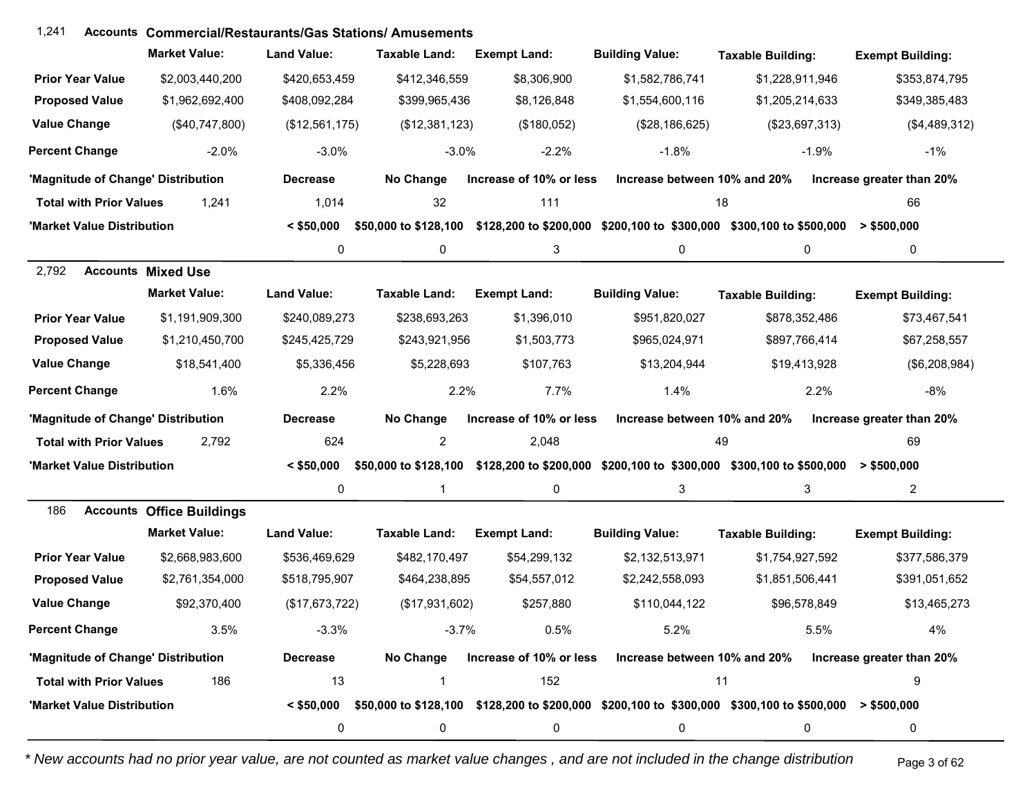## 1,241 Accounts Commercial/Restaurants/Gas Stations/ Amusements

| | Market Value: | Land Value: | Taxable Land: | Exempt Land: | Building Value: | Taxable Building: | Exempt Building: |
|---|---|---|---|---|---|---|---|
| **Prior Year Value** | $2,003,440,200 | $420,653,459 | $412,346,559 | $8,306,900 | $1,582,786,741 | $1,228,911,946 | $353,874,795 |
| **Proposed Value** | $1,962,692,400 | $408,092,284 | $399,965,436 | $8,126,848 | $1,554,600,116 | $1,205,214,633 | $349,385,483 |
| **Value Change** | ($40,747,800) | ($12,561,175) | ($12,381,123) | ($180,052) | ($28,186,625) | ($23,697,313) | ($4,489,312) |
| **Percent Change** | -2.0% | -3.0% | -3.0% | -2.2% | -1.8% | -1.9% | -1% |

| 'Magnitude of Change' Distribution | | Decrease | No Change | Increase of 10% or less | Increase between 10% and 20% | Increase greater than 20% |
|---|---|---|---|---|---|---|
| **Total with Prior Values** | 1,241 | 1,014 | 32 | 111 | 18 | 66 |

| 'Market Value Distribution | < $50,000 | $50,000 to $128,100 | $128,200 to $200,000 | $200,100 to $300,000 | $300,100 to $500,000 | > $500,000 |
|---|---|---|---|---|---|---|
| | 0 | 0 | 3 | 0 | 0 | 0 |

## 2,792 Accounts Mixed Use

| | Market Value: | Land Value: | Taxable Land: | Exempt Land: | Building Value: | Taxable Building: | Exempt Building: |
|---|---|---|---|---|---|---|---|
| **Prior Year Value** | $1,191,909,300 | $240,089,273 | $238,693,263 | $1,396,010 | $951,820,027 | $878,352,486 | $73,467,541 |
| **Proposed Value** | $1,210,450,700 | $245,425,729 | $243,921,956 | $1,503,773 | $965,024,971 | $897,766,414 | $67,258,557 |
| **Value Change** | $18,541,400 | $5,336,456 | $5,228,693 | $107,763 | $13,204,944 | $19,413,928 | ($6,208,984) |
| **Percent Change** | 1.6% | 2.2% | 2.2% | 7.7% | 1.4% | 2.2% | -8% |

| 'Magnitude of Change' Distribution | | Decrease | No Change | Increase of 10% or less | Increase between 10% and 20% | Increase greater than 20% |
|---|---|---|---|---|---|---|
| **Total with Prior Values** | 2,792 | 624 | 2 | 2,048 | 49 | 69 |

| 'Market Value Distribution | < $50,000 | $50,000 to $128,100 | $128,200 to $200,000 | $200,100 to $300,000 | $300,100 to $500,000 | > $500,000 |
|---|---|---|---|---|---|---|
| | 0 | 1 | 0 | 3 | 3 | 2 |

## 186 Accounts Office Buildings

| | Market Value: | Land Value: | Taxable Land: | Exempt Land: | Building Value: | Taxable Building: | Exempt Building: |
|---|---|---|---|---|---|---|---|
| **Prior Year Value** | $2,668,983,600 | $536,469,629 | $482,170,497 | $54,299,132 | $2,132,513,971 | $1,754,927,592 | $377,586,379 |
| **Proposed Value** | $2,761,354,000 | $518,795,907 | $464,238,895 | $54,557,012 | $2,242,558,093 | $1,851,506,441 | $391,051,652 |
| **Value Change** | $92,370,400 | ($17,673,722) | ($17,931,602) | $257,880 | $110,044,122 | $96,578,849 | $13,465,273 |
| **Percent Change** | 3.5% | -3.3% | -3.7% | 0.5% | 5.2% | 5.5% | 4% |

| 'Magnitude of Change' Distribution | | Decrease | No Change | Increase of 10% or less | Increase between 10% and 20% | Increase greater than 20% |
|---|---|---|---|---|---|---|
| **Total with Prior Values** | 186 | 13 | 1 | 152 | 11 | 9 |

| 'Market Value Distribution | < $50,000 | $50,000 to $128,100 | $128,200 to $200,000 | $200,100 to $300,000 | $300,100 to $500,000 | > $500,000 |
|---|---|---|---|---|---|---|
| | 0 | 0 | 0 | 0 | 0 | 0 |

*\* New accounts had no prior year value, are not counted as market value changes , and are not included in the change distribution*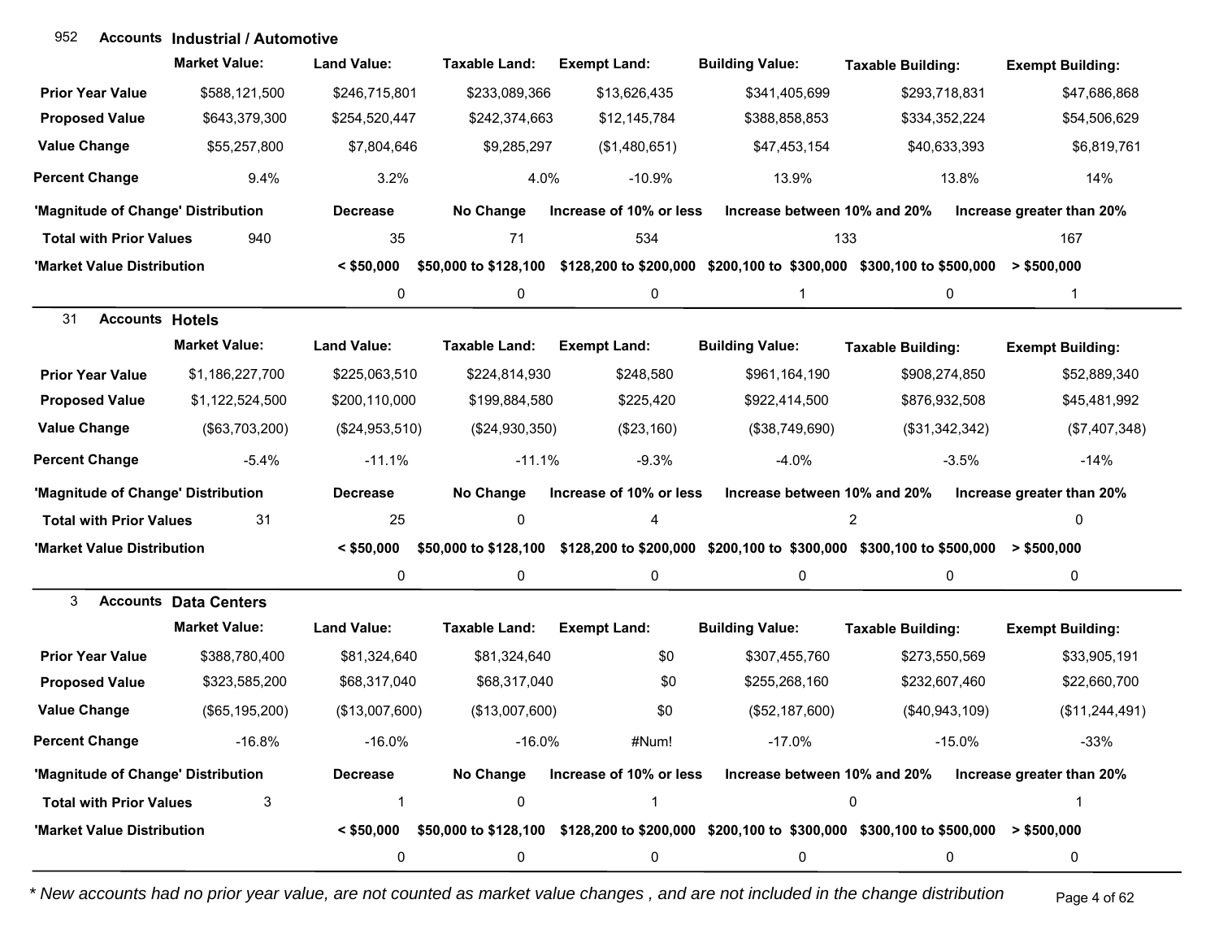## 952 Accounts Industrial / Automotive

| | Market Value: | Land Value: | Taxable Land: | Exempt Land: | Building Value: | Taxable Building: | Exempt Building: |
|---|---|---|---|---|---|---|---|
| Prior Year Value | $588,121,500 | $246,715,801 | $233,089,366 | $13,626,435 | $341,405,699 | $293,718,831 | $47,686,868 |
| Proposed Value | $643,379,300 | $254,520,447 | $242,374,663 | $12,145,784 | $388,858,853 | $334,352,224 | $54,506,629 |
| Value Change | $55,257,800 | $7,804,646 | $9,285,297 | ($1,480,651) | $47,453,154 | $40,633,393 | $6,819,761 |
| Percent Change | 9.4% | 3.2% | 4.0% | -10.9% | 13.9% | 13.8% | 14% |

| 'Magnitude of Change' Distribution | | Decrease | No Change | Increase of 10% or less | Increase between 10% and 20% | Increase greater than 20% |
|---|---|---|---|---|---|---|
| Total with Prior Values | 940 | 35 | 71 | 534 | 133 | 167 |

| 'Market Value Distribution | < $50,000 | $50,000 to $128,100 | $128,200 to $200,000 | $200,100 to $300,000 | $300,100 to $500,000 | > $500,000 |
|---|---|---|---|---|---|---|
| | 0 | 0 | 0 | 1 | 0 | 1 |

## 31 Accounts Hotels

| | Market Value: | Land Value: | Taxable Land: | Exempt Land: | Building Value: | Taxable Building: | Exempt Building: |
|---|---|---|---|---|---|---|---|
| Prior Year Value | $1,186,227,700 | $225,063,510 | $224,814,930 | $248,580 | $961,164,190 | $908,274,850 | $52,889,340 |
| Proposed Value | $1,122,524,500 | $200,110,000 | $199,884,580 | $225,420 | $922,414,500 | $876,932,508 | $45,481,992 |
| Value Change | ($63,703,200) | ($24,953,510) | ($24,930,350) | ($23,160) | ($38,749,690) | ($31,342,342) | ($7,407,348) |
| Percent Change | -5.4% | -11.1% | -11.1% | -9.3% | -4.0% | -3.5% | -14% |

| 'Magnitude of Change' Distribution | | Decrease | No Change | Increase of 10% or less | Increase between 10% and 20% | Increase greater than 20% |
|---|---|---|---|---|---|---|
| Total with Prior Values | 31 | 25 | 0 | 4 | 2 | 0 |

| 'Market Value Distribution | < $50,000 | $50,000 to $128,100 | $128,200 to $200,000 | $200,100 to $300,000 | $300,100 to $500,000 | > $500,000 |
|---|---|---|---|---|---|---|
| | 0 | 0 | 0 | 0 | 0 | 0 |

## 3 Accounts Data Centers

| | Market Value: | Land Value: | Taxable Land: | Exempt Land: | Building Value: | Taxable Building: | Exempt Building: |
|---|---|---|---|---|---|---|---|
| Prior Year Value | $388,780,400 | $81,324,640 | $81,324,640 | $0 | $307,455,760 | $273,550,569 | $33,905,191 |
| Proposed Value | $323,585,200 | $68,317,040 | $68,317,040 | $0 | $255,268,160 | $232,607,460 | $22,660,700 |
| Value Change | ($65,195,200) | ($13,007,600) | ($13,007,600) | $0 | ($52,187,600) | ($40,943,109) | ($11,244,491) |
| Percent Change | -16.8% | -16.0% | -16.0% | #Num! | -17.0% | -15.0% | -33% |

| 'Magnitude of Change' Distribution | | Decrease | No Change | Increase of 10% or less | Increase between 10% and 20% | Increase greater than 20% |
|---|---|---|---|---|---|---|
| Total with Prior Values | 3 | 1 | 0 | 1 | 0 | 1 |

| 'Market Value Distribution | < $50,000 | $50,000 to $128,100 | $128,200 to $200,000 | $200,100 to $300,000 | $300,100 to $500,000 | > $500,000 |
|---|---|---|---|---|---|---|
| | 0 | 0 | 0 | 0 | 0 | 0 |

*\* New accounts had no prior year value, are not counted as market value changes , and are not included in the change distribution*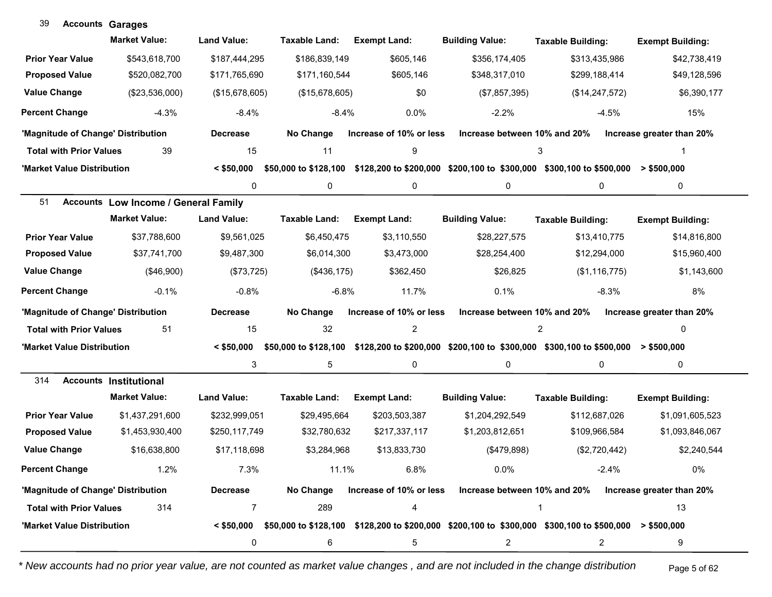## 39 Accounts Garages

| | Market Value: | Land Value: | Taxable Land: | Exempt Land: | Building Value: | Taxable Building: | Exempt Building: |
|---|---|---|---|---|---|---|---|
| **Prior Year Value** | $543,618,700 | $187,444,295 | $186,839,149 | $605,146 | $356,174,405 | $313,435,986 | $42,738,419 |
| **Proposed Value** | $520,082,700 | $171,765,690 | $171,160,544 | $605,146 | $348,317,010 | $299,188,414 | $49,128,596 |
| **Value Change** | ($23,536,000) | ($15,678,605) | ($15,678,605) | $0 | ($7,857,395) | ($14,247,572) | $6,390,177 |
| **Percent Change** | -4.3% | -8.4% | -8.4% | 0.0% | -2.2% | -4.5% | 15% |

| 'Magnitude of Change' Distribution | | Decrease | No Change | Increase of 10% or less | Increase between 10% and 20% | Increase greater than 20% |
|---|---|---|---|---|---|---|
| **Total with Prior Values** | 39 | 15 | 11 | 9 | 3 | 1 |

| 'Market Value Distribution | < $50,000 | $50,000 to $128,100 | $128,200 to $200,000 | $200,100 to $300,000 | $300,100 to $500,000 | > $500,000 |
|---|---|---|---|---|---|---|
| | 0 | 0 | 0 | 0 | 0 | 0 |

## 51 Accounts Low Income / General Family

| | Market Value: | Land Value: | Taxable Land: | Exempt Land: | Building Value: | Taxable Building: | Exempt Building: |
|---|---|---|---|---|---|---|---|
| **Prior Year Value** | $37,788,600 | $9,561,025 | $6,450,475 | $3,110,550 | $28,227,575 | $13,410,775 | $14,816,800 |
| **Proposed Value** | $37,741,700 | $9,487,300 | $6,014,300 | $3,473,000 | $28,254,400 | $12,294,000 | $15,960,400 |
| **Value Change** | ($46,900) | ($73,725) | ($436,175) | $362,450 | $26,825 | ($1,116,775) | $1,143,600 |
| **Percent Change** | -0.1% | -0.8% | -6.8% | 11.7% | 0.1% | -8.3% | 8% |

| 'Magnitude of Change' Distribution | | Decrease | No Change | Increase of 10% or less | Increase between 10% and 20% | Increase greater than 20% |
|---|---|---|---|---|---|---|
| **Total with Prior Values** | 51 | 15 | 32 | 2 | 2 | 0 |

| 'Market Value Distribution | < $50,000 | $50,000 to $128,100 | $128,200 to $200,000 | $200,100 to $300,000 | $300,100 to $500,000 | > $500,000 |
|---|---|---|---|---|---|---|
| | 3 | 5 | 0 | 0 | 0 | 0 |

## 314 Accounts Institutional

| | Market Value: | Land Value: | Taxable Land: | Exempt Land: | Building Value: | Taxable Building: | Exempt Building: |
|---|---|---|---|---|---|---|---|
| **Prior Year Value** | $1,437,291,600 | $232,999,051 | $29,495,664 | $203,503,387 | $1,204,292,549 | $112,687,026 | $1,091,605,523 |
| **Proposed Value** | $1,453,930,400 | $250,117,749 | $32,780,632 | $217,337,117 | $1,203,812,651 | $109,966,584 | $1,093,846,067 |
| **Value Change** | $16,638,800 | $17,118,698 | $3,284,968 | $13,833,730 | ($479,898) | ($2,720,442) | $2,240,544 |
| **Percent Change** | 1.2% | 7.3% | 11.1% | 6.8% | 0.0% | -2.4% | 0% |

| 'Magnitude of Change' Distribution | | Decrease | No Change | Increase of 10% or less | Increase between 10% and 20% | Increase greater than 20% |
|---|---|---|---|---|---|---|
| **Total with Prior Values** | 314 | 7 | 289 | 4 | 1 | 13 |

| 'Market Value Distribution | < $50,000 | $50,000 to $128,100 | $128,200 to $200,000 | $200,100 to $300,000 | $300,100 to $500,000 | > $500,000 |
|---|---|---|---|---|---|---|
| | 0 | 6 | 5 | 2 | 2 | 9 |

*\* New accounts had no prior year value, are not counted as market value changes , and are not included in the change distribution*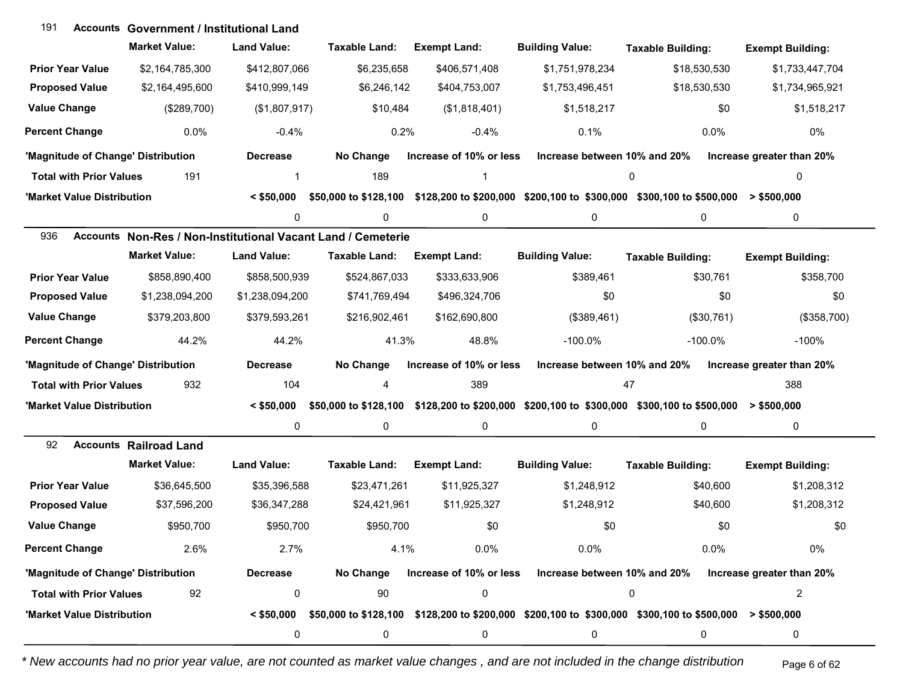## 191 Accounts Government / Institutional Land

| | Market Value: | Land Value: | Taxable Land: | Exempt Land: | Building Value: | Taxable Building: | Exempt Building: |
|---|---|---|---|---|---|---|---|
| **Prior Year Value** | $2,164,785,300 | $412,807,066 | $6,235,658 | $406,571,408 | $1,751,978,234 | $18,530,530 | $1,733,447,704 |
| **Proposed Value** | $2,164,495,600 | $410,999,149 | $6,246,142 | $404,753,007 | $1,753,496,451 | $18,530,530 | $1,734,965,921 |
| **Value Change** | ($289,700) | ($1,807,917) | $10,484 | ($1,818,401) | $1,518,217 | $0 | $1,518,217 |
| **Percent Change** | 0.0% | -0.4% | 0.2% | -0.4% | 0.1% | 0.0% | 0% |

| 'Magnitude of Change' Distribution | | Decrease | No Change | Increase of 10% or less | Increase between 10% and 20% | Increase greater than 20% |
|---|---|---|---|---|---|---|
| **Total with Prior Values** | 191 | 1 | 189 | 1 | 0 | 0 |

| 'Market Value Distribution | < $50,000 | $50,000 to $128,100 | $128,200 to $200,000 | $200,100 to $300,000 | $300,100 to $500,000 | > $500,000 |
|---|---|---|---|---|---|---|
| | 0 | 0 | 0 | 0 | 0 | 0 |

## 936 Accounts Non-Res / Non-Institutional Vacant Land / Cemeterie

| | Market Value: | Land Value: | Taxable Land: | Exempt Land: | Building Value: | Taxable Building: | Exempt Building: |
|---|---|---|---|---|---|---|---|
| **Prior Year Value** | $858,890,400 | $858,500,939 | $524,867,033 | $333,633,906 | $389,461 | $30,761 | $358,700 |
| **Proposed Value** | $1,238,094,200 | $1,238,094,200 | $741,769,494 | $496,324,706 | $0 | $0 | $0 |
| **Value Change** | $379,203,800 | $379,593,261 | $216,902,461 | $162,690,800 | ($389,461) | ($30,761) | ($358,700) |
| **Percent Change** | 44.2% | 44.2% | 41.3% | 48.8% | -100.0% | -100.0% | -100% |

| 'Magnitude of Change' Distribution | | Decrease | No Change | Increase of 10% or less | Increase between 10% and 20% | Increase greater than 20% |
|---|---|---|---|---|---|---|
| **Total with Prior Values** | 932 | 104 | 4 | 389 | 47 | 388 |

| 'Market Value Distribution | < $50,000 | $50,000 to $128,100 | $128,200 to $200,000 | $200,100 to $300,000 | $300,100 to $500,000 | > $500,000 |
|---|---|---|---|---|---|---|
| | 0 | 0 | 0 | 0 | 0 | 0 |

## 92 Accounts Railroad Land

| | Market Value: | Land Value: | Taxable Land: | Exempt Land: | Building Value: | Taxable Building: | Exempt Building: |
|---|---|---|---|---|---|---|---|
| **Prior Year Value** | $36,645,500 | $35,396,588 | $23,471,261 | $11,925,327 | $1,248,912 | $40,600 | $1,208,312 |
| **Proposed Value** | $37,596,200 | $36,347,288 | $24,421,961 | $11,925,327 | $1,248,912 | $40,600 | $1,208,312 |
| **Value Change** | $950,700 | $950,700 | $950,700 | $0 | $0 | $0 | $0 |
| **Percent Change** | 2.6% | 2.7% | 4.1% | 0.0% | 0.0% | 0.0% | 0% |

| 'Magnitude of Change' Distribution | | Decrease | No Change | Increase of 10% or less | Increase between 10% and 20% | Increase greater than 20% |
|---|---|---|---|---|---|---|
| **Total with Prior Values** | 92 | 0 | 90 | 0 | 0 | 2 |

| 'Market Value Distribution | < $50,000 | $50,000 to $128,100 | $128,200 to $200,000 | $200,100 to $300,000 | $300,100 to $500,000 | > $500,000 |
|---|---|---|---|---|---|---|
| | 0 | 0 | 0 | 0 | 0 | 0 |

*\* New accounts had no prior year value, are not counted as market value changes , and are not included in the change distribution*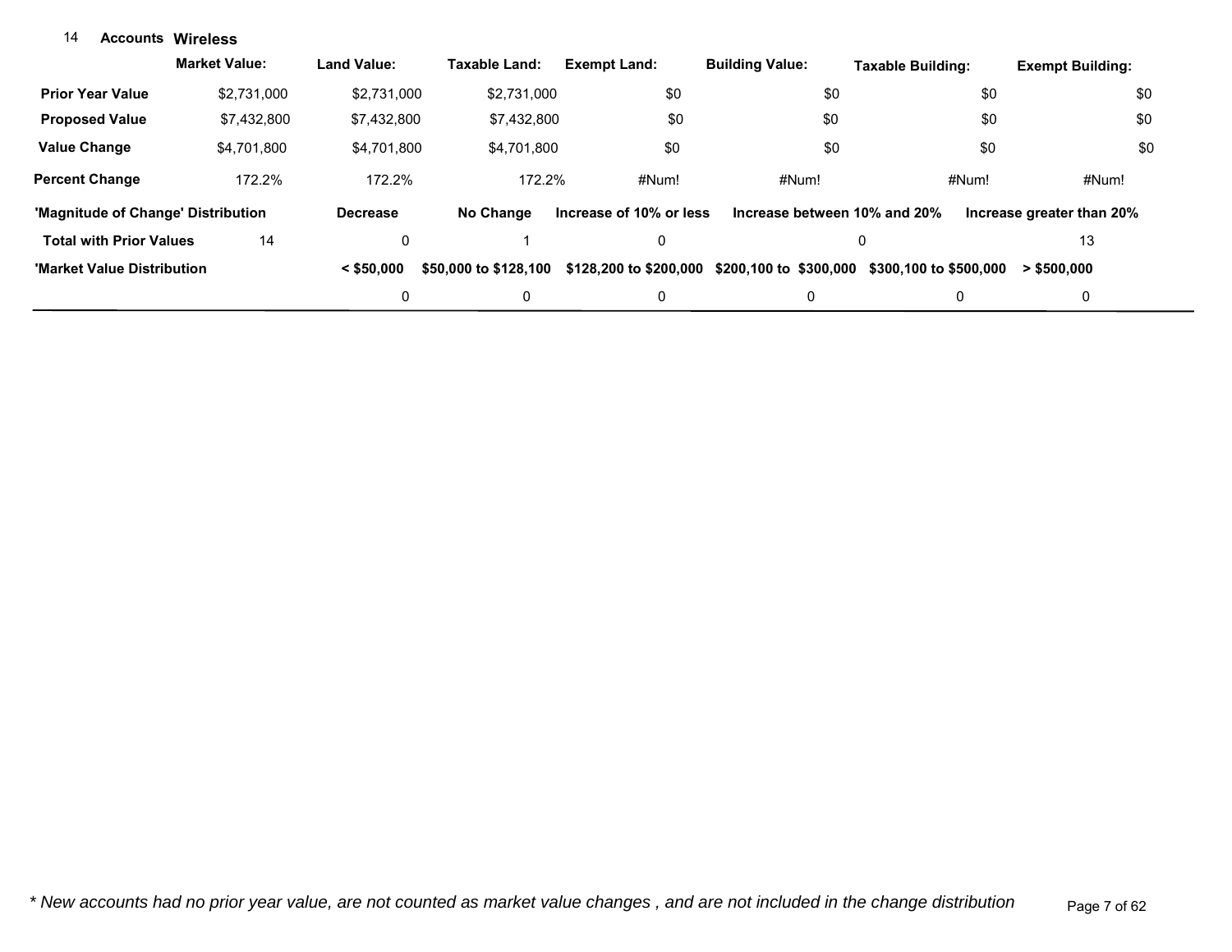14 **Accounts Wireless**

| | Market Value: | Land Value: | Taxable Land: | Exempt Land: | Building Value: | Taxable Building: | Exempt Building: |
|---|---|---|---|---|---|---|---|
| **Prior Year Value** | $2,731,000 | $2,731,000 | $2,731,000 | $0 | $0 | $0 | $0 |
| **Proposed Value** | $7,432,800 | $7,432,800 | $7,432,800 | $0 | $0 | $0 | $0 |
| **Value Change** | $4,701,800 | $4,701,800 | $4,701,800 | $0 | $0 | $0 | $0 |
| **Percent Change** | 172.2% | 172.2% | 172.2% | #Num! | #Num! | #Num! | #Num! |

| **'Magnitude of Change' Distribution** | | **Decrease** | **No Change** | **Increase of 10% or less** | **Increase between 10% and 20%** | **Increase greater than 20%** |
|---|---|---|---|---|---|---|
| **Total with Prior Values** | 14 | 0 | 1 | 0 | 0 | 13 |

| **'Market Value Distribution** | **< $50,000** | **$50,000 to $128,100** | **$128,200 to $200,000** | **$200,100 to $300,000** | **$300,100 to $500,000** | **> $500,000** |
|---|---|---|---|---|---|---|
| | 0 | 0 | 0 | 0 | 0 | 0 |

*\* New accounts had no prior year value, are not counted as market value changes , and are not included in the change distribution*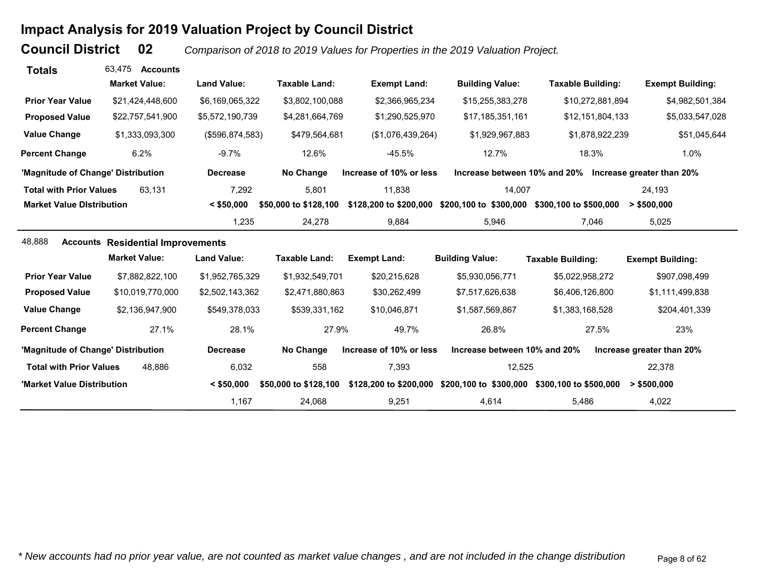# Impact Analysis for 2019 Valuation Project by Council District

## Council District 02

*Comparison of 2018 to 2019 Values for Properties in the 2019 Valuation Project.*

**Totals** 63,475 **Accounts**

| | Market Value: | Land Value: | Taxable Land: | Exempt Land: | Building Value: | Taxable Building: | Exempt Building: |
|---|---|---|---|---|---|---|---|
| **Prior Year Value** | $21,424,448,600 | $6,169,065,322 | $3,802,100,088 | $2,366,965,234 | $15,255,383,278 | $10,272,881,894 | $4,982,501,384 |
| **Proposed Value** | $22,757,541,900 | $5,572,190,739 | $4,281,664,769 | $1,290,525,970 | $17,185,351,161 | $12,151,804,133 | $5,033,547,028 |
| **Value Change** | $1,333,093,300 | ($596,874,583) | $479,564,681 | ($1,076,439,264) | $1,929,967,883 | $1,878,922,239 | $51,045,644 |
| **Percent Change** | 6.2% | -9.7% | 12.6% | -45.5% | 12.7% | 18.3% | 1.0% |

| 'Magnitude of Change' Distribution | | Decrease | No Change | Increase of 10% or less | Increase between 10% and 20% | Increase greater than 20% |
|---|---|---|---|---|---|---|
| **Total with Prior Values** | 63,131 | 7,292 | 5,801 | 11,838 | 14,007 | 24,193 |

| Market Value DIstribution | < $50,000 | $50,000 to $128,100 | $128,200 to $200,000 | $200,100 to $300,000 | $300,100 to $500,000 | > $500,000 |
|---|---|---|---|---|---|---|
| | 1,235 | 24,278 | 9,884 | 5,946 | 7,046 | 5,025 |

48,888 **Accounts** **Residential Improvements**

| | Market Value: | Land Value: | Taxable Land: | Exempt Land: | Building Value: | Taxable Building: | Exempt Building: |
|---|---|---|---|---|---|---|---|
| **Prior Year Value** | $7,882,822,100 | $1,952,765,329 | $1,932,549,701 | $20,215,628 | $5,930,056,771 | $5,022,958,272 | $907,098,499 |
| **Proposed Value** | $10,019,770,000 | $2,502,143,362 | $2,471,880,863 | $30,262,499 | $7,517,626,638 | $6,406,126,800 | $1,111,499,838 |
| **Value Change** | $2,136,947,900 | $549,378,033 | $539,331,162 | $10,046,871 | $1,587,569,867 | $1,383,168,528 | $204,401,339 |
| **Percent Change** | 27.1% | 28.1% | 27.9% | 49.7% | 26.8% | 27.5% | 23% |

| 'Magnitude of Change' Distribution | | Decrease | No Change | Increase of 10% or less | Increase between 10% and 20% | Increase greater than 20% |
|---|---|---|---|---|---|---|
| **Total with Prior Values** | 48,886 | 6,032 | 558 | 7,393 | 12,525 | 22,378 |

| 'Market Value Distribution | < $50,000 | $50,000 to $128,100 | $128,200 to $200,000 | $200,100 to $300,000 | $300,100 to $500,000 | > $500,000 |
|---|---|---|---|---|---|---|
| | 1,167 | 24,068 | 9,251 | 4,614 | 5,486 | 4,022 |

*\* New accounts had no prior year value, are not counted as market value changes , and are not included in the change distribution*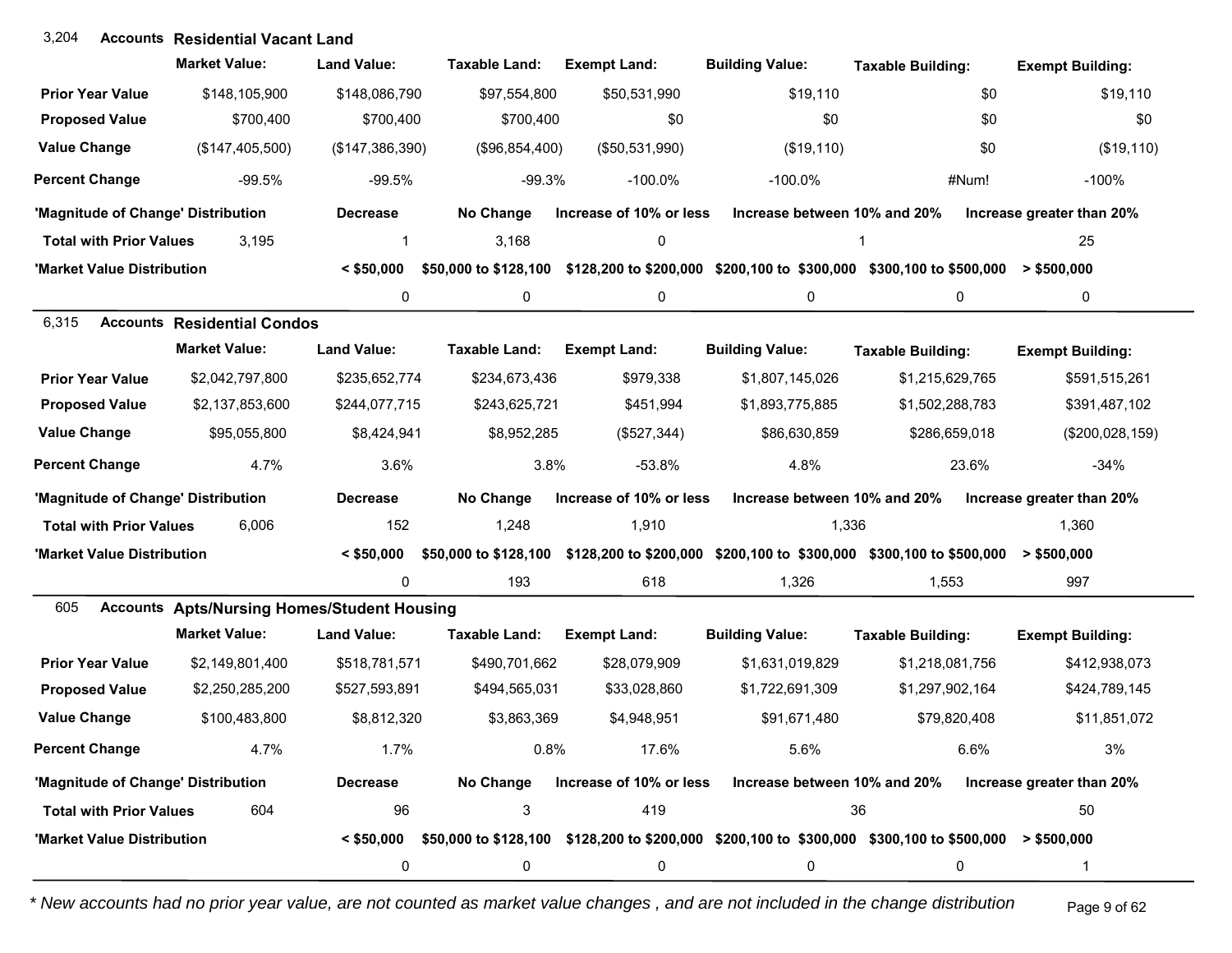## 3,204 Accounts Residential Vacant Land

| | Market Value: | Land Value: | Taxable Land: | Exempt Land: | Building Value: | Taxable Building: | Exempt Building: |
|---|---|---|---|---|---|---|---|
| **Prior Year Value** | $148,105,900 | $148,086,790 | $97,554,800 | $50,531,990 | $19,110 | $0 | $19,110 |
| **Proposed Value** | $700,400 | $700,400 | $700,400 | $0 | $0 | $0 | $0 |
| **Value Change** | ($147,405,500) | ($147,386,390) | ($96,854,400) | ($50,531,990) | ($19,110) | $0 | ($19,110) |
| **Percent Change** | -99.5% | -99.5% | -99.3% | -100.0% | -100.0% | #Num! | -100% |

| 'Magnitude of Change' Distribution | | Decrease | No Change | Increase of 10% or less | Increase between 10% and 20% | Increase greater than 20% |
|---|---|---|---|---|---|---|
| **Total with Prior Values** | 3,195 | 1 | 3,168 | 0 | 1 | 25 |

| 'Market Value Distribution | < $50,000 | $50,000 to $128,100 | $128,200 to $200,000 | $200,100 to $300,000 | $300,100 to $500,000 | > $500,000 |
|---|---|---|---|---|---|---|
| | 0 | 0 | 0 | 0 | 0 | 0 |

## 6,315 Accounts Residential Condos

| | Market Value: | Land Value: | Taxable Land: | Exempt Land: | Building Value: | Taxable Building: | Exempt Building: |
|---|---|---|---|---|---|---|---|
| **Prior Year Value** | $2,042,797,800 | $235,652,774 | $234,673,436 | $979,338 | $1,807,145,026 | $1,215,629,765 | $591,515,261 |
| **Proposed Value** | $2,137,853,600 | $244,077,715 | $243,625,721 | $451,994 | $1,893,775,885 | $1,502,288,783 | $391,487,102 |
| **Value Change** | $95,055,800 | $8,424,941 | $8,952,285 | ($527,344) | $86,630,859 | $286,659,018 | ($200,028,159) |
| **Percent Change** | 4.7% | 3.6% | 3.8% | -53.8% | 4.8% | 23.6% | -34% |

| 'Magnitude of Change' Distribution | | Decrease | No Change | Increase of 10% or less | Increase between 10% and 20% | Increase greater than 20% |
|---|---|---|---|---|---|---|
| **Total with Prior Values** | 6,006 | 152 | 1,248 | 1,910 | 1,336 | 1,360 |

| 'Market Value Distribution | < $50,000 | $50,000 to $128,100 | $128,200 to $200,000 | $200,100 to $300,000 | $300,100 to $500,000 | > $500,000 |
|---|---|---|---|---|---|---|
| | 0 | 193 | 618 | 1,326 | 1,553 | 997 |

## 605 Accounts Apts/Nursing Homes/Student Housing

| | Market Value: | Land Value: | Taxable Land: | Exempt Land: | Building Value: | Taxable Building: | Exempt Building: |
|---|---|---|---|---|---|---|---|
| **Prior Year Value** | $2,149,801,400 | $518,781,571 | $490,701,662 | $28,079,909 | $1,631,019,829 | $1,218,081,756 | $412,938,073 |
| **Proposed Value** | $2,250,285,200 | $527,593,891 | $494,565,031 | $33,028,860 | $1,722,691,309 | $1,297,902,164 | $424,789,145 |
| **Value Change** | $100,483,800 | $8,812,320 | $3,863,369 | $4,948,951 | $91,671,480 | $79,820,408 | $11,851,072 |
| **Percent Change** | 4.7% | 1.7% | 0.8% | 17.6% | 5.6% | 6.6% | 3% |

| 'Magnitude of Change' Distribution | | Decrease | No Change | Increase of 10% or less | Increase between 10% and 20% | Increase greater than 20% |
|---|---|---|---|---|---|---|
| **Total with Prior Values** | 604 | 96 | 3 | 419 | 36 | 50 |

| 'Market Value Distribution | < $50,000 | $50,000 to $128,100 | $128,200 to $200,000 | $200,100 to $300,000 | $300,100 to $500,000 | > $500,000 |
|---|---|---|---|---|---|---|
| | 0 | 0 | 0 | 0 | 0 | 1 |

*\* New accounts had no prior year value, are not counted as market value changes , and are not included in the change distribution*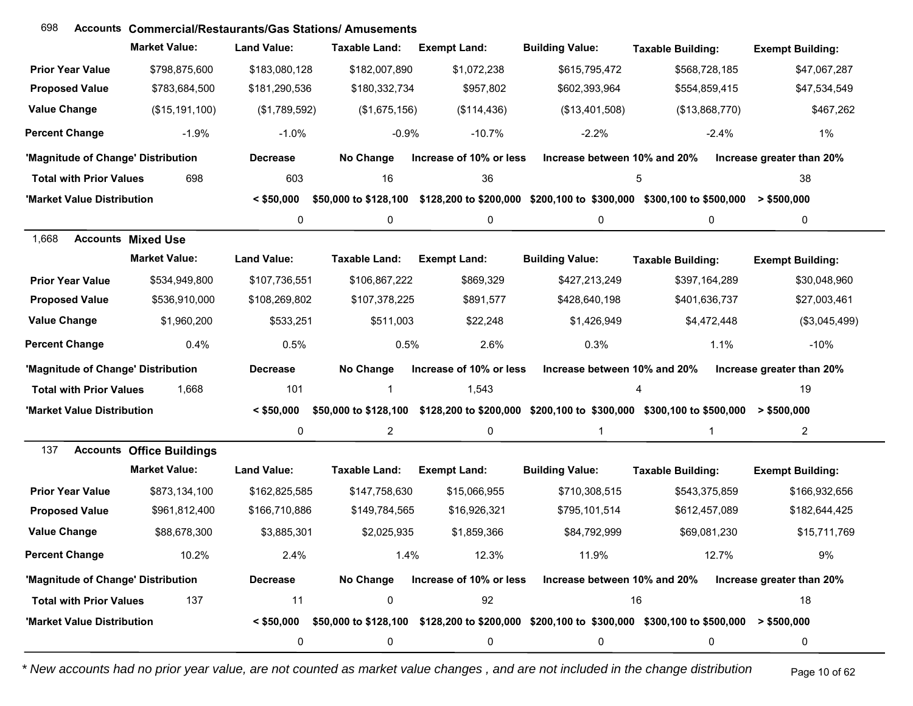## 698 Accounts Commercial/Restaurants/Gas Stations/ Amusements

| | Market Value: | Land Value: | Taxable Land: | Exempt Land: | Building Value: | Taxable Building: | Exempt Building: |
|---|---|---|---|---|---|---|---|
| Prior Year Value | $798,875,600 | $183,080,128 | $182,007,890 | $1,072,238 | $615,795,472 | $568,728,185 | $47,067,287 |
| Proposed Value | $783,684,500 | $181,290,536 | $180,332,734 | $957,802 | $602,393,964 | $554,859,415 | $47,534,549 |
| Value Change | ($15,191,100) | ($1,789,592) | ($1,675,156) | ($114,436) | ($13,401,508) | ($13,868,770) | $467,262 |
| Percent Change | -1.9% | -1.0% | -0.9% | -10.7% | -2.2% | -2.4% | 1% |

| 'Magnitude of Change' Distribution | | Decrease | No Change | Increase of 10% or less | Increase between 10% and 20% | Increase greater than 20% |
|---|---|---|---|---|---|---|
| Total with Prior Values | 698 | 603 | 16 | 36 | 5 | 38 |

| 'Market Value Distribution | < $50,000 | $50,000 to $128,100 | $128,200 to $200,000 | $200,100 to $300,000 | $300,100 to $500,000 | > $500,000 |
|---|---|---|---|---|---|---|
| | 0 | 0 | 0 | 0 | 0 | 0 |

## 1,668 Accounts Mixed Use

| | Market Value: | Land Value: | Taxable Land: | Exempt Land: | Building Value: | Taxable Building: | Exempt Building: |
|---|---|---|---|---|---|---|---|
| Prior Year Value | $534,949,800 | $107,736,551 | $106,867,222 | $869,329 | $427,213,249 | $397,164,289 | $30,048,960 |
| Proposed Value | $536,910,000 | $108,269,802 | $107,378,225 | $891,577 | $428,640,198 | $401,636,737 | $27,003,461 |
| Value Change | $1,960,200 | $533,251 | $511,003 | $22,248 | $1,426,949 | $4,472,448 | ($3,045,499) |
| Percent Change | 0.4% | 0.5% | 0.5% | 2.6% | 0.3% | 1.1% | -10% |

| 'Magnitude of Change' Distribution | | Decrease | No Change | Increase of 10% or less | Increase between 10% and 20% | Increase greater than 20% |
|---|---|---|---|---|---|---|
| Total with Prior Values | 1,668 | 101 | 1 | 1,543 | 4 | 19 |

| 'Market Value Distribution | < $50,000 | $50,000 to $128,100 | $128,200 to $200,000 | $200,100 to $300,000 | $300,100 to $500,000 | > $500,000 |
|---|---|---|---|---|---|---|
| | 0 | 2 | 0 | 1 | 1 | 2 |

## 137 Accounts Office Buildings

| | Market Value: | Land Value: | Taxable Land: | Exempt Land: | Building Value: | Taxable Building: | Exempt Building: |
|---|---|---|---|---|---|---|---|
| Prior Year Value | $873,134,100 | $162,825,585 | $147,758,630 | $15,066,955 | $710,308,515 | $543,375,859 | $166,932,656 |
| Proposed Value | $961,812,400 | $166,710,886 | $149,784,565 | $16,926,321 | $795,101,514 | $612,457,089 | $182,644,425 |
| Value Change | $88,678,300 | $3,885,301 | $2,025,935 | $1,859,366 | $84,792,999 | $69,081,230 | $15,711,769 |
| Percent Change | 10.2% | 2.4% | 1.4% | 12.3% | 11.9% | 12.7% | 9% |

| 'Magnitude of Change' Distribution | | Decrease | No Change | Increase of 10% or less | Increase between 10% and 20% | Increase greater than 20% |
|---|---|---|---|---|---|---|
| Total with Prior Values | 137 | 11 | 0 | 92 | 16 | 18 |

| 'Market Value Distribution | < $50,000 | $50,000 to $128,100 | $128,200 to $200,000 | $200,100 to $300,000 | $300,100 to $500,000 | > $500,000 |
|---|---|---|---|---|---|---|
| | 0 | 0 | 0 | 0 | 0 | 0 |

*\* New accounts had no prior year value, are not counted as market value changes , and are not included in the change distribution*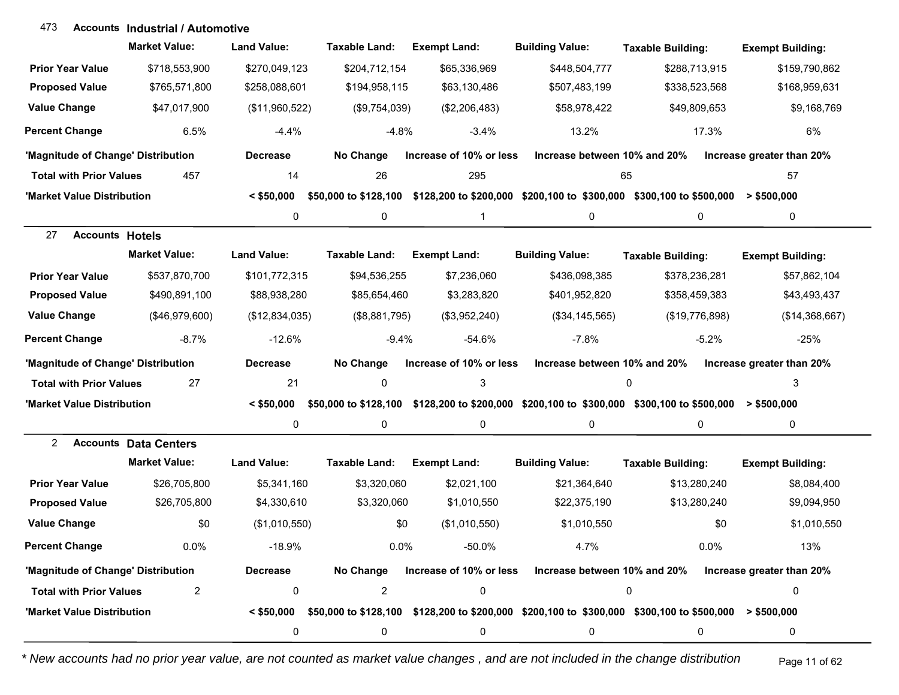## 473 Accounts Industrial / Automotive

| | Market Value: | Land Value: | Taxable Land: | Exempt Land: | Building Value: | Taxable Building: | Exempt Building: |
|---|---|---|---|---|---|---|---|
| Prior Year Value | $718,553,900 | $270,049,123 | $204,712,154 | $65,336,969 | $448,504,777 | $288,713,915 | $159,790,862 |
| Proposed Value | $765,571,800 | $258,088,601 | $194,958,115 | $63,130,486 | $507,483,199 | $338,523,568 | $168,959,631 |
| Value Change | $47,017,900 | ($11,960,522) | ($9,754,039) | ($2,206,483) | $58,978,422 | $49,809,653 | $9,168,769 |
| Percent Change | 6.5% | -4.4% | -4.8% | -3.4% | 13.2% | 17.3% | 6% |

| 'Magnitude of Change' Distribution | | Decrease | No Change | Increase of 10% or less | Increase between 10% and 20% | Increase greater than 20% |
|---|---|---|---|---|---|---|
| Total with Prior Values | 457 | 14 | 26 | 295 | 65 | 57 |

| 'Market Value Distribution | < $50,000 | $50,000 to $128,100 | $128,200 to $200,000 | $200,100 to $300,000 | $300,100 to $500,000 | > $500,000 |
|---|---|---|---|---|---|---|
| | 0 | 0 | 1 | 0 | 0 | 0 |

## 27 Accounts Hotels

| | Market Value: | Land Value: | Taxable Land: | Exempt Land: | Building Value: | Taxable Building: | Exempt Building: |
|---|---|---|---|---|---|---|---|
| Prior Year Value | $537,870,700 | $101,772,315 | $94,536,255 | $7,236,060 | $436,098,385 | $378,236,281 | $57,862,104 |
| Proposed Value | $490,891,100 | $88,938,280 | $85,654,460 | $3,283,820 | $401,952,820 | $358,459,383 | $43,493,437 |
| Value Change | ($46,979,600) | ($12,834,035) | ($8,881,795) | ($3,952,240) | ($34,145,565) | ($19,776,898) | ($14,368,667) |
| Percent Change | -8.7% | -12.6% | -9.4% | -54.6% | -7.8% | -5.2% | -25% |

| 'Magnitude of Change' Distribution | | Decrease | No Change | Increase of 10% or less | Increase between 10% and 20% | Increase greater than 20% |
|---|---|---|---|---|---|---|
| Total with Prior Values | 27 | 21 | 0 | 3 | 0 | 3 |

| 'Market Value Distribution | < $50,000 | $50,000 to $128,100 | $128,200 to $200,000 | $200,100 to $300,000 | $300,100 to $500,000 | > $500,000 |
|---|---|---|---|---|---|---|
| | 0 | 0 | 0 | 0 | 0 | 0 |

## 2 Accounts Data Centers

| | Market Value: | Land Value: | Taxable Land: | Exempt Land: | Building Value: | Taxable Building: | Exempt Building: |
|---|---|---|---|---|---|---|---|
| Prior Year Value | $26,705,800 | $5,341,160 | $3,320,060 | $2,021,100 | $21,364,640 | $13,280,240 | $8,084,400 |
| Proposed Value | $26,705,800 | $4,330,610 | $3,320,060 | $1,010,550 | $22,375,190 | $13,280,240 | $9,094,950 |
| Value Change | $0 | ($1,010,550) | $0 | ($1,010,550) | $1,010,550 | $0 | $1,010,550 |
| Percent Change | 0.0% | -18.9% | 0.0% | -50.0% | 4.7% | 0.0% | 13% |

| 'Magnitude of Change' Distribution | | Decrease | No Change | Increase of 10% or less | Increase between 10% and 20% | Increase greater than 20% |
|---|---|---|---|---|---|---|
| Total with Prior Values | 2 | 0 | 2 | 0 | 0 | 0 |

| 'Market Value Distribution | < $50,000 | $50,000 to $128,100 | $128,200 to $200,000 | $200,100 to $300,000 | $300,100 to $500,000 | > $500,000 |
|---|---|---|---|---|---|---|
| | 0 | 0 | 0 | 0 | 0 | 0 |

*\* New accounts had no prior year value, are not counted as market value changes , and are not included in the change distribution*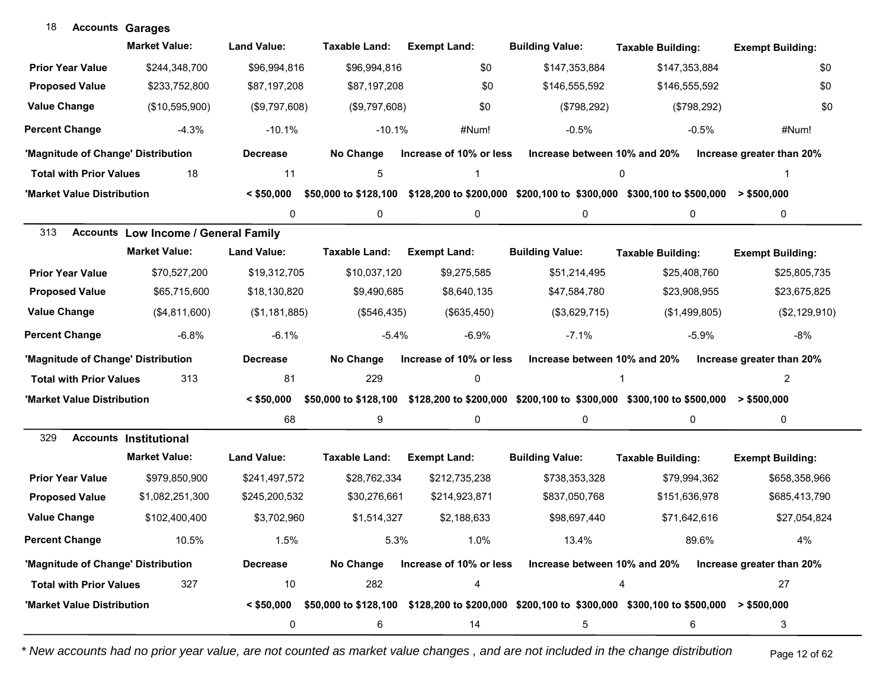## 18 Accounts Garages

| | Market Value: | Land Value: | Taxable Land: | Exempt Land: | Building Value: | Taxable Building: | Exempt Building: |
|---|---|---|---|---|---|---|---|
| **Prior Year Value** | $244,348,700 | $96,994,816 | $96,994,816 | $0 | $147,353,884 | $147,353,884 | $0 |
| **Proposed Value** | $233,752,800 | $87,197,208 | $87,197,208 | $0 | $146,555,592 | $146,555,592 | $0 |
| **Value Change** | ($10,595,900) | ($9,797,608) | ($9,797,608) | $0 | ($798,292) | ($798,292) | $0 |
| **Percent Change** | -4.3% | -10.1% | -10.1% | #Num! | -0.5% | -0.5% | #Num! |

| 'Magnitude of Change' Distribution | | Decrease | No Change | Increase of 10% or less | Increase between 10% and 20% | Increase greater than 20% |
|---|---|---|---|---|---|---|
| **Total with Prior Values** | 18 | 11 | 5 | 1 | 0 | 1 |

| 'Market Value Distribution | < $50,000 | $50,000 to $128,100 | $128,200 to $200,000 | $200,100 to $300,000 | $300,100 to $500,000 | > $500,000 |
|---|---|---|---|---|---|---|
| | 0 | 0 | 0 | 0 | 0 | 0 |

## 313 Accounts Low Income / General Family

| | Market Value: | Land Value: | Taxable Land: | Exempt Land: | Building Value: | Taxable Building: | Exempt Building: |
|---|---|---|---|---|---|---|---|
| **Prior Year Value** | $70,527,200 | $19,312,705 | $10,037,120 | $9,275,585 | $51,214,495 | $25,408,760 | $25,805,735 |
| **Proposed Value** | $65,715,600 | $18,130,820 | $9,490,685 | $8,640,135 | $47,584,780 | $23,908,955 | $23,675,825 |
| **Value Change** | ($4,811,600) | ($1,181,885) | ($546,435) | ($635,450) | ($3,629,715) | ($1,499,805) | ($2,129,910) |
| **Percent Change** | -6.8% | -6.1% | -5.4% | -6.9% | -7.1% | -5.9% | -8% |

| 'Magnitude of Change' Distribution | | Decrease | No Change | Increase of 10% or less | Increase between 10% and 20% | Increase greater than 20% |
|---|---|---|---|---|---|---|
| **Total with Prior Values** | 313 | 81 | 229 | 0 | 1 | 2 |

| 'Market Value Distribution | < $50,000 | $50,000 to $128,100 | $128,200 to $200,000 | $200,100 to $300,000 | $300,100 to $500,000 | > $500,000 |
|---|---|---|---|---|---|---|
| | 68 | 9 | 0 | 0 | 0 | 0 |

## 329 Accounts Institutional

| | Market Value: | Land Value: | Taxable Land: | Exempt Land: | Building Value: | Taxable Building: | Exempt Building: |
|---|---|---|---|---|---|---|---|
| **Prior Year Value** | $979,850,900 | $241,497,572 | $28,762,334 | $212,735,238 | $738,353,328 | $79,994,362 | $658,358,966 |
| **Proposed Value** | $1,082,251,300 | $245,200,532 | $30,276,661 | $214,923,871 | $837,050,768 | $151,636,978 | $685,413,790 |
| **Value Change** | $102,400,400 | $3,702,960 | $1,514,327 | $2,188,633 | $98,697,440 | $71,642,616 | $27,054,824 |
| **Percent Change** | 10.5% | 1.5% | 5.3% | 1.0% | 13.4% | 89.6% | 4% |

| 'Magnitude of Change' Distribution | | Decrease | No Change | Increase of 10% or less | Increase between 10% and 20% | Increase greater than 20% |
|---|---|---|---|---|---|---|
| **Total with Prior Values** | 327 | 10 | 282 | 4 | 4 | 27 |

| 'Market Value Distribution | < $50,000 | $50,000 to $128,100 | $128,200 to $200,000 | $200,100 to $300,000 | $300,100 to $500,000 | > $500,000 |
|---|---|---|---|---|---|---|
| | 0 | 6 | 14 | 5 | 6 | 3 |

*\* New accounts had no prior year value, are not counted as market value changes , and are not included in the change distribution*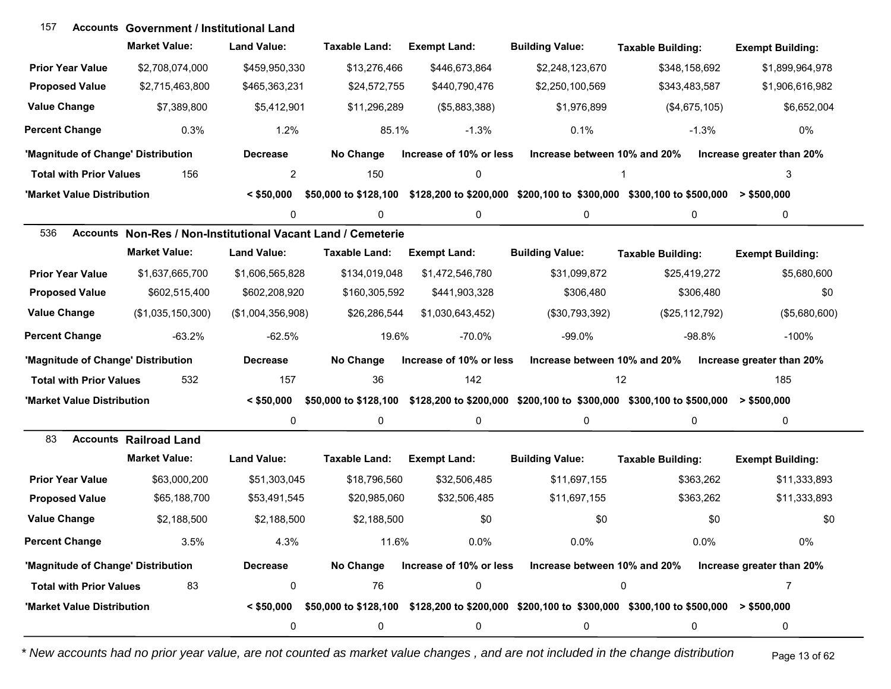## 157 Accounts Government / Institutional Land

| | Market Value: | Land Value: | Taxable Land: | Exempt Land: | Building Value: | Taxable Building: | Exempt Building: |
|---|---|---|---|---|---|---|---|
| **Prior Year Value** | $2,708,074,000 | $459,950,330 | $13,276,466 | $446,673,864 | $2,248,123,670 | $348,158,692 | $1,899,964,978 |
| **Proposed Value** | $2,715,463,800 | $465,363,231 | $24,572,755 | $440,790,476 | $2,250,100,569 | $343,483,587 | $1,906,616,982 |
| **Value Change** | $7,389,800 | $5,412,901 | $11,296,289 | ($5,883,388) | $1,976,899 | ($4,675,105) | $6,652,004 |
| **Percent Change** | 0.3% | 1.2% | 85.1% | -1.3% | 0.1% | -1.3% | 0% |

| 'Magnitude of Change' Distribution | | Decrease | No Change | Increase of 10% or less | Increase between 10% and 20% | Increase greater than 20% |
|---|---|---|---|---|---|---|
| **Total with Prior Values** | 156 | 2 | 150 | 0 | 1 | 3 |

| 'Market Value Distribution | < $50,000 | $50,000 to $128,100 | $128,200 to $200,000 | $200,100 to $300,000 | $300,100 to $500,000 | > $500,000 |
|---|---|---|---|---|---|---|
| | 0 | 0 | 0 | 0 | 0 | 0 |

## 536 Accounts Non-Res / Non-Institutional Vacant Land / Cemeterie

| | Market Value: | Land Value: | Taxable Land: | Exempt Land: | Building Value: | Taxable Building: | Exempt Building: |
|---|---|---|---|---|---|---|---|
| **Prior Year Value** | $1,637,665,700 | $1,606,565,828 | $134,019,048 | $1,472,546,780 | $31,099,872 | $25,419,272 | $5,680,600 |
| **Proposed Value** | $602,515,400 | $602,208,920 | $160,305,592 | $441,903,328 | $306,480 | $306,480 | $0 |
| **Value Change** | ($1,035,150,300) | ($1,004,356,908) | $26,286,544 | $1,030,643,452) | ($30,793,392) | ($25,112,792) | ($5,680,600) |
| **Percent Change** | -63.2% | -62.5% | 19.6% | -70.0% | -99.0% | -98.8% | -100% |

| 'Magnitude of Change' Distribution | | Decrease | No Change | Increase of 10% or less | Increase between 10% and 20% | Increase greater than 20% |
|---|---|---|---|---|---|---|
| **Total with Prior Values** | 532 | 157 | 36 | 142 | 12 | 185 |

| 'Market Value Distribution | < $50,000 | $50,000 to $128,100 | $128,200 to $200,000 | $200,100 to $300,000 | $300,100 to $500,000 | > $500,000 |
|---|---|---|---|---|---|---|
| | 0 | 0 | 0 | 0 | 0 | 0 |

## 83 Accounts Railroad Land

| | Market Value: | Land Value: | Taxable Land: | Exempt Land: | Building Value: | Taxable Building: | Exempt Building: |
|---|---|---|---|---|---|---|---|
| **Prior Year Value** | $63,000,200 | $51,303,045 | $18,796,560 | $32,506,485 | $11,697,155 | $363,262 | $11,333,893 |
| **Proposed Value** | $65,188,700 | $53,491,545 | $20,985,060 | $32,506,485 | $11,697,155 | $363,262 | $11,333,893 |
| **Value Change** | $2,188,500 | $2,188,500 | $2,188,500 | $0 | $0 | $0 | $0 |
| **Percent Change** | 3.5% | 4.3% | 11.6% | 0.0% | 0.0% | 0.0% | 0% |

| 'Magnitude of Change' Distribution | | Decrease | No Change | Increase of 10% or less | Increase between 10% and 20% | Increase greater than 20% |
|---|---|---|---|---|---|---|
| **Total with Prior Values** | 83 | 0 | 76 | 0 | 0 | 7 |

| 'Market Value Distribution | < $50,000 | $50,000 to $128,100 | $128,200 to $200,000 | $200,100 to $300,000 | $300,100 to $500,000 | > $500,000 |
|---|---|---|---|---|---|---|
| | 0 | 0 | 0 | 0 | 0 | 0 |

*\* New accounts had no prior year value, are not counted as market value changes , and are not included in the change distribution*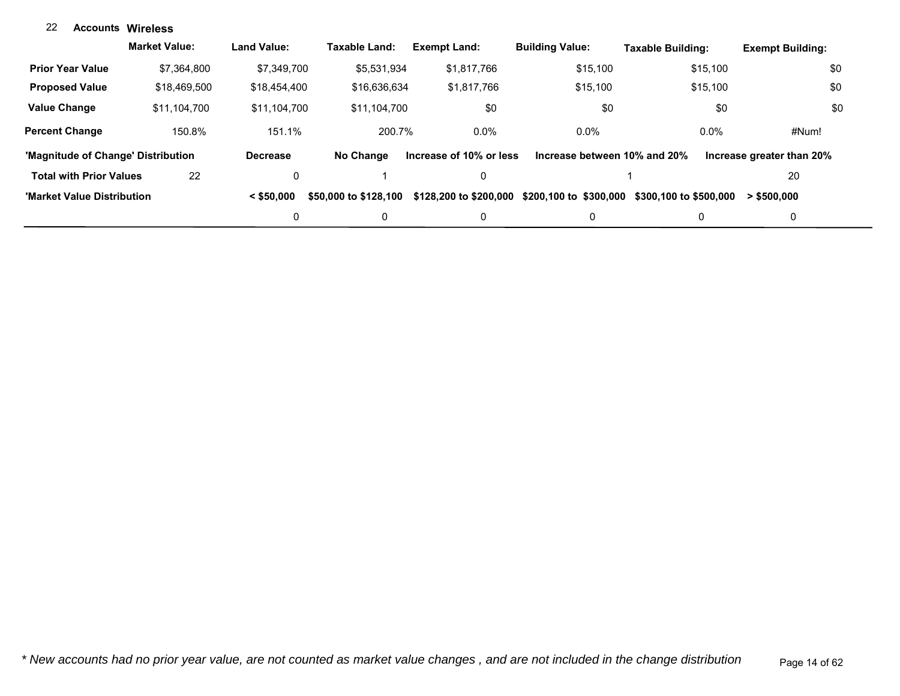22 **Accounts** **Wireless**

| | Market Value: | Land Value: | Taxable Land: | Exempt Land: | Building Value: | Taxable Building: | Exempt Building: |
|---|---|---|---|---|---|---|---|
| **Prior Year Value** | $7,364,800 | $7,349,700 | $5,531,934 | $1,817,766 | $15,100 | $15,100 | $0 |
| **Proposed Value** | $18,469,500 | $18,454,400 | $16,636,634 | $1,817,766 | $15,100 | $15,100 | $0 |
| **Value Change** | $11,104,700 | $11,104,700 | $11,104,700 | $0 | $0 | $0 | $0 |
| **Percent Change** | 150.8% | 151.1% | 200.7% | 0.0% | 0.0% | 0.0% | #Num! |

| **'Magnitude of Change' Distribution** | | **Decrease** | **No Change** | **Increase of 10% or less** | **Increase between 10% and 20%** | **Increase greater than 20%** |
|---|---|---|---|---|---|---|
| **Total with Prior Values** | 22 | 0 | 1 | 0 | 1 | 20 |

| **'Market Value Distribution** | **< $50,000** | **$50,000 to $128,100** | **$128,200 to $200,000** | **$200,100 to $300,000** | **$300,100 to $500,000** | **> $500,000** |
|---|---|---|---|---|---|---|
| | 0 | 0 | 0 | 0 | 0 | 0 |

*\* New accounts had no prior year value, are not counted as market value changes , and are not included in the change distribution*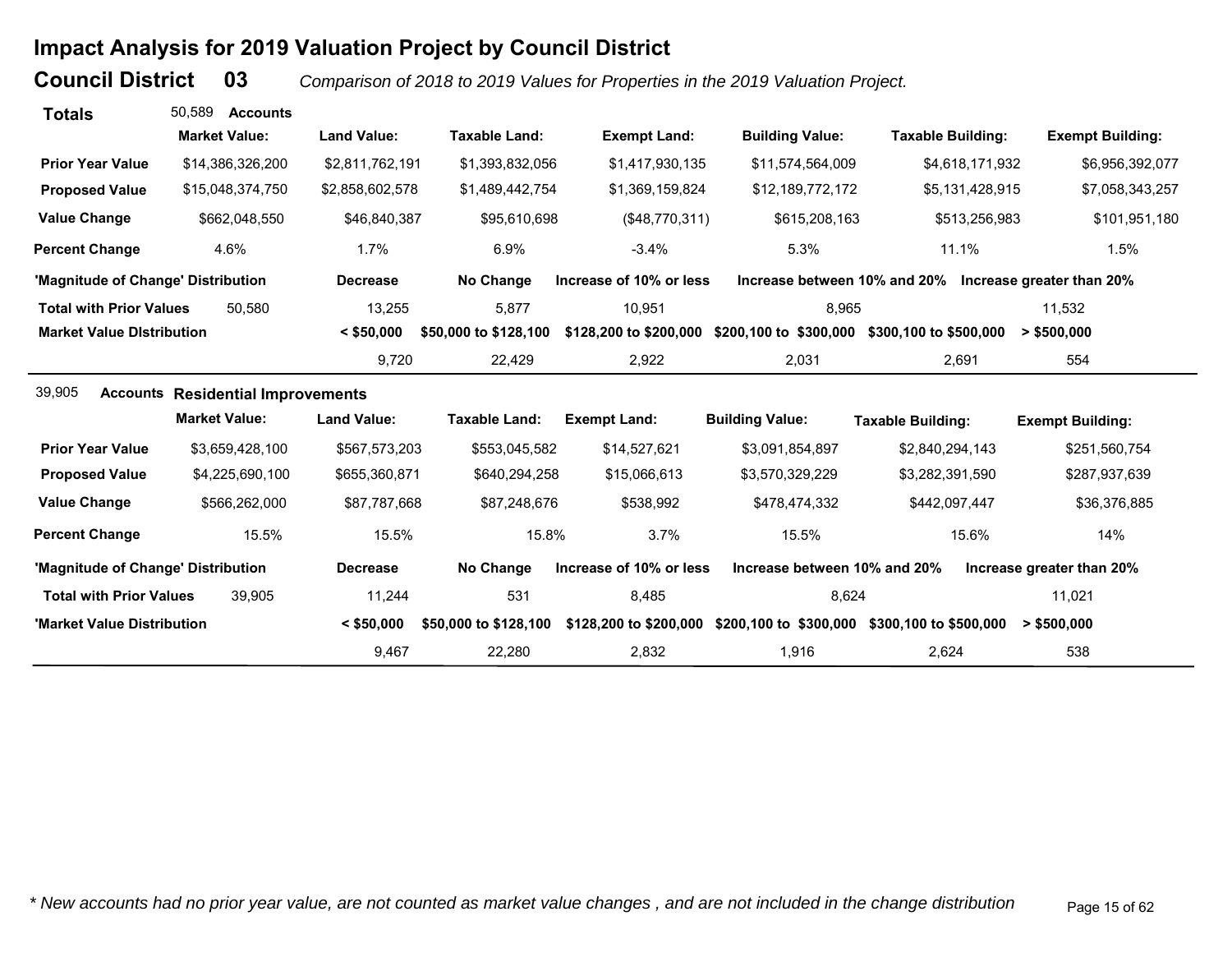# Impact Analysis for 2019 Valuation Project by Council District

## Council District 03

*Comparison of 2018 to 2019 Values for Properties in the 2019 Valuation Project.*

**Totals** 50,589 **Accounts**

| | Market Value: | Land Value: | Taxable Land: | Exempt Land: | Building Value: | Taxable Building: | Exempt Building: |
|---|---|---|---|---|---|---|---|
| **Prior Year Value** | $14,386,326,200 | $2,811,762,191 | $1,393,832,056 | $1,417,930,135 | $11,574,564,009 | $4,618,171,932 | $6,956,392,077 |
| **Proposed Value** | $15,048,374,750 | $2,858,602,578 | $1,489,442,754 | $1,369,159,824 | $12,189,772,172 | $5,131,428,915 | $7,058,343,257 |
| **Value Change** | $662,048,550 | $46,840,387 | $95,610,698 | ($48,770,311) | $615,208,163 | $513,256,983 | $101,951,180 |
| **Percent Change** | 4.6% | 1.7% | 6.9% | -3.4% | 5.3% | 11.1% | 1.5% |

| 'Magnitude of Change' Distribution | | Decrease | No Change | Increase of 10% or less | Increase between 10% and 20% | Increase greater than 20% |
|---|---|---|---|---|---|---|
| **Total with Prior Values** | 50,580 | 13,255 | 5,877 | 10,951 | 8,965 | 11,532 |

| Market Value DIstribution | < $50,000 | $50,000 to $128,100 | $128,200 to $200,000 | $200,100 to $300,000 | $300,100 to $500,000 | > $500,000 |
|---|---|---|---|---|---|---|
| | 9,720 | 22,429 | 2,922 | 2,031 | 2,691 | 554 |

39,905 **Accounts** **Residential Improvements**

| | Market Value: | Land Value: | Taxable Land: | Exempt Land: | Building Value: | Taxable Building: | Exempt Building: |
|---|---|---|---|---|---|---|---|
| **Prior Year Value** | $3,659,428,100 | $567,573,203 | $553,045,582 | $14,527,621 | $3,091,854,897 | $2,840,294,143 | $251,560,754 |
| **Proposed Value** | $4,225,690,100 | $655,360,871 | $640,294,258 | $15,066,613 | $3,570,329,229 | $3,282,391,590 | $287,937,639 |
| **Value Change** | $566,262,000 | $87,787,668 | $87,248,676 | $538,992 | $478,474,332 | $442,097,447 | $36,376,885 |
| **Percent Change** | 15.5% | 15.5% | 15.8% | 3.7% | 15.5% | 15.6% | 14% |

| 'Magnitude of Change' Distribution | | Decrease | No Change | Increase of 10% or less | Increase between 10% and 20% | Increase greater than 20% |
|---|---|---|---|---|---|---|
| **Total with Prior Values** | 39,905 | 11,244 | 531 | 8,485 | 8,624 | 11,021 |

| 'Market Value Distribution | < $50,000 | $50,000 to $128,100 | $128,200 to $200,000 | $200,100 to $300,000 | $300,100 to $500,000 | > $500,000 |
|---|---|---|---|---|---|---|
| | 9,467 | 22,280 | 2,832 | 1,916 | 2,624 | 538 |

*\* New accounts had no prior year value, are not counted as market value changes , and are not included in the change distribution*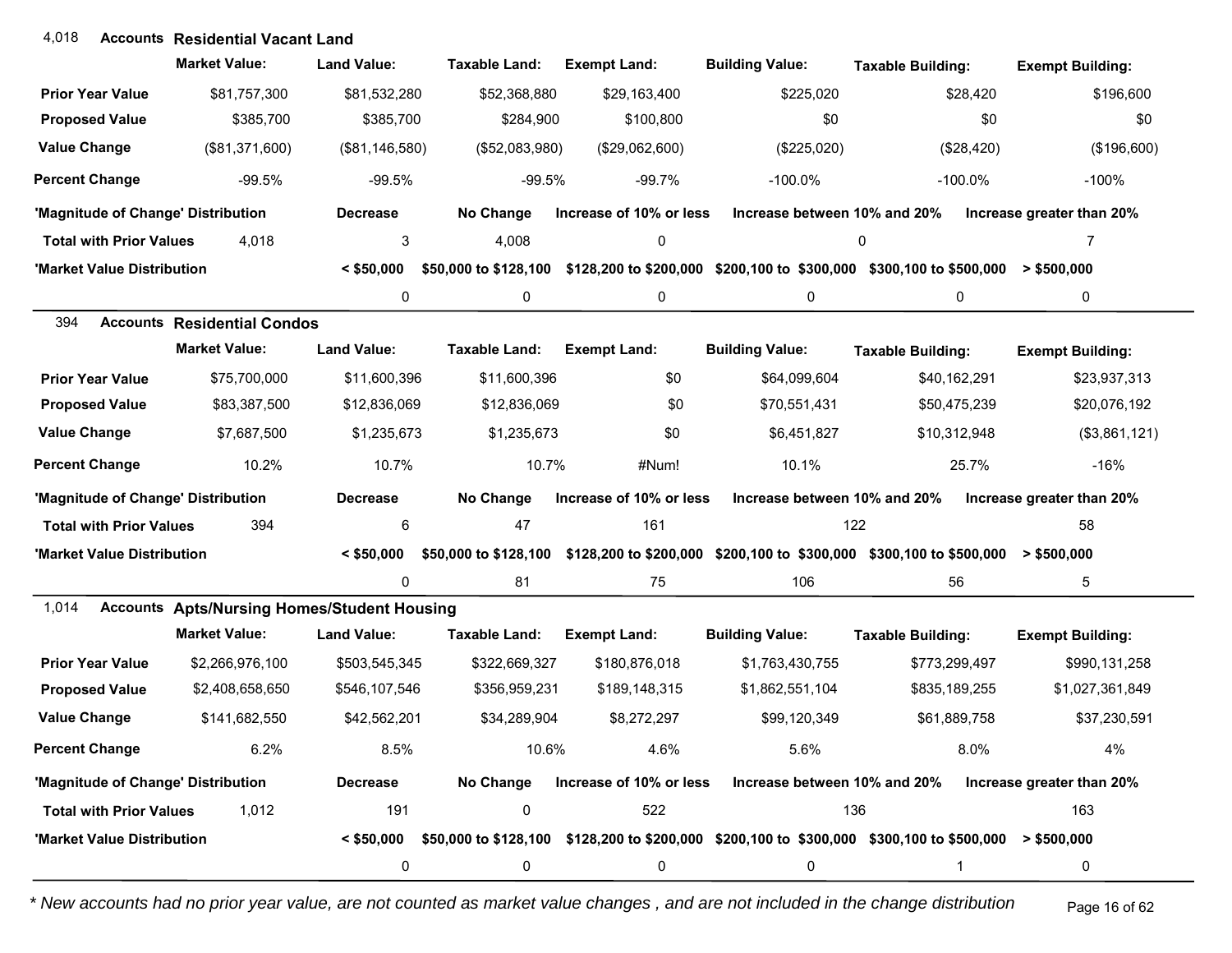## 4,018 Accounts Residential Vacant Land

| | Market Value: | Land Value: | Taxable Land: | Exempt Land: | Building Value: | Taxable Building: | Exempt Building: |
|---|---|---|---|---|---|---|---|
| **Prior Year Value** | $81,757,300 | $81,532,280 | $52,368,880 | $29,163,400 | $225,020 | $28,420 | $196,600 |
| **Proposed Value** | $385,700 | $385,700 | $284,900 | $100,800 | $0 | $0 | $0 |
| **Value Change** | ($81,371,600) | ($81,146,580) | ($52,083,980) | ($29,062,600) | ($225,020) | ($28,420) | ($196,600) |
| **Percent Change** | -99.5% | -99.5% | -99.5% | -99.7% | -100.0% | -100.0% | -100% |

| 'Magnitude of Change' Distribution | | Decrease | No Change | Increase of 10% or less | Increase between 10% and 20% | Increase greater than 20% |
|---|---|---|---|---|---|---|
| **Total with Prior Values** | 4,018 | 3 | 4,008 | 0 | 0 | 7 |

| 'Market Value Distribution | < $50,000 | $50,000 to $128,100 | $128,200 to $200,000 | $200,100 to $300,000 | $300,100 to $500,000 | > $500,000 |
|---|---|---|---|---|---|---|
| | 0 | 0 | 0 | 0 | 0 | 0 |

## 394 Accounts Residential Condos

| | Market Value: | Land Value: | Taxable Land: | Exempt Land: | Building Value: | Taxable Building: | Exempt Building: |
|---|---|---|---|---|---|---|---|
| **Prior Year Value** | $75,700,000 | $11,600,396 | $11,600,396 | $0 | $64,099,604 | $40,162,291 | $23,937,313 |
| **Proposed Value** | $83,387,500 | $12,836,069 | $12,836,069 | $0 | $70,551,431 | $50,475,239 | $20,076,192 |
| **Value Change** | $7,687,500 | $1,235,673 | $1,235,673 | $0 | $6,451,827 | $10,312,948 | ($3,861,121) |
| **Percent Change** | 10.2% | 10.7% | 10.7% | #Num! | 10.1% | 25.7% | -16% |

| 'Magnitude of Change' Distribution | | Decrease | No Change | Increase of 10% or less | Increase between 10% and 20% | Increase greater than 20% |
|---|---|---|---|---|---|---|
| **Total with Prior Values** | 394 | 6 | 47 | 161 | 122 | 58 |

| 'Market Value Distribution | < $50,000 | $50,000 to $128,100 | $128,200 to $200,000 | $200,100 to $300,000 | $300,100 to $500,000 | > $500,000 |
|---|---|---|---|---|---|---|
| | 0 | 81 | 75 | 106 | 56 | 5 |

## 1,014 Accounts Apts/Nursing Homes/Student Housing

| | Market Value: | Land Value: | Taxable Land: | Exempt Land: | Building Value: | Taxable Building: | Exempt Building: |
|---|---|---|---|---|---|---|---|
| **Prior Year Value** | $2,266,976,100 | $503,545,345 | $322,669,327 | $180,876,018 | $1,763,430,755 | $773,299,497 | $990,131,258 |
| **Proposed Value** | $2,408,658,650 | $546,107,546 | $356,959,231 | $189,148,315 | $1,862,551,104 | $835,189,255 | $1,027,361,849 |
| **Value Change** | $141,682,550 | $42,562,201 | $34,289,904 | $8,272,297 | $99,120,349 | $61,889,758 | $37,230,591 |
| **Percent Change** | 6.2% | 8.5% | 10.6% | 4.6% | 5.6% | 8.0% | 4% |

| 'Magnitude of Change' Distribution | | Decrease | No Change | Increase of 10% or less | Increase between 10% and 20% | Increase greater than 20% |
|---|---|---|---|---|---|---|
| **Total with Prior Values** | 1,012 | 191 | 0 | 522 | 136 | 163 |

| 'Market Value Distribution | < $50,000 | $50,000 to $128,100 | $128,200 to $200,000 | $200,100 to $300,000 | $300,100 to $500,000 | > $500,000 |
|---|---|---|---|---|---|---|
| | 0 | 0 | 0 | 0 | 1 | 0 |

*\* New accounts had no prior year value, are not counted as market value changes , and are not included in the change distribution*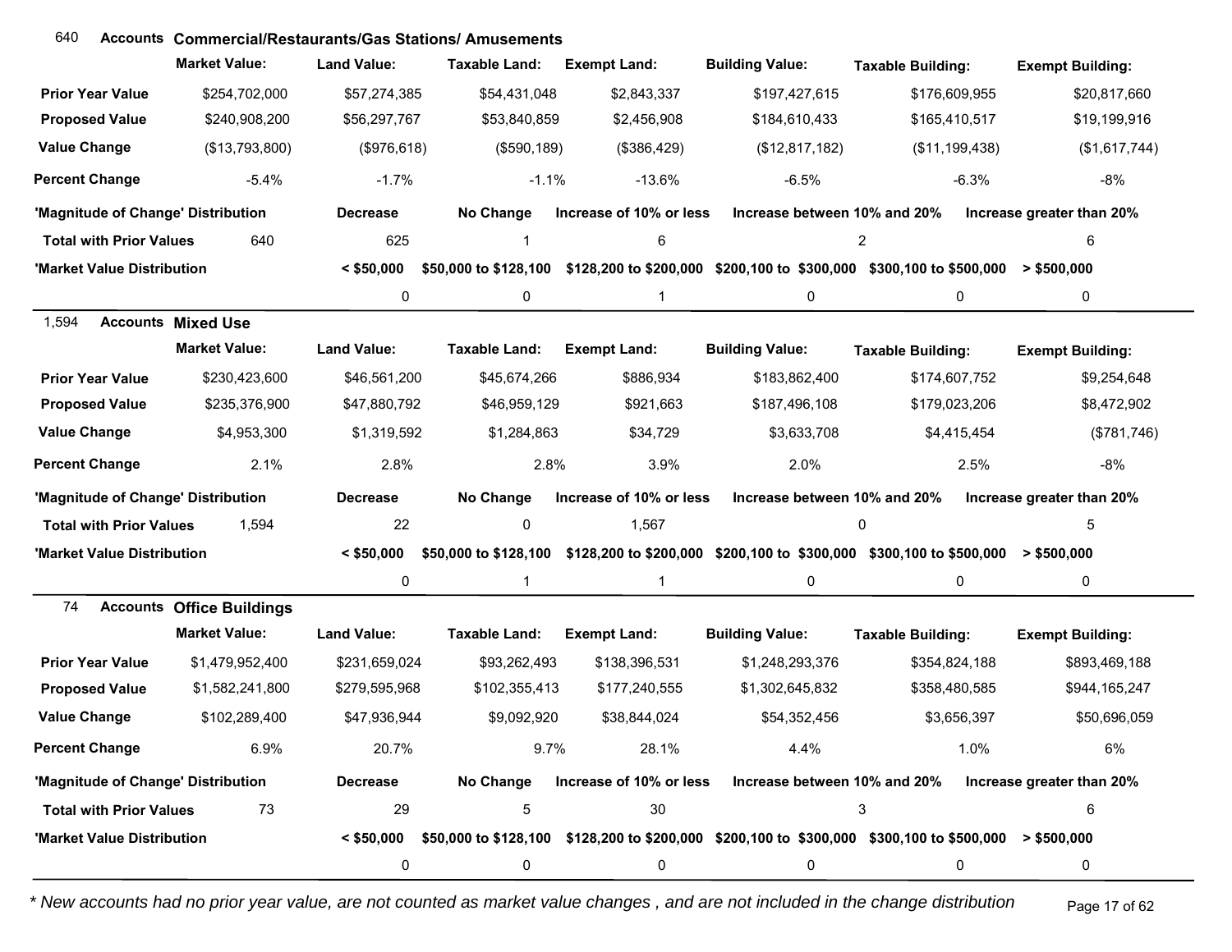## 640 Accounts Commercial/Restaurants/Gas Stations/ Amusements

| | Market Value: | Land Value: | Taxable Land: | Exempt Land: | Building Value: | Taxable Building: | Exempt Building: |
|---|---|---|---|---|---|---|---|
| Prior Year Value | $254,702,000 | $57,274,385 | $54,431,048 | $2,843,337 | $197,427,615 | $176,609,955 | $20,817,660 |
| Proposed Value | $240,908,200 | $56,297,767 | $53,840,859 | $2,456,908 | $184,610,433 | $165,410,517 | $19,199,916 |
| Value Change | ($13,793,800) | ($976,618) | ($590,189) | ($386,429) | ($12,817,182) | ($11,199,438) | ($1,617,744) |
| Percent Change | -5.4% | -1.7% | -1.1% | -13.6% | -6.5% | -6.3% | -8% |

| 'Magnitude of Change' Distribution | | Decrease | No Change | Increase of 10% or less | Increase between 10% and 20% | Increase greater than 20% |
|---|---|---|---|---|---|---|
| Total with Prior Values | 640 | 625 | 1 | 6 | 2 | 6 |

| 'Market Value Distribution | < $50,000 | $50,000 to $128,100 | $128,200 to $200,000 | $200,100 to $300,000 | $300,100 to $500,000 | > $500,000 |
|---|---|---|---|---|---|---|
| | 0 | 0 | 1 | 0 | 0 | 0 |

## 1,594 Accounts Mixed Use

| | Market Value: | Land Value: | Taxable Land: | Exempt Land: | Building Value: | Taxable Building: | Exempt Building: |
|---|---|---|---|---|---|---|---|
| Prior Year Value | $230,423,600 | $46,561,200 | $45,674,266 | $886,934 | $183,862,400 | $174,607,752 | $9,254,648 |
| Proposed Value | $235,376,900 | $47,880,792 | $46,959,129 | $921,663 | $187,496,108 | $179,023,206 | $8,472,902 |
| Value Change | $4,953,300 | $1,319,592 | $1,284,863 | $34,729 | $3,633,708 | $4,415,454 | ($781,746) |
| Percent Change | 2.1% | 2.8% | 2.8% | 3.9% | 2.0% | 2.5% | -8% |

| 'Magnitude of Change' Distribution | | Decrease | No Change | Increase of 10% or less | Increase between 10% and 20% | Increase greater than 20% |
|---|---|---|---|---|---|---|
| Total with Prior Values | 1,594 | 22 | 0 | 1,567 | 0 | 5 |

| 'Market Value Distribution | < $50,000 | $50,000 to $128,100 | $128,200 to $200,000 | $200,100 to $300,000 | $300,100 to $500,000 | > $500,000 |
|---|---|---|---|---|---|---|
| | 0 | 1 | 1 | 0 | 0 | 0 |

## 74 Accounts Office Buildings

| | Market Value: | Land Value: | Taxable Land: | Exempt Land: | Building Value: | Taxable Building: | Exempt Building: |
|---|---|---|---|---|---|---|---|
| Prior Year Value | $1,479,952,400 | $231,659,024 | $93,262,493 | $138,396,531 | $1,248,293,376 | $354,824,188 | $893,469,188 |
| Proposed Value | $1,582,241,800 | $279,595,968 | $102,355,413 | $177,240,555 | $1,302,645,832 | $358,480,585 | $944,165,247 |
| Value Change | $102,289,400 | $47,936,944 | $9,092,920 | $38,844,024 | $54,352,456 | $3,656,397 | $50,696,059 |
| Percent Change | 6.9% | 20.7% | 9.7% | 28.1% | 4.4% | 1.0% | 6% |

| 'Magnitude of Change' Distribution | | Decrease | No Change | Increase of 10% or less | Increase between 10% and 20% | Increase greater than 20% |
|---|---|---|---|---|---|---|
| Total with Prior Values | 73 | 29 | 5 | 30 | 3 | 6 |

| 'Market Value Distribution | < $50,000 | $50,000 to $128,100 | $128,200 to $200,000 | $200,100 to $300,000 | $300,100 to $500,000 | > $500,000 |
|---|---|---|---|---|---|---|
| | 0 | 0 | 0 | 0 | 0 | 0 |

*\* New accounts had no prior year value, are not counted as market value changes , and are not included in the change distribution*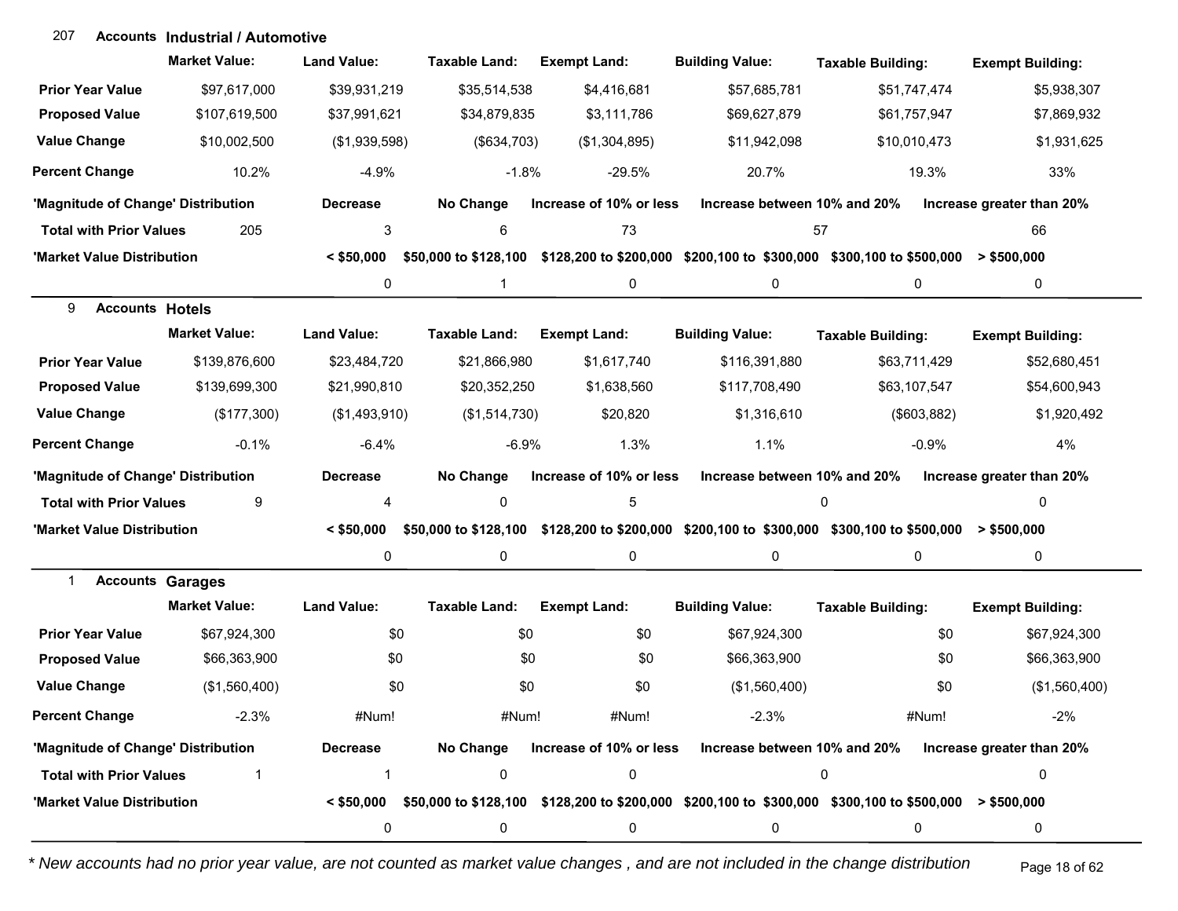## 207 Accounts Industrial / Automotive

| | Market Value: | Land Value: | Taxable Land: | Exempt Land: | Building Value: | Taxable Building: | Exempt Building: |
|---|---|---|---|---|---|---|---|
| **Prior Year Value** | $97,617,000 | $39,931,219 | $35,514,538 | $4,416,681 | $57,685,781 | $51,747,474 | $5,938,307 |
| **Proposed Value** | $107,619,500 | $37,991,621 | $34,879,835 | $3,111,786 | $69,627,879 | $61,757,947 | $7,869,932 |
| **Value Change** | $10,002,500 | ($1,939,598) | ($634,703) | ($1,304,895) | $11,942,098 | $10,010,473 | $1,931,625 |
| **Percent Change** | 10.2% | -4.9% | -1.8% | -29.5% | 20.7% | 19.3% | 33% |

| 'Magnitude of Change' Distribution | | Decrease | No Change | Increase of 10% or less | Increase between 10% and 20% | Increase greater than 20% |
|---|---|---|---|---|---|---|
| **Total with Prior Values** | 205 | 3 | 6 | 73 | 57 | 66 |

| 'Market Value Distribution | < $50,000 | $50,000 to $128,100 | $128,200 to $200,000 | $200,100 to $300,000 | $300,100 to $500,000 | > $500,000 |
|---|---|---|---|---|---|---|
| | 0 | 1 | 0 | 0 | 0 | 0 |

## 9 Accounts Hotels

| | Market Value: | Land Value: | Taxable Land: | Exempt Land: | Building Value: | Taxable Building: | Exempt Building: |
|---|---|---|---|---|---|---|---|
| **Prior Year Value** | $139,876,600 | $23,484,720 | $21,866,980 | $1,617,740 | $116,391,880 | $63,711,429 | $52,680,451 |
| **Proposed Value** | $139,699,300 | $21,990,810 | $20,352,250 | $1,638,560 | $117,708,490 | $63,107,547 | $54,600,943 |
| **Value Change** | ($177,300) | ($1,493,910) | ($1,514,730) | $20,820 | $1,316,610 | ($603,882) | $1,920,492 |
| **Percent Change** | -0.1% | -6.4% | -6.9% | 1.3% | 1.1% | -0.9% | 4% |

| 'Magnitude of Change' Distribution | | Decrease | No Change | Increase of 10% or less | Increase between 10% and 20% | Increase greater than 20% |
|---|---|---|---|---|---|---|
| **Total with Prior Values** | 9 | 4 | 0 | 5 | 0 | 0 |

| 'Market Value Distribution | < $50,000 | $50,000 to $128,100 | $128,200 to $200,000 | $200,100 to $300,000 | $300,100 to $500,000 | > $500,000 |
|---|---|---|---|---|---|---|
| | 0 | 0 | 0 | 0 | 0 | 0 |

## 1 Accounts Garages

| | Market Value: | Land Value: | Taxable Land: | Exempt Land: | Building Value: | Taxable Building: | Exempt Building: |
|---|---|---|---|---|---|---|---|
| **Prior Year Value** | $67,924,300 | $0 | $0 | $0 | $67,924,300 | $0 | $67,924,300 |
| **Proposed Value** | $66,363,900 | $0 | $0 | $0 | $66,363,900 | $0 | $66,363,900 |
| **Value Change** | ($1,560,400) | $0 | $0 | $0 | ($1,560,400) | $0 | ($1,560,400) |
| **Percent Change** | -2.3% | #Num! | #Num! | #Num! | -2.3% | #Num! | -2% |

| 'Magnitude of Change' Distribution | | Decrease | No Change | Increase of 10% or less | Increase between 10% and 20% | Increase greater than 20% |
|---|---|---|---|---|---|---|
| **Total with Prior Values** | 1 | 1 | 0 | 0 | 0 | 0 |

| 'Market Value Distribution | < $50,000 | $50,000 to $128,100 | $128,200 to $200,000 | $200,100 to $300,000 | $300,100 to $500,000 | > $500,000 |
|---|---|---|---|---|---|---|
| | 0 | 0 | 0 | 0 | 0 | 0 |

*\* New accounts had no prior year value, are not counted as market value changes , and are not included in the change distribution*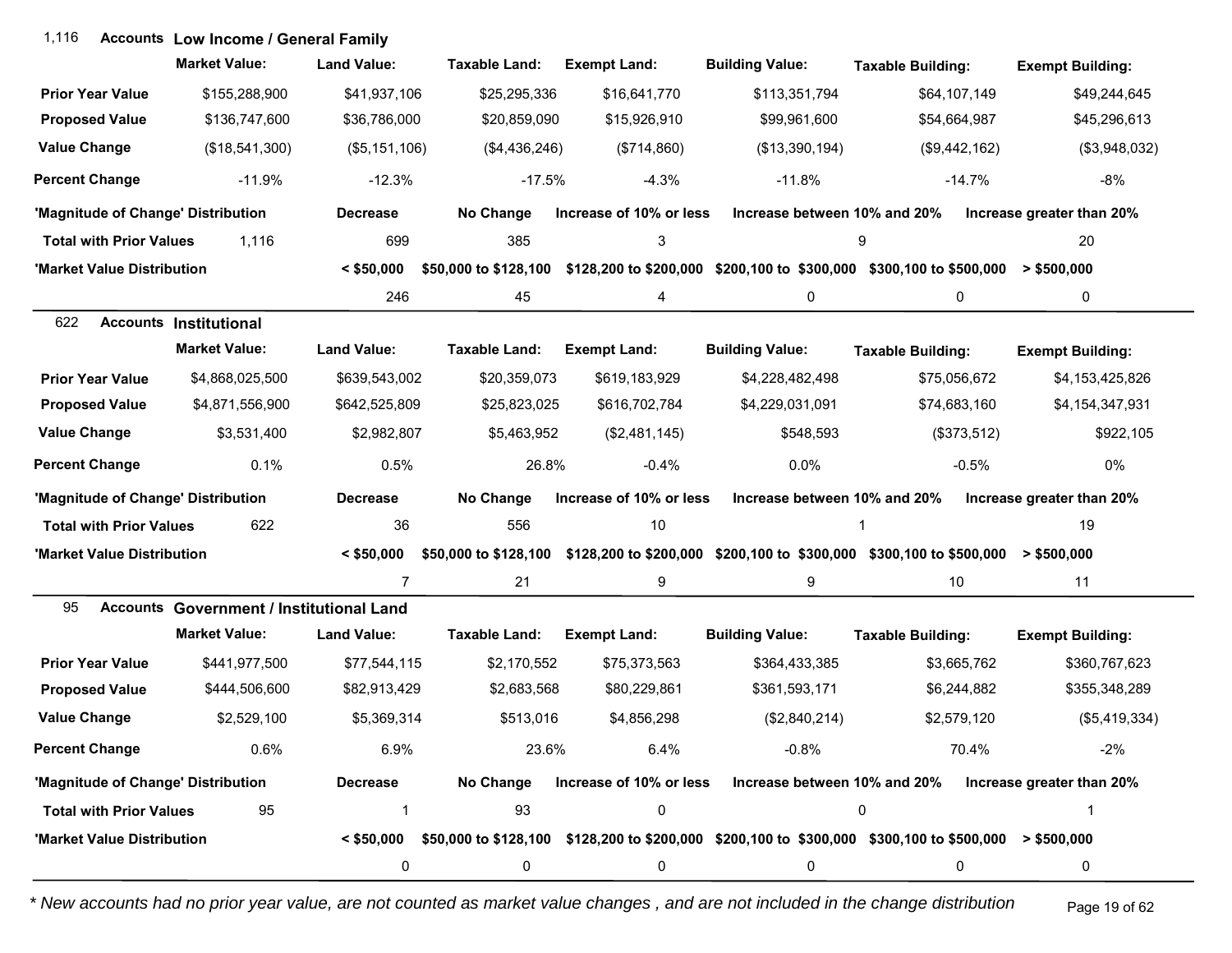## 1,116 Accounts Low Income / General Family

| | Market Value: | Land Value: | Taxable Land: | Exempt Land: | Building Value: | Taxable Building: | Exempt Building: |
|---|---|---|---|---|---|---|---|
| **Prior Year Value** | $155,288,900 | $41,937,106 | $25,295,336 | $16,641,770 | $113,351,794 | $64,107,149 | $49,244,645 |
| **Proposed Value** | $136,747,600 | $36,786,000 | $20,859,090 | $15,926,910 | $99,961,600 | $54,664,987 | $45,296,613 |
| **Value Change** | ($18,541,300) | ($5,151,106) | ($4,436,246) | ($714,860) | ($13,390,194) | ($9,442,162) | ($3,948,032) |
| **Percent Change** | -11.9% | -12.3% | -17.5% | -4.3% | -11.8% | -14.7% | -8% |

| 'Magnitude of Change' Distribution | | Decrease | No Change | Increase of 10% or less | Increase between 10% and 20% | Increase greater than 20% |
|---|---|---|---|---|---|---|
| **Total with Prior Values** | 1,116 | 699 | 385 | 3 | 9 | 20 |

| 'Market Value Distribution | < $50,000 | $50,000 to $128,100 | $128,200 to $200,000 | $200,100 to $300,000 | $300,100 to $500,000 | > $500,000 |
|---|---|---|---|---|---|---|
| | 246 | 45 | 4 | 0 | 0 | 0 |

## 622 Accounts Institutional

| | Market Value: | Land Value: | Taxable Land: | Exempt Land: | Building Value: | Taxable Building: | Exempt Building: |
|---|---|---|---|---|---|---|---|
| **Prior Year Value** | $4,868,025,500 | $639,543,002 | $20,359,073 | $619,183,929 | $4,228,482,498 | $75,056,672 | $4,153,425,826 |
| **Proposed Value** | $4,871,556,900 | $642,525,809 | $25,823,025 | $616,702,784 | $4,229,031,091 | $74,683,160 | $4,154,347,931 |
| **Value Change** | $3,531,400 | $2,982,807 | $5,463,952 | ($2,481,145) | $548,593 | ($373,512) | $922,105 |
| **Percent Change** | 0.1% | 0.5% | 26.8% | -0.4% | 0.0% | -0.5% | 0% |

| 'Magnitude of Change' Distribution | | Decrease | No Change | Increase of 10% or less | Increase between 10% and 20% | Increase greater than 20% |
|---|---|---|---|---|---|---|
| **Total with Prior Values** | 622 | 36 | 556 | 10 | 1 | 19 |

| 'Market Value Distribution | < $50,000 | $50,000 to $128,100 | $128,200 to $200,000 | $200,100 to $300,000 | $300,100 to $500,000 | > $500,000 |
|---|---|---|---|---|---|---|
| | 7 | 21 | 9 | 9 | 10 | 11 |

## 95 Accounts Government / Institutional Land

| | Market Value: | Land Value: | Taxable Land: | Exempt Land: | Building Value: | Taxable Building: | Exempt Building: |
|---|---|---|---|---|---|---|---|
| **Prior Year Value** | $441,977,500 | $77,544,115 | $2,170,552 | $75,373,563 | $364,433,385 | $3,665,762 | $360,767,623 |
| **Proposed Value** | $444,506,600 | $82,913,429 | $2,683,568 | $80,229,861 | $361,593,171 | $6,244,882 | $355,348,289 |
| **Value Change** | $2,529,100 | $5,369,314 | $513,016 | $4,856,298 | ($2,840,214) | $2,579,120 | ($5,419,334) |
| **Percent Change** | 0.6% | 6.9% | 23.6% | 6.4% | -0.8% | 70.4% | -2% |

| 'Magnitude of Change' Distribution | | Decrease | No Change | Increase of 10% or less | Increase between 10% and 20% | Increase greater than 20% |
|---|---|---|---|---|---|---|
| **Total with Prior Values** | 95 | 1 | 93 | 0 | 0 | 1 |

| 'Market Value Distribution | < $50,000 | $50,000 to $128,100 | $128,200 to $200,000 | $200,100 to $300,000 | $300,100 to $500,000 | > $500,000 |
|---|---|---|---|---|---|---|
| | 0 | 0 | 0 | 0 | 0 | 0 |

*\* New accounts had no prior year value, are not counted as market value changes , and are not included in the change distribution*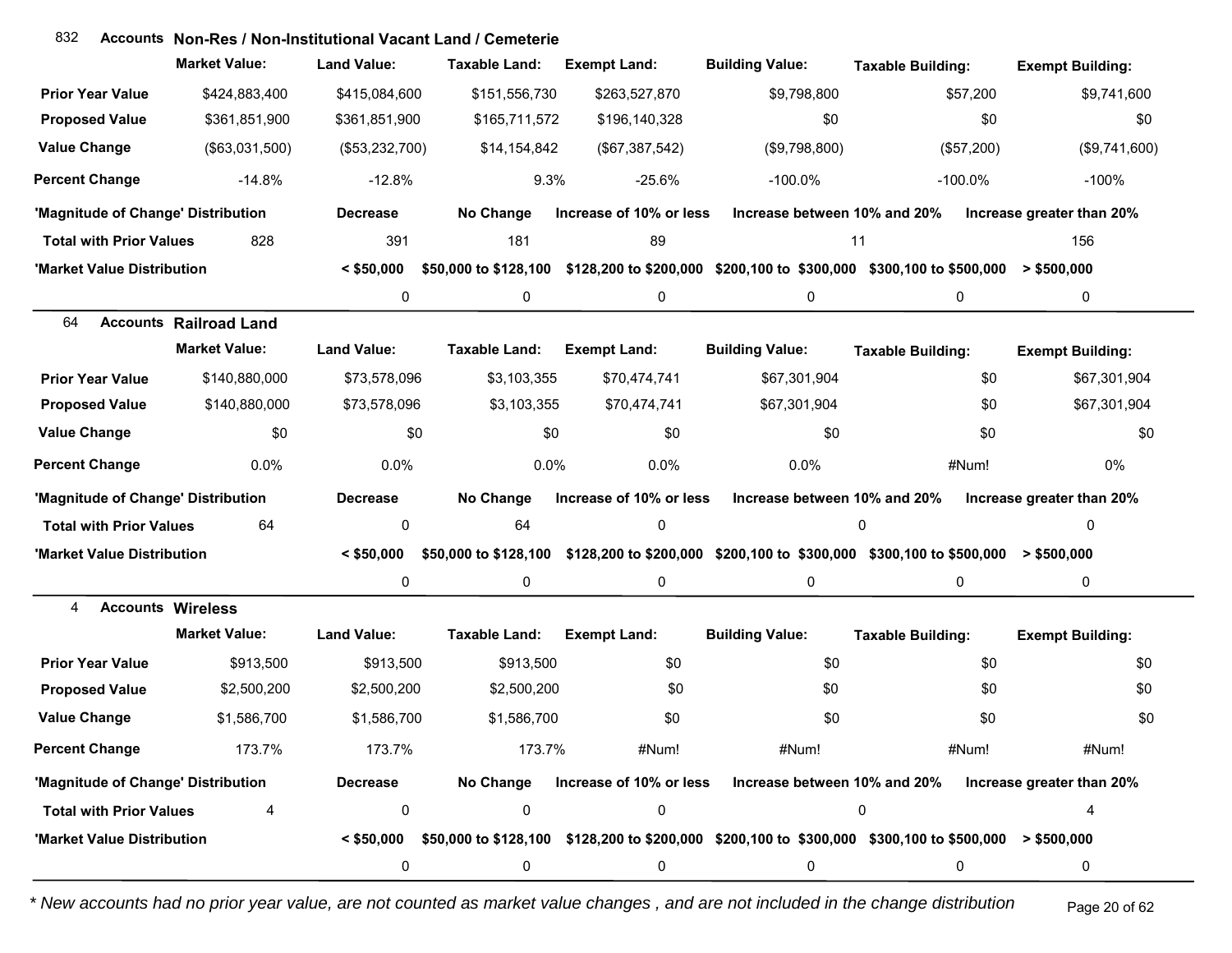## 832 Accounts Non-Res / Non-Institutional Vacant Land / Cemeterie

| | Market Value: | Land Value: | Taxable Land: | Exempt Land: | Building Value: | Taxable Building: | Exempt Building: |
|---|---|---|---|---|---|---|---|
| **Prior Year Value** | $424,883,400 | $415,084,600 | $151,556,730 | $263,527,870 | $9,798,800 | $57,200 | $9,741,600 |
| **Proposed Value** | $361,851,900 | $361,851,900 | $165,711,572 | $196,140,328 | $0 | $0 | $0 |
| **Value Change** | ($63,031,500) | ($53,232,700) | $14,154,842 | ($67,387,542) | ($9,798,800) | ($57,200) | ($9,741,600) |
| **Percent Change** | -14.8% | -12.8% | 9.3% | -25.6% | -100.0% | -100.0% | -100% |

| 'Magnitude of Change' Distribution | | Decrease | No Change | Increase of 10% or less | Increase between 10% and 20% | Increase greater than 20% |
|---|---|---|---|---|---|---|
| **Total with Prior Values** | 828 | 391 | 181 | 89 | 11 | 156 |

| 'Market Value Distribution | < $50,000 | $50,000 to $128,100 | $128,200 to $200,000 | $200,100 to $300,000 | $300,100 to $500,000 | > $500,000 |
|---|---|---|---|---|---|---|
| | 0 | 0 | 0 | 0 | 0 | 0 |

## 64 Accounts Railroad Land

| | Market Value: | Land Value: | Taxable Land: | Exempt Land: | Building Value: | Taxable Building: | Exempt Building: |
|---|---|---|---|---|---|---|---|
| **Prior Year Value** | $140,880,000 | $73,578,096 | $3,103,355 | $70,474,741 | $67,301,904 | $0 | $67,301,904 |
| **Proposed Value** | $140,880,000 | $73,578,096 | $3,103,355 | $70,474,741 | $67,301,904 | $0 | $67,301,904 |
| **Value Change** | $0 | $0 | $0 | $0 | $0 | $0 | $0 |
| **Percent Change** | 0.0% | 0.0% | 0.0% | 0.0% | 0.0% | #Num! | 0% |

| 'Magnitude of Change' Distribution | | Decrease | No Change | Increase of 10% or less | Increase between 10% and 20% | Increase greater than 20% |
|---|---|---|---|---|---|---|
| **Total with Prior Values** | 64 | 0 | 64 | 0 | 0 | 0 |

| 'Market Value Distribution | < $50,000 | $50,000 to $128,100 | $128,200 to $200,000 | $200,100 to $300,000 | $300,100 to $500,000 | > $500,000 |
|---|---|---|---|---|---|---|
| | 0 | 0 | 0 | 0 | 0 | 0 |

## 4 Accounts Wireless

| | Market Value: | Land Value: | Taxable Land: | Exempt Land: | Building Value: | Taxable Building: | Exempt Building: |
|---|---|---|---|---|---|---|---|
| **Prior Year Value** | $913,500 | $913,500 | $913,500 | $0 | $0 | $0 | $0 |
| **Proposed Value** | $2,500,200 | $2,500,200 | $2,500,200 | $0 | $0 | $0 | $0 |
| **Value Change** | $1,586,700 | $1,586,700 | $1,586,700 | $0 | $0 | $0 | $0 |
| **Percent Change** | 173.7% | 173.7% | 173.7% | #Num! | #Num! | #Num! | #Num! |

| 'Magnitude of Change' Distribution | | Decrease | No Change | Increase of 10% or less | Increase between 10% and 20% | Increase greater than 20% |
|---|---|---|---|---|---|---|
| **Total with Prior Values** | 4 | 0 | 0 | 0 | 0 | 4 |

| 'Market Value Distribution | < $50,000 | $50,000 to $128,100 | $128,200 to $200,000 | $200,100 to $300,000 | $300,100 to $500,000 | > $500,000 |
|---|---|---|---|---|---|---|
| | 0 | 0 | 0 | 0 | 0 | 0 |

*\* New accounts had no prior year value, are not counted as market value changes , and are not included in the change distribution*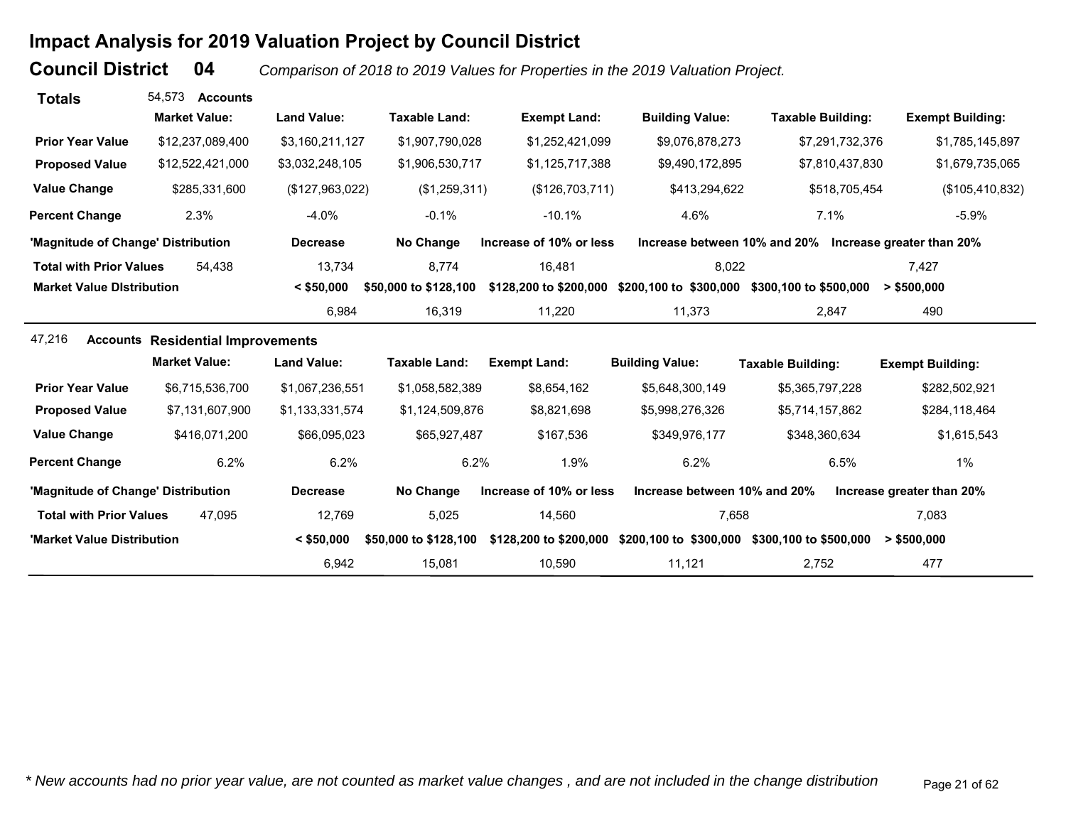# Impact Analysis for 2019 Valuation Project by Council District

## Council District 04

*Comparison of 2018 to 2019 Values for Properties in the 2019 Valuation Project.*

### Totals

54,573 **Accounts**

| | Market Value: | Land Value: | Taxable Land: | Exempt Land: | Building Value: | Taxable Building: | Exempt Building: |
|---|---|---|---|---|---|---|---|
| **Prior Year Value** | $12,237,089,400 | $3,160,211,127 | $1,907,790,028 | $1,252,421,099 | $9,076,878,273 | $7,291,732,376 | $1,785,145,897 |
| **Proposed Value** | $12,522,421,000 | $3,032,248,105 | $1,906,530,717 | $1,125,717,388 | $9,490,172,895 | $7,810,437,830 | $1,679,735,065 |
| **Value Change** | $285,331,600 | ($127,963,022) | ($1,259,311) | ($126,703,711) | $413,294,622 | $518,705,454 | ($105,410,832) |
| **Percent Change** | 2.3% | -4.0% | -0.1% | -10.1% | 4.6% | 7.1% | -5.9% |

| 'Magnitude of Change' Distribution | | Decrease | No Change | Increase of 10% or less | Increase between 10% and 20% | Increase greater than 20% |
|---|---|---|---|---|---|---|
| **Total with Prior Values** | 54,438 | 13,734 | 8,774 | 16,481 | 8,022 | 7,427 |

| Market Value Distribution | < $50,000 | $50,000 to $128,100 | $128,200 to $200,000 | $200,100 to $300,000 | $300,100 to $500,000 | > $500,000 |
|---|---|---|---|---|---|---|
| | 6,984 | 16,319 | 11,220 | 11,373 | 2,847 | 490 |

### Residential Improvements

47,216 **Accounts**

| | Market Value: | Land Value: | Taxable Land: | Exempt Land: | Building Value: | Taxable Building: | Exempt Building: |
|---|---|---|---|---|---|---|---|
| **Prior Year Value** | $6,715,536,700 | $1,067,236,551 | $1,058,582,389 | $8,654,162 | $5,648,300,149 | $5,365,797,228 | $282,502,921 |
| **Proposed Value** | $7,131,607,900 | $1,133,331,574 | $1,124,509,876 | $8,821,698 | $5,998,276,326 | $5,714,157,862 | $284,118,464 |
| **Value Change** | $416,071,200 | $66,095,023 | $65,927,487 | $167,536 | $349,976,177 | $348,360,634 | $1,615,543 |
| **Percent Change** | 6.2% | 6.2% | 6.2% | 1.9% | 6.2% | 6.5% | 1% |

| 'Magnitude of Change' Distribution | | Decrease | No Change | Increase of 10% or less | Increase between 10% and 20% | Increase greater than 20% |
|---|---|---|---|---|---|---|
| **Total with Prior Values** | 47,095 | 12,769 | 5,025 | 14,560 | 7,658 | 7,083 |

| 'Market Value Distribution | < $50,000 | $50,000 to $128,100 | $128,200 to $200,000 | $200,100 to $300,000 | $300,100 to $500,000 | > $500,000 |
|---|---|---|---|---|---|---|
| | 6,942 | 15,081 | 10,590 | 11,121 | 2,752 | 477 |

*\* New accounts had no prior year value, are not counted as market value changes , and are not included in the change distribution*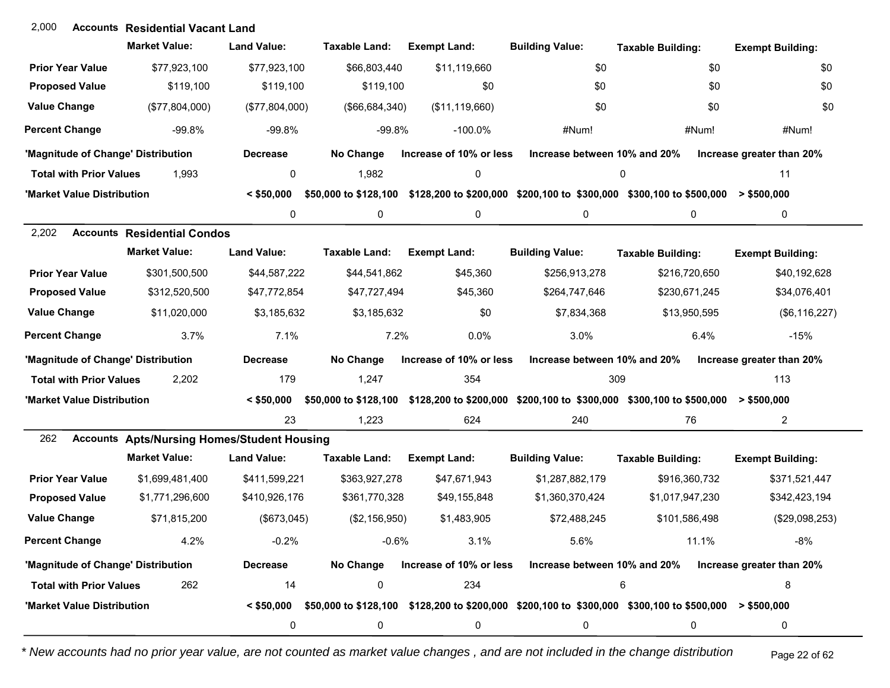## 2,000 Accounts Residential Vacant Land

| | Market Value: | Land Value: | Taxable Land: | Exempt Land: | Building Value: | Taxable Building: | Exempt Building: |
|---|---|---|---|---|---|---|---|
| Prior Year Value | $77,923,100 | $77,923,100 | $66,803,440 | $11,119,660 | $0 | $0 | $0 |
| Proposed Value | $119,100 | $119,100 | $119,100 | $0 | $0 | $0 | $0 |
| Value Change | ($77,804,000) | ($77,804,000) | ($66,684,340) | ($11,119,660) | $0 | $0 | $0 |
| Percent Change | -99.8% | -99.8% | -99.8% | -100.0% | #Num! | #Num! | #Num! |

| 'Magnitude of Change' Distribution | | Decrease | No Change | Increase of 10% or less | Increase between 10% and 20% | Increase greater than 20% |
|---|---|---|---|---|---|---|
| Total with Prior Values | 1,993 | 0 | 1,982 | 0 | 0 | 11 |

| 'Market Value Distribution | < $50,000 | $50,000 to $128,100 | $128,200 to $200,000 | $200,100 to $300,000 | $300,100 to $500,000 | > $500,000 |
|---|---|---|---|---|---|---|
| | 0 | 0 | 0 | 0 | 0 | 0 |

## 2,202 Accounts Residential Condos

| | Market Value: | Land Value: | Taxable Land: | Exempt Land: | Building Value: | Taxable Building: | Exempt Building: |
|---|---|---|---|---|---|---|---|
| Prior Year Value | $301,500,500 | $44,587,222 | $44,541,862 | $45,360 | $256,913,278 | $216,720,650 | $40,192,628 |
| Proposed Value | $312,520,500 | $47,772,854 | $47,727,494 | $45,360 | $264,747,646 | $230,671,245 | $34,076,401 |
| Value Change | $11,020,000 | $3,185,632 | $3,185,632 | $0 | $7,834,368 | $13,950,595 | ($6,116,227) |
| Percent Change | 3.7% | 7.1% | 7.2% | 0.0% | 3.0% | 6.4% | -15% |

| 'Magnitude of Change' Distribution | | Decrease | No Change | Increase of 10% or less | Increase between 10% and 20% | Increase greater than 20% |
|---|---|---|---|---|---|---|
| Total with Prior Values | 2,202 | 179 | 1,247 | 354 | 309 | 113 |

| 'Market Value Distribution | < $50,000 | $50,000 to $128,100 | $128,200 to $200,000 | $200,100 to $300,000 | $300,100 to $500,000 | > $500,000 |
|---|---|---|---|---|---|---|
| | 23 | 1,223 | 624 | 240 | 76 | 2 |

## 262 Accounts Apts/Nursing Homes/Student Housing

| | Market Value: | Land Value: | Taxable Land: | Exempt Land: | Building Value: | Taxable Building: | Exempt Building: |
|---|---|---|---|---|---|---|---|
| Prior Year Value | $1,699,481,400 | $411,599,221 | $363,927,278 | $47,671,943 | $1,287,882,179 | $916,360,732 | $371,521,447 |
| Proposed Value | $1,771,296,600 | $410,926,176 | $361,770,328 | $49,155,848 | $1,360,370,424 | $1,017,947,230 | $342,423,194 |
| Value Change | $71,815,200 | ($673,045) | ($2,156,950) | $1,483,905 | $72,488,245 | $101,586,498 | ($29,098,253) |
| Percent Change | 4.2% | -0.2% | -0.6% | 3.1% | 5.6% | 11.1% | -8% |

| 'Magnitude of Change' Distribution | | Decrease | No Change | Increase of 10% or less | Increase between 10% and 20% | Increase greater than 20% |
|---|---|---|---|---|---|---|
| Total with Prior Values | 262 | 14 | 0 | 234 | 6 | 8 |

| 'Market Value Distribution | < $50,000 | $50,000 to $128,100 | $128,200 to $200,000 | $200,100 to $300,000 | $300,100 to $500,000 | > $500,000 |
|---|---|---|---|---|---|---|
| | 0 | 0 | 0 | 0 | 0 | 0 |

*\* New accounts had no prior year value, are not counted as market value changes , and are not included in the change distribution*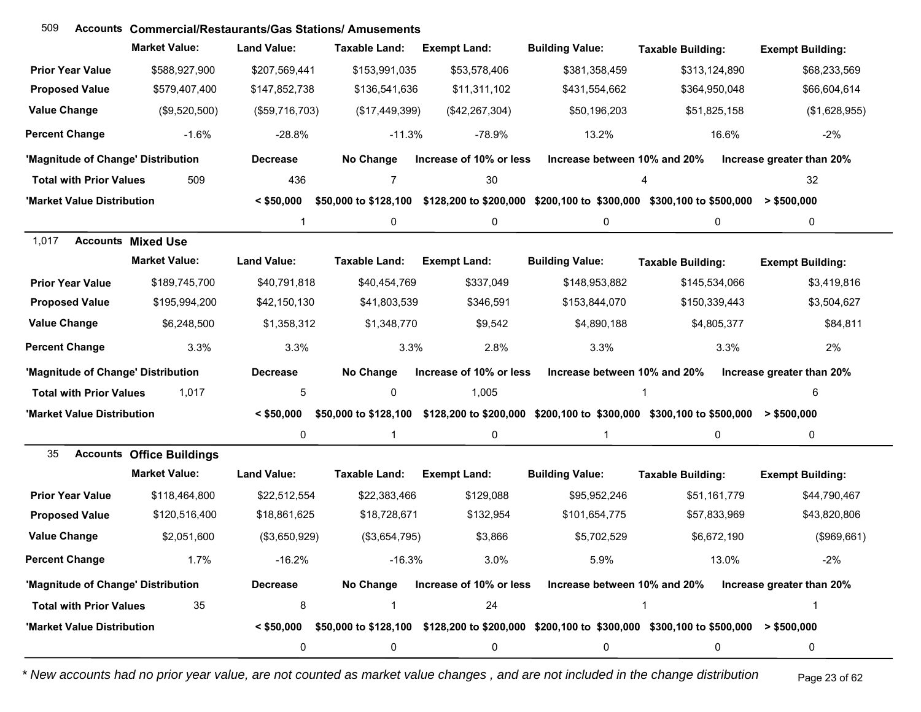## 509 Accounts Commercial/Restaurants/Gas Stations/ Amusements

| | Market Value: | Land Value: | Taxable Land: | Exempt Land: | Building Value: | Taxable Building: | Exempt Building: |
|---|---|---|---|---|---|---|---|
| Prior Year Value | $588,927,900 | $207,569,441 | $153,991,035 | $53,578,406 | $381,358,459 | $313,124,890 | $68,233,569 |
| Proposed Value | $579,407,400 | $147,852,738 | $136,541,636 | $11,311,102 | $431,554,662 | $364,950,048 | $66,604,614 |
| Value Change | ($9,520,500) | ($59,716,703) | ($17,449,399) | ($42,267,304) | $50,196,203 | $51,825,158 | ($1,628,955) |
| Percent Change | -1.6% | -28.8% | -11.3% | -78.9% | 13.2% | 16.6% | -2% |

| 'Magnitude of Change' Distribution | | Decrease | No Change | Increase of 10% or less | Increase between 10% and 20% | Increase greater than 20% |
|---|---|---|---|---|---|---|
| Total with Prior Values | 509 | 436 | 7 | 30 | 4 | 32 |

| 'Market Value Distribution | < $50,000 | $50,000 to $128,100 | $128,200 to $200,000 | $200,100 to $300,000 | $300,100 to $500,000 | > $500,000 |
|---|---|---|---|---|---|---|
| | 1 | 0 | 0 | 0 | 0 | 0 |

## 1,017 Accounts Mixed Use

| | Market Value: | Land Value: | Taxable Land: | Exempt Land: | Building Value: | Taxable Building: | Exempt Building: |
|---|---|---|---|---|---|---|---|
| Prior Year Value | $189,745,700 | $40,791,818 | $40,454,769 | $337,049 | $148,953,882 | $145,534,066 | $3,419,816 |
| Proposed Value | $195,994,200 | $42,150,130 | $41,803,539 | $346,591 | $153,844,070 | $150,339,443 | $3,504,627 |
| Value Change | $6,248,500 | $1,358,312 | $1,348,770 | $9,542 | $4,890,188 | $4,805,377 | $84,811 |
| Percent Change | 3.3% | 3.3% | 3.3% | 2.8% | 3.3% | 3.3% | 2% |

| 'Magnitude of Change' Distribution | | Decrease | No Change | Increase of 10% or less | Increase between 10% and 20% | Increase greater than 20% |
|---|---|---|---|---|---|---|
| Total with Prior Values | 1,017 | 5 | 0 | 1,005 | 1 | 6 |

| 'Market Value Distribution | < $50,000 | $50,000 to $128,100 | $128,200 to $200,000 | $200,100 to $300,000 | $300,100 to $500,000 | > $500,000 |
|---|---|---|---|---|---|---|
| | 0 | 1 | 0 | 1 | 0 | 0 |

## 35 Accounts Office Buildings

| | Market Value: | Land Value: | Taxable Land: | Exempt Land: | Building Value: | Taxable Building: | Exempt Building: |
|---|---|---|---|---|---|---|---|
| Prior Year Value | $118,464,800 | $22,512,554 | $22,383,466 | $129,088 | $95,952,246 | $51,161,779 | $44,790,467 |
| Proposed Value | $120,516,400 | $18,861,625 | $18,728,671 | $132,954 | $101,654,775 | $57,833,969 | $43,820,806 |
| Value Change | $2,051,600 | ($3,650,929) | ($3,654,795) | $3,866 | $5,702,529 | $6,672,190 | ($969,661) |
| Percent Change | 1.7% | -16.2% | -16.3% | 3.0% | 5.9% | 13.0% | -2% |

| 'Magnitude of Change' Distribution | | Decrease | No Change | Increase of 10% or less | Increase between 10% and 20% | Increase greater than 20% |
|---|---|---|---|---|---|---|
| Total with Prior Values | 35 | 8 | 1 | 24 | 1 | 1 |

| 'Market Value Distribution | < $50,000 | $50,000 to $128,100 | $128,200 to $200,000 | $200,100 to $300,000 | $300,100 to $500,000 | > $500,000 |
|---|---|---|---|---|---|---|
| | 0 | 0 | 0 | 0 | 0 | 0 |

*\* New accounts had no prior year value, are not counted as market value changes , and are not included in the change distribution*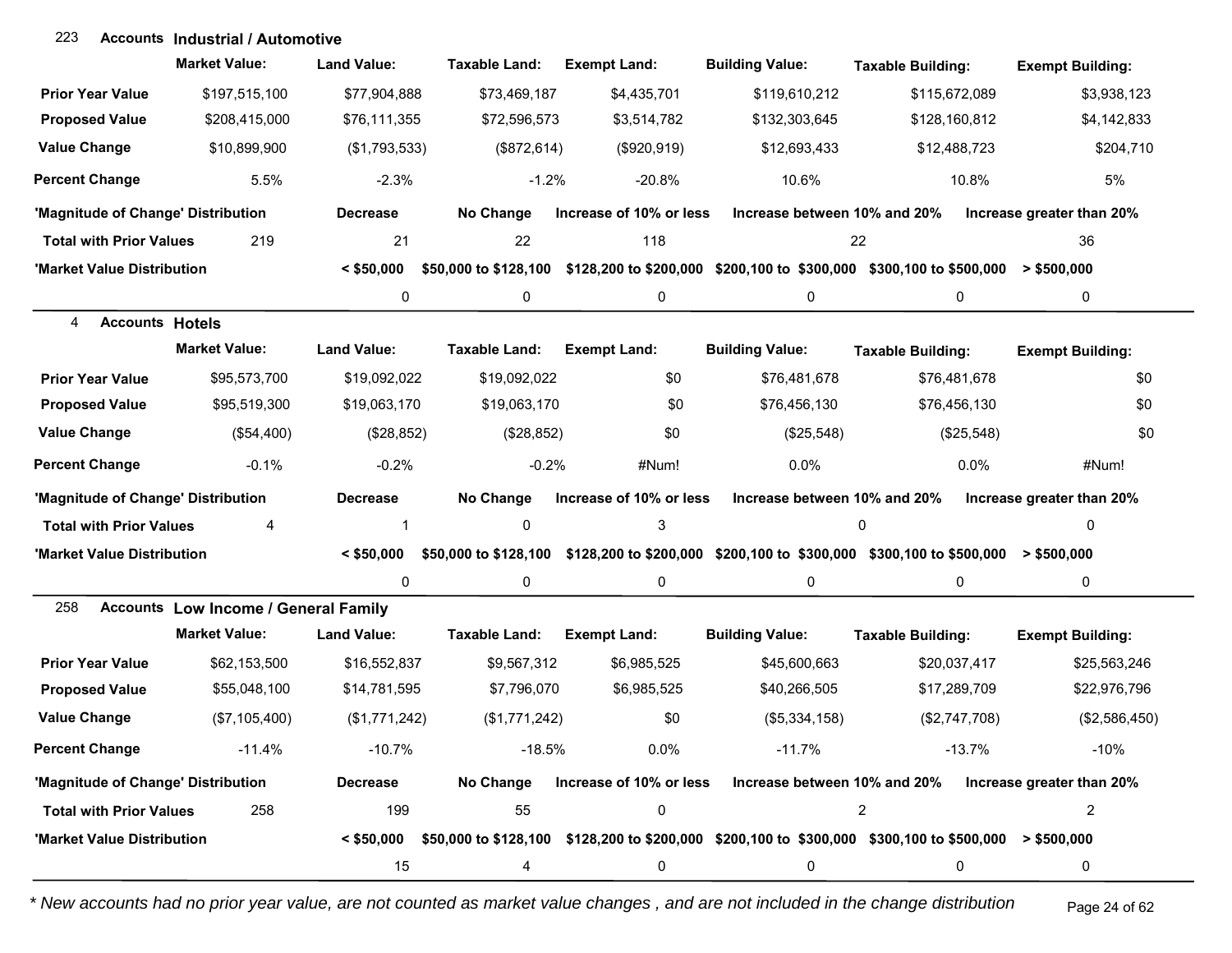## 223 Accounts Industrial / Automotive

| | Market Value: | Land Value: | Taxable Land: | Exempt Land: | Building Value: | Taxable Building: | Exempt Building: |
|---|---|---|---|---|---|---|---|
| Prior Year Value | $197,515,100 | $77,904,888 | $73,469,187 | $4,435,701 | $119,610,212 | $115,672,089 | $3,938,123 |
| Proposed Value | $208,415,000 | $76,111,355 | $72,596,573 | $3,514,782 | $132,303,645 | $128,160,812 | $4,142,833 |
| Value Change | $10,899,900 | ($1,793,533) | ($872,614) | ($920,919) | $12,693,433 | $12,488,723 | $204,710 |
| Percent Change | 5.5% | -2.3% | -1.2% | -20.8% | 10.6% | 10.8% | 5% |

| 'Magnitude of Change' Distribution | | Decrease | No Change | Increase of 10% or less | Increase between 10% and 20% | Increase greater than 20% |
|---|---|---|---|---|---|---|
| Total with Prior Values | 219 | 21 | 22 | 118 | 22 | 36 |

| 'Market Value Distribution | < $50,000 | $50,000 to $128,100 | $128,200 to $200,000 | $200,100 to $300,000 | $300,100 to $500,000 | > $500,000 |
|---|---|---|---|---|---|---|
| | 0 | 0 | 0 | 0 | 0 | 0 |

## 4 Accounts Hotels

| | Market Value: | Land Value: | Taxable Land: | Exempt Land: | Building Value: | Taxable Building: | Exempt Building: |
|---|---|---|---|---|---|---|---|
| Prior Year Value | $95,573,700 | $19,092,022 | $19,092,022 | $0 | $76,481,678 | $76,481,678 | $0 |
| Proposed Value | $95,519,300 | $19,063,170 | $19,063,170 | $0 | $76,456,130 | $76,456,130 | $0 |
| Value Change | ($54,400) | ($28,852) | ($28,852) | $0 | ($25,548) | ($25,548) | $0 |
| Percent Change | -0.1% | -0.2% | -0.2% | #Num! | 0.0% | 0.0% | #Num! |

| 'Magnitude of Change' Distribution | | Decrease | No Change | Increase of 10% or less | Increase between 10% and 20% | Increase greater than 20% |
|---|---|---|---|---|---|---|
| Total with Prior Values | 4 | 1 | 0 | 3 | 0 | 0 |

| 'Market Value Distribution | < $50,000 | $50,000 to $128,100 | $128,200 to $200,000 | $200,100 to $300,000 | $300,100 to $500,000 | > $500,000 |
|---|---|---|---|---|---|---|
| | 0 | 0 | 0 | 0 | 0 | 0 |

## 258 Accounts Low Income / General Family

| | Market Value: | Land Value: | Taxable Land: | Exempt Land: | Building Value: | Taxable Building: | Exempt Building: |
|---|---|---|---|---|---|---|---|
| Prior Year Value | $62,153,500 | $16,552,837 | $9,567,312 | $6,985,525 | $45,600,663 | $20,037,417 | $25,563,246 |
| Proposed Value | $55,048,100 | $14,781,595 | $7,796,070 | $6,985,525 | $40,266,505 | $17,289,709 | $22,976,796 |
| Value Change | ($7,105,400) | ($1,771,242) | ($1,771,242) | $0 | ($5,334,158) | ($2,747,708) | ($2,586,450) |
| Percent Change | -11.4% | -10.7% | -18.5% | 0.0% | -11.7% | -13.7% | -10% |

| 'Magnitude of Change' Distribution | | Decrease | No Change | Increase of 10% or less | Increase between 10% and 20% | Increase greater than 20% |
|---|---|---|---|---|---|---|
| Total with Prior Values | 258 | 199 | 55 | 0 | 2 | 2 |

| 'Market Value Distribution | < $50,000 | $50,000 to $128,100 | $128,200 to $200,000 | $200,100 to $300,000 | $300,100 to $500,000 | > $500,000 |
|---|---|---|---|---|---|---|
| | 15 | 4 | 0 | 0 | 0 | 0 |

*\* New accounts had no prior year value, are not counted as market value changes , and are not included in the change distribution*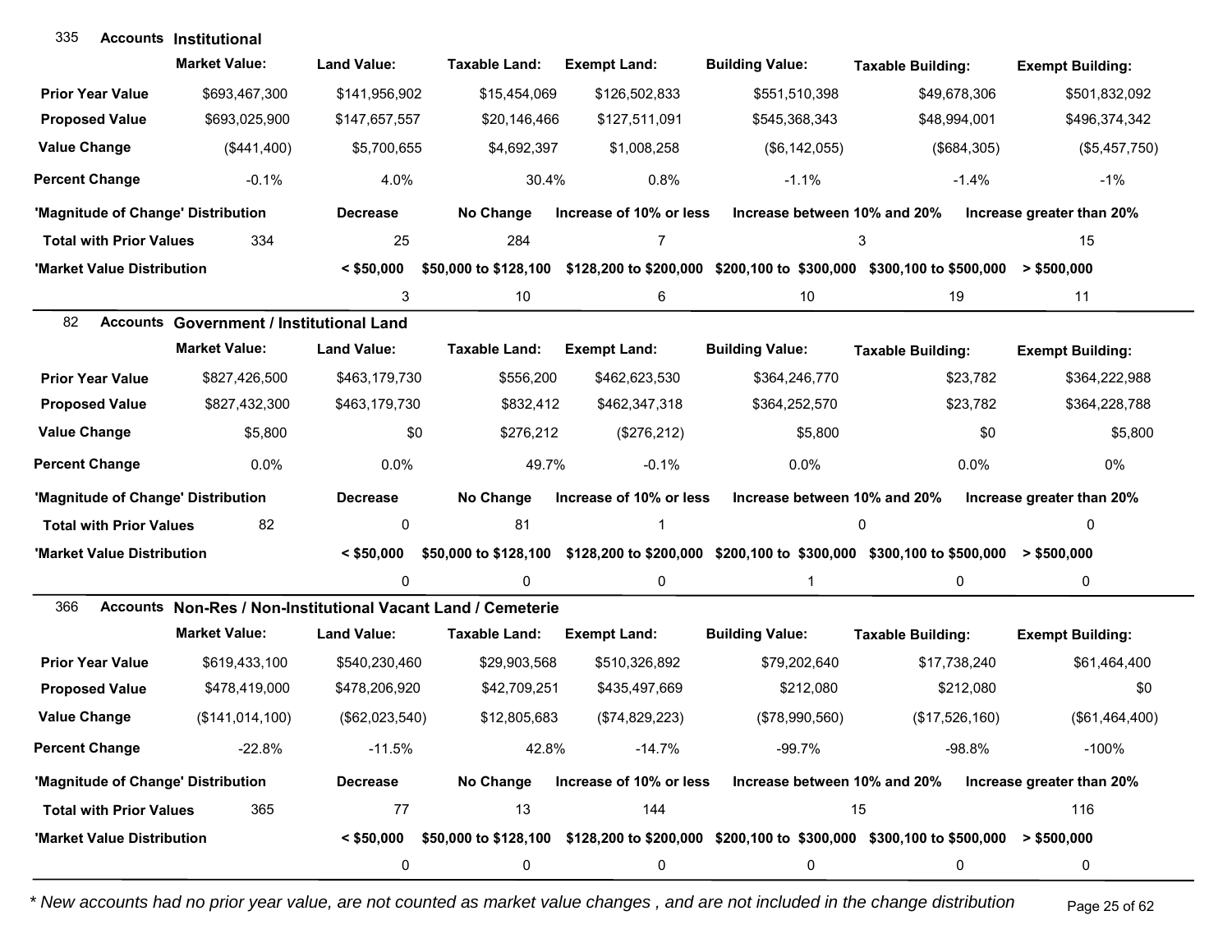## 335 Accounts Institutional

| | Market Value: | Land Value: | Taxable Land: | Exempt Land: | Building Value: | Taxable Building: | Exempt Building: |
|---|---|---|---|---|---|---|---|
| Prior Year Value | $693,467,300 | $141,956,902 | $15,454,069 | $126,502,833 | $551,510,398 | $49,678,306 | $501,832,092 |
| Proposed Value | $693,025,900 | $147,657,557 | $20,146,466 | $127,511,091 | $545,368,343 | $48,994,001 | $496,374,342 |
| Value Change | ($441,400) | $5,700,655 | $4,692,397 | $1,008,258 | ($6,142,055) | ($684,305) | ($5,457,750) |
| Percent Change | -0.1% | 4.0% | 30.4% | 0.8% | -1.1% | -1.4% | -1% |

| 'Magnitude of Change' Distribution | | Decrease | No Change | Increase of 10% or less | Increase between 10% and 20% | Increase greater than 20% |
|---|---|---|---|---|---|---|
| Total with Prior Values | 334 | 25 | 284 | 7 | 3 | 15 |

| 'Market Value Distribution | < $50,000 | $50,000 to $128,100 | $128,200 to $200,000 | $200,100 to $300,000 | $300,100 to $500,000 | > $500,000 |
|---|---|---|---|---|---|---|
| | 3 | 10 | 6 | 10 | 19 | 11 |

## 82 Accounts Government / Institutional Land

| | Market Value: | Land Value: | Taxable Land: | Exempt Land: | Building Value: | Taxable Building: | Exempt Building: |
|---|---|---|---|---|---|---|---|
| Prior Year Value | $827,426,500 | $463,179,730 | $556,200 | $462,623,530 | $364,246,770 | $23,782 | $364,222,988 |
| Proposed Value | $827,432,300 | $463,179,730 | $832,412 | $462,347,318 | $364,252,570 | $23,782 | $364,228,788 |
| Value Change | $5,800 | $0 | $276,212 | ($276,212) | $5,800 | $0 | $5,800 |
| Percent Change | 0.0% | 0.0% | 49.7% | -0.1% | 0.0% | 0.0% | 0% |

| 'Magnitude of Change' Distribution | | Decrease | No Change | Increase of 10% or less | Increase between 10% and 20% | Increase greater than 20% |
|---|---|---|---|---|---|---|
| Total with Prior Values | 82 | 0 | 81 | 1 | 0 | 0 |

| 'Market Value Distribution | < $50,000 | $50,000 to $128,100 | $128,200 to $200,000 | $200,100 to $300,000 | $300,100 to $500,000 | > $500,000 |
|---|---|---|---|---|---|---|
| | 0 | 0 | 0 | 1 | 0 | 0 |

## 366 Accounts Non-Res / Non-Institutional Vacant Land / Cemeterie

| | Market Value: | Land Value: | Taxable Land: | Exempt Land: | Building Value: | Taxable Building: | Exempt Building: |
|---|---|---|---|---|---|---|---|
| Prior Year Value | $619,433,100 | $540,230,460 | $29,903,568 | $510,326,892 | $79,202,640 | $17,738,240 | $61,464,400 |
| Proposed Value | $478,419,000 | $478,206,920 | $42,709,251 | $435,497,669 | $212,080 | $212,080 | $0 |
| Value Change | ($141,014,100) | ($62,023,540) | $12,805,683 | ($74,829,223) | ($78,990,560) | ($17,526,160) | ($61,464,400) |
| Percent Change | -22.8% | -11.5% | 42.8% | -14.7% | -99.7% | -98.8% | -100% |

| 'Magnitude of Change' Distribution | | Decrease | No Change | Increase of 10% or less | Increase between 10% and 20% | Increase greater than 20% |
|---|---|---|---|---|---|---|
| Total with Prior Values | 365 | 77 | 13 | 144 | 15 | 116 |

| 'Market Value Distribution | < $50,000 | $50,000 to $128,100 | $128,200 to $200,000 | $200,100 to $300,000 | $300,100 to $500,000 | > $500,000 |
|---|---|---|---|---|---|---|
| | 0 | 0 | 0 | 0 | 0 | 0 |

*\* New accounts had no prior year value, are not counted as market value changes , and are not included in the change distribution*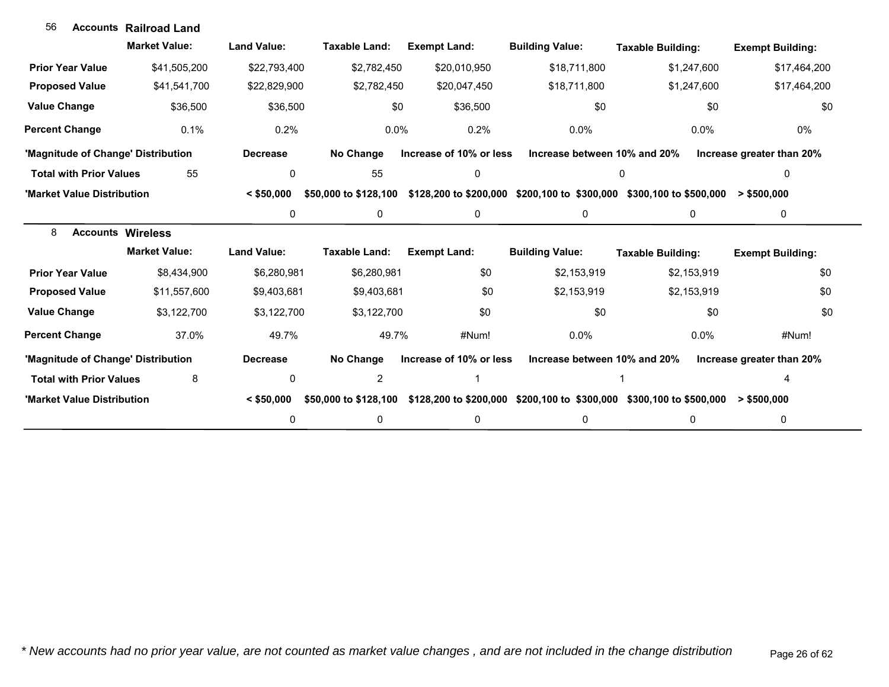## 56 Accounts Railroad Land

| | Market Value: | Land Value: | Taxable Land: | Exempt Land: | Building Value: | Taxable Building: | Exempt Building: |
|---|---|---|---|---|---|---|---|
| **Prior Year Value** | $41,505,200 | $22,793,400 | $2,782,450 | $20,010,950 | $18,711,800 | $1,247,600 | $17,464,200 |
| **Proposed Value** | $41,541,700 | $22,829,900 | $2,782,450 | $20,047,450 | $18,711,800 | $1,247,600 | $17,464,200 |
| **Value Change** | $36,500 | $36,500 | $0 | $36,500 | $0 | $0 | $0 |
| **Percent Change** | 0.1% | 0.2% | 0.0% | 0.2% | 0.0% | 0.0% | 0% |

| 'Magnitude of Change' Distribution | | Decrease | No Change | Increase of 10% or less | Increase between 10% and 20% | Increase greater than 20% |
|---|---|---|---|---|---|---|
| **Total with Prior Values** | 55 | 0 | 55 | 0 | 0 | 0 |

| 'Market Value Distribution | < $50,000 | $50,000 to $128,100 | $128,200 to $200,000 | $200,100 to $300,000 | $300,100 to $500,000 | > $500,000 |
|---|---|---|---|---|---|---|
| | 0 | 0 | 0 | 0 | 0 | 0 |

## 8 Accounts Wireless

| | Market Value: | Land Value: | Taxable Land: | Exempt Land: | Building Value: | Taxable Building: | Exempt Building: |
|---|---|---|---|---|---|---|---|
| **Prior Year Value** | $8,434,900 | $6,280,981 | $6,280,981 | $0 | $2,153,919 | $2,153,919 | $0 |
| **Proposed Value** | $11,557,600 | $9,403,681 | $9,403,681 | $0 | $2,153,919 | $2,153,919 | $0 |
| **Value Change** | $3,122,700 | $3,122,700 | $3,122,700 | $0 | $0 | $0 | $0 |
| **Percent Change** | 37.0% | 49.7% | 49.7% | #Num! | 0.0% | 0.0% | #Num! |

| 'Magnitude of Change' Distribution | | Decrease | No Change | Increase of 10% or less | Increase between 10% and 20% | Increase greater than 20% |
|---|---|---|---|---|---|---|
| **Total with Prior Values** | 8 | 0 | 2 | 1 | 1 | 4 |

| 'Market Value Distribution | < $50,000 | $50,000 to $128,100 | $128,200 to $200,000 | $200,100 to $300,000 | $300,100 to $500,000 | > $500,000 |
|---|---|---|---|---|---|---|
| | 0 | 0 | 0 | 0 | 0 | 0 |

*\* New accounts had no prior year value, are not counted as market value changes , and are not included in the change distribution*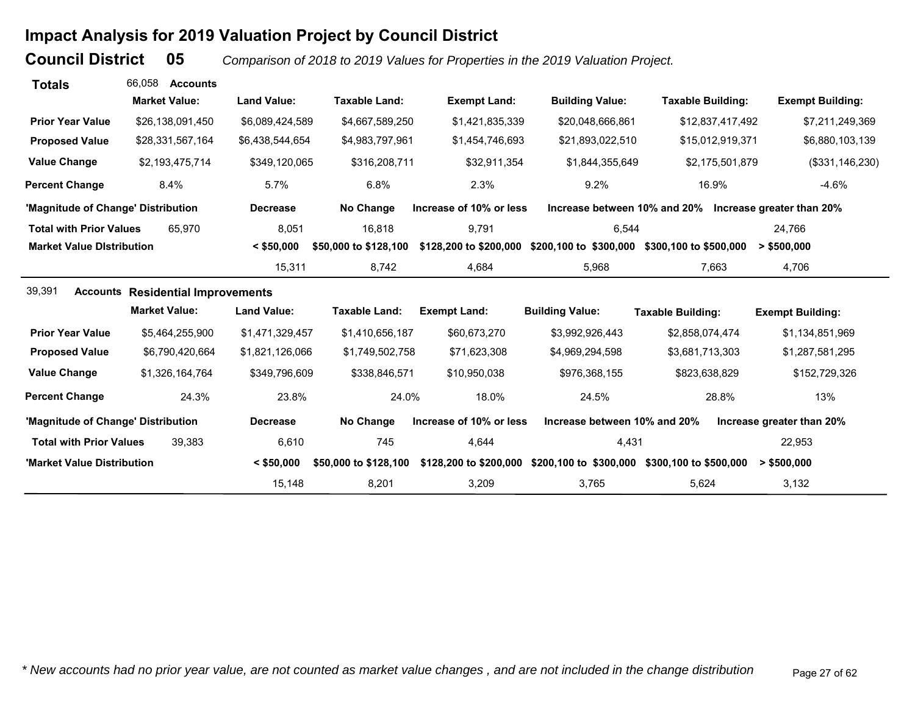# Impact Analysis for 2019 Valuation Project by Council District

## Council District 05

*Comparison of 2018 to 2019 Values for Properties in the 2019 Valuation Project.*

**Totals** 66,058 **Accounts**

| | Market Value: | Land Value: | Taxable Land: | Exempt Land: | Building Value: | Taxable Building: | Exempt Building: |
|---|---|---|---|---|---|---|---|
| **Prior Year Value** | $26,138,091,450 | $6,089,424,589 | $4,667,589,250 | $1,421,835,339 | $20,048,666,861 | $12,837,417,492 | $7,211,249,369 |
| **Proposed Value** | $28,331,567,164 | $6,438,544,654 | $4,983,797,961 | $1,454,746,693 | $21,893,022,510 | $15,012,919,371 | $6,880,103,139 |
| **Value Change** | $2,193,475,714 | $349,120,065 | $316,208,711 | $32,911,354 | $1,844,355,649 | $2,175,501,879 | ($331,146,230) |
| **Percent Change** | 8.4% | 5.7% | 6.8% | 2.3% | 9.2% | 16.9% | -4.6% |

| **'Magnitude of Change' Distribution** | | Decrease | No Change | Increase of 10% or less | Increase between 10% and 20% | Increase greater than 20% | |
|---|---|---|---|---|---|---|---|
| **Total with Prior Values** | 65,970 | 8,051 | 16,818 | 9,791 | 6,544 | 24,766 | |
| **Market Value DIstribution** | | < $50,000 | $50,000 to $128,100 | $128,200 to $200,000 | $200,100 to $300,000 | $300,100 to $500,000 | > $500,000 |
| | | 15,311 | 8,742 | 4,684 | 5,968 | 7,663 | 4,706 |

39,391 **Accounts** **Residential Improvements**

| | Market Value: | Land Value: | Taxable Land: | Exempt Land: | Building Value: | Taxable Building: | Exempt Building: |
|---|---|---|---|---|---|---|---|
| **Prior Year Value** | $5,464,255,900 | $1,471,329,457 | $1,410,656,187 | $60,673,270 | $3,992,926,443 | $2,858,074,474 | $1,134,851,969 |
| **Proposed Value** | $6,790,420,664 | $1,821,126,066 | $1,749,502,758 | $71,623,308 | $4,969,294,598 | $3,681,713,303 | $1,287,581,295 |
| **Value Change** | $1,326,164,764 | $349,796,609 | $338,846,571 | $10,950,038 | $976,368,155 | $823,638,829 | $152,729,326 |
| **Percent Change** | 24.3% | 23.8% | 24.0% | 18.0% | 24.5% | 28.8% | 13% |

| **'Magnitude of Change' Distribution** | | Decrease | No Change | Increase of 10% or less | Increase between 10% and 20% | Increase greater than 20% | |
|---|---|---|---|---|---|---|---|
| **Total with Prior Values** | 39,383 | 6,610 | 745 | 4,644 | 4,431 | 22,953 | |
| **'Market Value Distribution** | | < $50,000 | $50,000 to $128,100 | $128,200 to $200,000 | $200,100 to $300,000 | $300,100 to $500,000 | > $500,000 |
| | | 15,148 | 8,201 | 3,209 | 3,765 | 5,624 | 3,132 |

*\* New accounts had no prior year value, are not counted as market value changes , and are not included in the change distribution*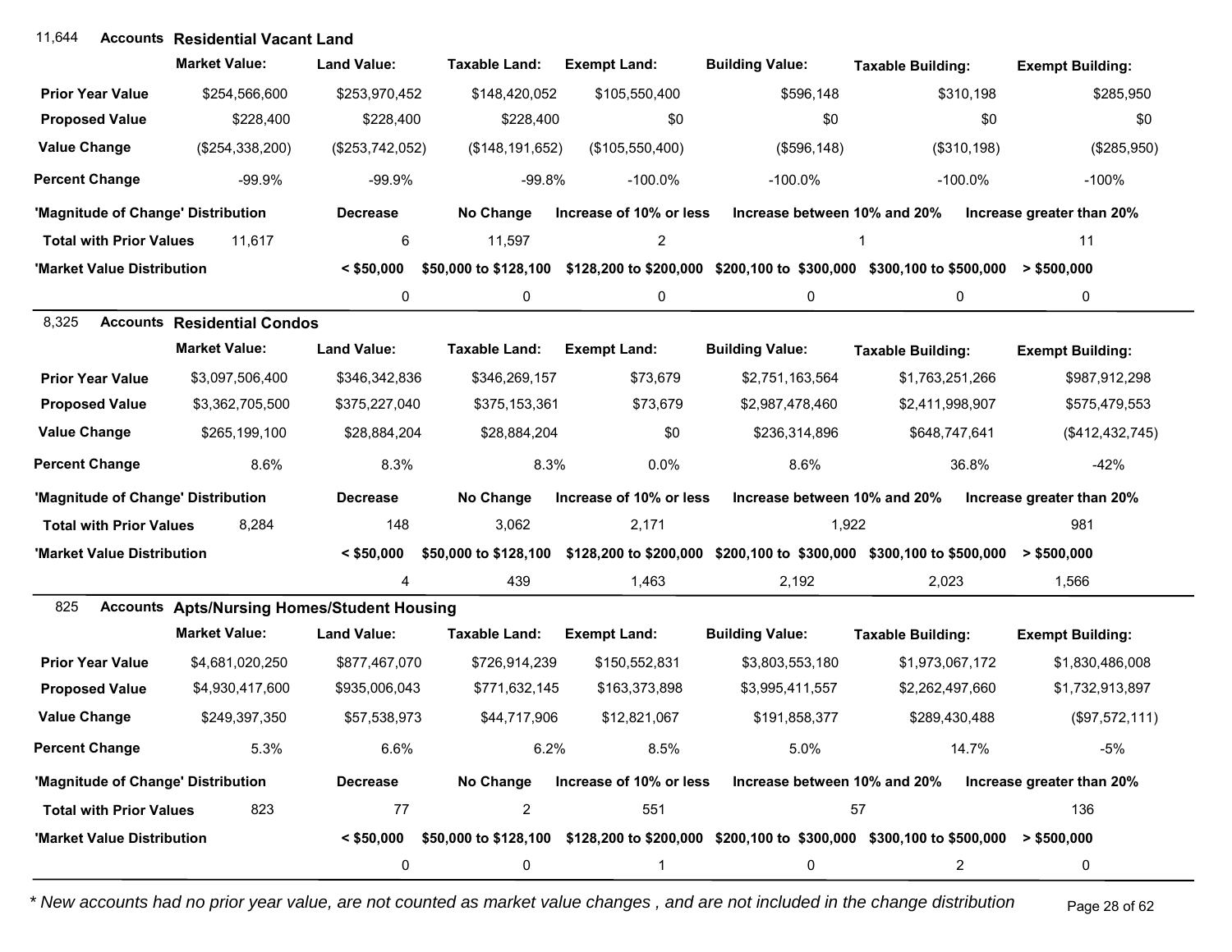## 11,644 Accounts Residential Vacant Land

| | Market Value: | Land Value: | Taxable Land: | Exempt Land: | Building Value: | Taxable Building: | Exempt Building: |
|---|---|---|---|---|---|---|---|
| Prior Year Value | $254,566,600 | $253,970,452 | $148,420,052 | $105,550,400 | $596,148 | $310,198 | $285,950 |
| Proposed Value | $228,400 | $228,400 | $228,400 | $0 | $0 | $0 | $0 |
| Value Change | ($254,338,200) | ($253,742,052) | ($148,191,652) | ($105,550,400) | ($596,148) | ($310,198) | ($285,950) |
| Percent Change | -99.9% | -99.9% | -99.8% | -100.0% | -100.0% | -100.0% | -100% |

| 'Magnitude of Change' Distribution | | Decrease | No Change | Increase of 10% or less | Increase between 10% and 20% | Increase greater than 20% |
|---|---|---|---|---|---|---|
| Total with Prior Values | 11,617 | 6 | 11,597 | 2 | 1 | 11 |

| 'Market Value Distribution | < $50,000 | $50,000 to $128,100 | $128,200 to $200,000 | $200,100 to $300,000 | $300,100 to $500,000 | > $500,000 |
|---|---|---|---|---|---|---|
| | 0 | 0 | 0 | 0 | 0 | 0 |

## 8,325 Accounts Residential Condos

| | Market Value: | Land Value: | Taxable Land: | Exempt Land: | Building Value: | Taxable Building: | Exempt Building: |
|---|---|---|---|---|---|---|---|
| Prior Year Value | $3,097,506,400 | $346,342,836 | $346,269,157 | $73,679 | $2,751,163,564 | $1,763,251,266 | $987,912,298 |
| Proposed Value | $3,362,705,500 | $375,227,040 | $375,153,361 | $73,679 | $2,987,478,460 | $2,411,998,907 | $575,479,553 |
| Value Change | $265,199,100 | $28,884,204 | $28,884,204 | $0 | $236,314,896 | $648,747,641 | ($412,432,745) |
| Percent Change | 8.6% | 8.3% | 8.3% | 0.0% | 8.6% | 36.8% | -42% |

| 'Magnitude of Change' Distribution | | Decrease | No Change | Increase of 10% or less | Increase between 10% and 20% | Increase greater than 20% |
|---|---|---|---|---|---|---|
| Total with Prior Values | 8,284 | 148 | 3,062 | 2,171 | 1,922 | 981 |

| 'Market Value Distribution | < $50,000 | $50,000 to $128,100 | $128,200 to $200,000 | $200,100 to $300,000 | $300,100 to $500,000 | > $500,000 |
|---|---|---|---|---|---|---|
| | 4 | 439 | 1,463 | 2,192 | 2,023 | 1,566 |

## 825 Accounts Apts/Nursing Homes/Student Housing

| | Market Value: | Land Value: | Taxable Land: | Exempt Land: | Building Value: | Taxable Building: | Exempt Building: |
|---|---|---|---|---|---|---|---|
| Prior Year Value | $4,681,020,250 | $877,467,070 | $726,914,239 | $150,552,831 | $3,803,553,180 | $1,973,067,172 | $1,830,486,008 |
| Proposed Value | $4,930,417,600 | $935,006,043 | $771,632,145 | $163,373,898 | $3,995,411,557 | $2,262,497,660 | $1,732,913,897 |
| Value Change | $249,397,350 | $57,538,973 | $44,717,906 | $12,821,067 | $191,858,377 | $289,430,488 | ($97,572,111) |
| Percent Change | 5.3% | 6.6% | 6.2% | 8.5% | 5.0% | 14.7% | -5% |

| 'Magnitude of Change' Distribution | | Decrease | No Change | Increase of 10% or less | Increase between 10% and 20% | Increase greater than 20% |
|---|---|---|---|---|---|---|
| Total with Prior Values | 823 | 77 | 2 | 551 | 57 | 136 |

| 'Market Value Distribution | < $50,000 | $50,000 to $128,100 | $128,200 to $200,000 | $200,100 to $300,000 | $300,100 to $500,000 | > $500,000 |
|---|---|---|---|---|---|---|
| | 0 | 0 | 1 | 0 | 2 | 0 |

*\* New accounts had no prior year value, are not counted as market value changes , and are not included in the change distribution*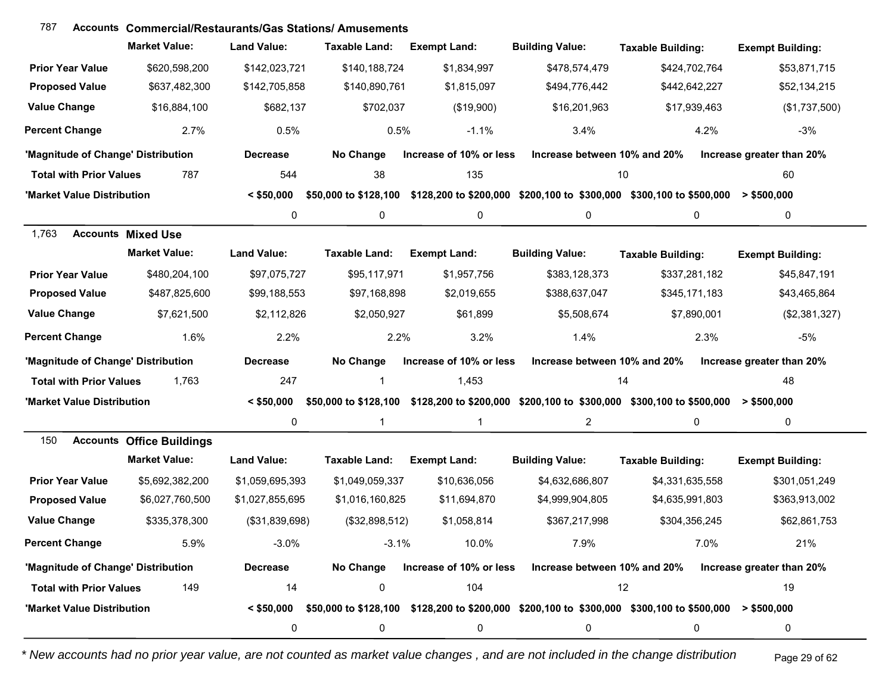## 787 Accounts Commercial/Restaurants/Gas Stations/ Amusements

| | Market Value: | Land Value: | Taxable Land: | Exempt Land: | Building Value: | Taxable Building: | Exempt Building: |
|---|---|---|---|---|---|---|---|
| Prior Year Value | $620,598,200 | $142,023,721 | $140,188,724 | $1,834,997 | $478,574,479 | $424,702,764 | $53,871,715 |
| Proposed Value | $637,482,300 | $142,705,858 | $140,890,761 | $1,815,097 | $494,776,442 | $442,642,227 | $52,134,215 |
| Value Change | $16,884,100 | $682,137 | $702,037 | ($19,900) | $16,201,963 | $17,939,463 | ($1,737,500) |
| Percent Change | 2.7% | 0.5% | 0.5% | -1.1% | 3.4% | 4.2% | -3% |

| 'Magnitude of Change' Distribution | | Decrease | No Change | Increase of 10% or less | Increase between 10% and 20% | Increase greater than 20% |
|---|---|---|---|---|---|---|
| Total with Prior Values | 787 | 544 | 38 | 135 | 10 | 60 |

| 'Market Value Distribution | < $50,000 | $50,000 to $128,100 | $128,200 to $200,000 | $200,100 to $300,000 | $300,100 to $500,000 | > $500,000 |
|---|---|---|---|---|---|---|
| | 0 | 0 | 0 | 0 | 0 | 0 |

## 1,763 Accounts Mixed Use

| | Market Value: | Land Value: | Taxable Land: | Exempt Land: | Building Value: | Taxable Building: | Exempt Building: |
|---|---|---|---|---|---|---|---|
| Prior Year Value | $480,204,100 | $97,075,727 | $95,117,971 | $1,957,756 | $383,128,373 | $337,281,182 | $45,847,191 |
| Proposed Value | $487,825,600 | $99,188,553 | $97,168,898 | $2,019,655 | $388,637,047 | $345,171,183 | $43,465,864 |
| Value Change | $7,621,500 | $2,112,826 | $2,050,927 | $61,899 | $5,508,674 | $7,890,001 | ($2,381,327) |
| Percent Change | 1.6% | 2.2% | 2.2% | 3.2% | 1.4% | 2.3% | -5% |

| 'Magnitude of Change' Distribution | | Decrease | No Change | Increase of 10% or less | Increase between 10% and 20% | Increase greater than 20% |
|---|---|---|---|---|---|---|
| Total with Prior Values | 1,763 | 247 | 1 | 1,453 | 14 | 48 |

| 'Market Value Distribution | < $50,000 | $50,000 to $128,100 | $128,200 to $200,000 | $200,100 to $300,000 | $300,100 to $500,000 | > $500,000 |
|---|---|---|---|---|---|---|
| | 0 | 1 | 1 | 2 | 0 | 0 |

## 150 Accounts Office Buildings

| | Market Value: | Land Value: | Taxable Land: | Exempt Land: | Building Value: | Taxable Building: | Exempt Building: |
|---|---|---|---|---|---|---|---|
| Prior Year Value | $5,692,382,200 | $1,059,695,393 | $1,049,059,337 | $10,636,056 | $4,632,686,807 | $4,331,635,558 | $301,051,249 |
| Proposed Value | $6,027,760,500 | $1,027,855,695 | $1,016,160,825 | $11,694,870 | $4,999,904,805 | $4,635,991,803 | $363,913,002 |
| Value Change | $335,378,300 | ($31,839,698) | ($32,898,512) | $1,058,814 | $367,217,998 | $304,356,245 | $62,861,753 |
| Percent Change | 5.9% | -3.0% | -3.1% | 10.0% | 7.9% | 7.0% | 21% |

| 'Magnitude of Change' Distribution | | Decrease | No Change | Increase of 10% or less | Increase between 10% and 20% | Increase greater than 20% |
|---|---|---|---|---|---|---|
| Total with Prior Values | 149 | 14 | 0 | 104 | 12 | 19 |

| 'Market Value Distribution | < $50,000 | $50,000 to $128,100 | $128,200 to $200,000 | $200,100 to $300,000 | $300,100 to $500,000 | > $500,000 |
|---|---|---|---|---|---|---|
| | 0 | 0 | 0 | 0 | 0 | 0 |

*\* New accounts had no prior year value, are not counted as market value changes , and are not included in the change distribution*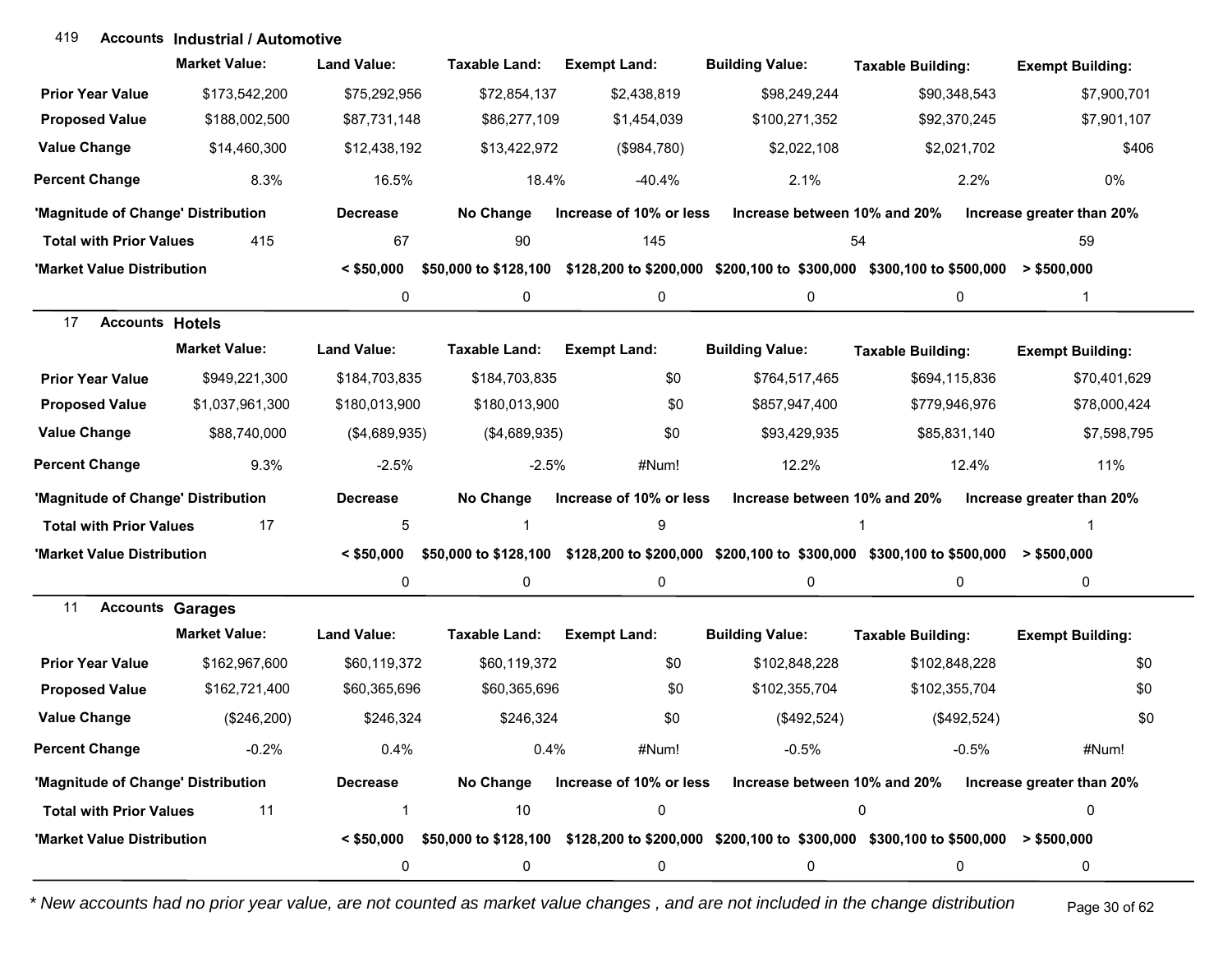## 419 Accounts Industrial / Automotive

| | Market Value: | Land Value: | Taxable Land: | Exempt Land: | Building Value: | Taxable Building: | Exempt Building: |
|---|---|---|---|---|---|---|---|
| Prior Year Value | $173,542,200 | $75,292,956 | $72,854,137 | $2,438,819 | $98,249,244 | $90,348,543 | $7,900,701 |
| Proposed Value | $188,002,500 | $87,731,148 | $86,277,109 | $1,454,039 | $100,271,352 | $92,370,245 | $7,901,107 |
| Value Change | $14,460,300 | $12,438,192 | $13,422,972 | ($984,780) | $2,022,108 | $2,021,702 | $406 |
| Percent Change | 8.3% | 16.5% | 18.4% | -40.4% | 2.1% | 2.2% | 0% |

| 'Magnitude of Change' Distribution | | Decrease | No Change | Increase of 10% or less | Increase between 10% and 20% | Increase greater than 20% |
|---|---|---|---|---|---|---|
| Total with Prior Values | 415 | 67 | 90 | 145 | 54 | 59 |

| 'Market Value Distribution | < $50,000 | $50,000 to $128,100 | $128,200 to $200,000 | $200,100 to $300,000 | $300,100 to $500,000 | > $500,000 |
|---|---|---|---|---|---|---|
| | 0 | 0 | 0 | 0 | 0 | 1 |

## 17 Accounts Hotels

| | Market Value: | Land Value: | Taxable Land: | Exempt Land: | Building Value: | Taxable Building: | Exempt Building: |
|---|---|---|---|---|---|---|---|
| Prior Year Value | $949,221,300 | $184,703,835 | $184,703,835 | $0 | $764,517,465 | $694,115,836 | $70,401,629 |
| Proposed Value | $1,037,961,300 | $180,013,900 | $180,013,900 | $0 | $857,947,400 | $779,946,976 | $78,000,424 |
| Value Change | $88,740,000 | ($4,689,935) | ($4,689,935) | $0 | $93,429,935 | $85,831,140 | $7,598,795 |
| Percent Change | 9.3% | -2.5% | -2.5% | #Num! | 12.2% | 12.4% | 11% |

| 'Magnitude of Change' Distribution | | Decrease | No Change | Increase of 10% or less | Increase between 10% and 20% | Increase greater than 20% |
|---|---|---|---|---|---|---|
| Total with Prior Values | 17 | 5 | 1 | 9 | 1 | 1 |

| 'Market Value Distribution | < $50,000 | $50,000 to $128,100 | $128,200 to $200,000 | $200,100 to $300,000 | $300,100 to $500,000 | > $500,000 |
|---|---|---|---|---|---|---|
| | 0 | 0 | 0 | 0 | 0 | 0 |

## 11 Accounts Garages

| | Market Value: | Land Value: | Taxable Land: | Exempt Land: | Building Value: | Taxable Building: | Exempt Building: |
|---|---|---|---|---|---|---|---|
| Prior Year Value | $162,967,600 | $60,119,372 | $60,119,372 | $0 | $102,848,228 | $102,848,228 | $0 |
| Proposed Value | $162,721,400 | $60,365,696 | $60,365,696 | $0 | $102,355,704 | $102,355,704 | $0 |
| Value Change | ($246,200) | $246,324 | $246,324 | $0 | ($492,524) | ($492,524) | $0 |
| Percent Change | -0.2% | 0.4% | 0.4% | #Num! | -0.5% | -0.5% | #Num! |

| 'Magnitude of Change' Distribution | | Decrease | No Change | Increase of 10% or less | Increase between 10% and 20% | Increase greater than 20% |
|---|---|---|---|---|---|---|
| Total with Prior Values | 11 | 1 | 10 | 0 | 0 | 0 |

| 'Market Value Distribution | < $50,000 | $50,000 to $128,100 | $128,200 to $200,000 | $200,100 to $300,000 | $300,100 to $500,000 | > $500,000 |
|---|---|---|---|---|---|---|
| | 0 | 0 | 0 | 0 | 0 | 0 |

*\* New accounts had no prior year value, are not counted as market value changes , and are not included in the change distribution*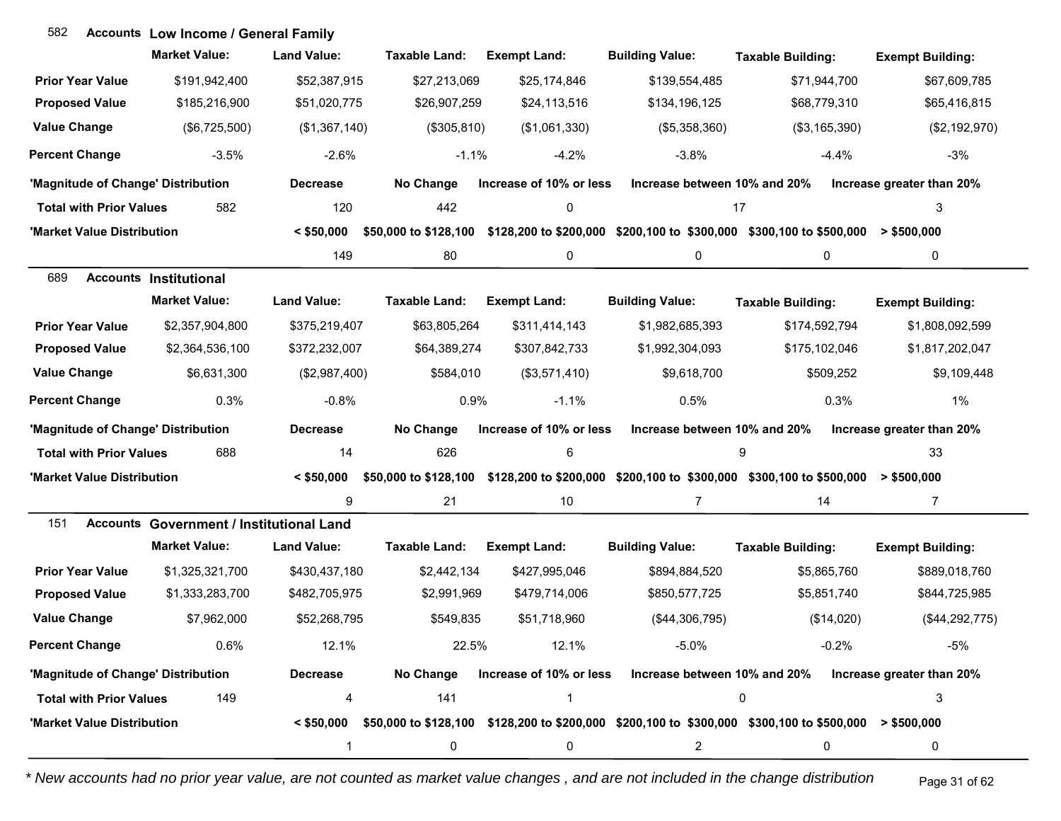## 582 Accounts Low Income / General Family

| | Market Value: | Land Value: | Taxable Land: | Exempt Land: | Building Value: | Taxable Building: | Exempt Building: |
|---|---|---|---|---|---|---|---|
| **Prior Year Value** | $191,942,400 | $52,387,915 | $27,213,069 | $25,174,846 | $139,554,485 | $71,944,700 | $67,609,785 |
| **Proposed Value** | $185,216,900 | $51,020,775 | $26,907,259 | $24,113,516 | $134,196,125 | $68,779,310 | $65,416,815 |
| **Value Change** | ($6,725,500) | ($1,367,140) | ($305,810) | ($1,061,330) | ($5,358,360) | ($3,165,390) | ($2,192,970) |
| **Percent Change** | -3.5% | -2.6% | -1.1% | -4.2% | -3.8% | -4.4% | -3% |

| 'Magnitude of Change' Distribution | | Decrease | No Change | Increase of 10% or less | Increase between 10% and 20% | Increase greater than 20% |
|---|---|---|---|---|---|---|
| **Total with Prior Values** | 582 | 120 | 442 | 0 | 17 | 3 |

| 'Market Value Distribution | < $50,000 | $50,000 to $128,100 | $128,200 to $200,000 | $200,100 to $300,000 | $300,100 to $500,000 | > $500,000 |
|---|---|---|---|---|---|---|
| | 149 | 80 | 0 | 0 | 0 | 0 |

## 689 Accounts Institutional

| | Market Value: | Land Value: | Taxable Land: | Exempt Land: | Building Value: | Taxable Building: | Exempt Building: |
|---|---|---|---|---|---|---|---|
| **Prior Year Value** | $2,357,904,800 | $375,219,407 | $63,805,264 | $311,414,143 | $1,982,685,393 | $174,592,794 | $1,808,092,599 |
| **Proposed Value** | $2,364,536,100 | $372,232,007 | $64,389,274 | $307,842,733 | $1,992,304,093 | $175,102,046 | $1,817,202,047 |
| **Value Change** | $6,631,300 | ($2,987,400) | $584,010 | ($3,571,410) | $9,618,700 | $509,252 | $9,109,448 |
| **Percent Change** | 0.3% | -0.8% | 0.9% | -1.1% | 0.5% | 0.3% | 1% |

| 'Magnitude of Change' Distribution | | Decrease | No Change | Increase of 10% or less | Increase between 10% and 20% | Increase greater than 20% |
|---|---|---|---|---|---|---|
| **Total with Prior Values** | 688 | 14 | 626 | 6 | 9 | 33 |

| 'Market Value Distribution | < $50,000 | $50,000 to $128,100 | $128,200 to $200,000 | $200,100 to $300,000 | $300,100 to $500,000 | > $500,000 |
|---|---|---|---|---|---|---|
| | 9 | 21 | 10 | 7 | 14 | 7 |

## 151 Accounts Government / Institutional Land

| | Market Value: | Land Value: | Taxable Land: | Exempt Land: | Building Value: | Taxable Building: | Exempt Building: |
|---|---|---|---|---|---|---|---|
| **Prior Year Value** | $1,325,321,700 | $430,437,180 | $2,442,134 | $427,995,046 | $894,884,520 | $5,865,760 | $889,018,760 |
| **Proposed Value** | $1,333,283,700 | $482,705,975 | $2,991,969 | $479,714,006 | $850,577,725 | $5,851,740 | $844,725,985 |
| **Value Change** | $7,962,000 | $52,268,795 | $549,835 | $51,718,960 | ($44,306,795) | ($14,020) | ($44,292,775) |
| **Percent Change** | 0.6% | 12.1% | 22.5% | 12.1% | -5.0% | -0.2% | -5% |

| 'Magnitude of Change' Distribution | | Decrease | No Change | Increase of 10% or less | Increase between 10% and 20% | Increase greater than 20% |
|---|---|---|---|---|---|---|
| **Total with Prior Values** | 149 | 4 | 141 | 1 | 0 | 3 |

| 'Market Value Distribution | < $50,000 | $50,000 to $128,100 | $128,200 to $200,000 | $200,100 to $300,000 | $300,100 to $500,000 | > $500,000 |
|---|---|---|---|---|---|---|
| | 1 | 0 | 0 | 2 | 0 | 0 |

*\* New accounts had no prior year value, are not counted as market value changes , and are not included in the change distribution*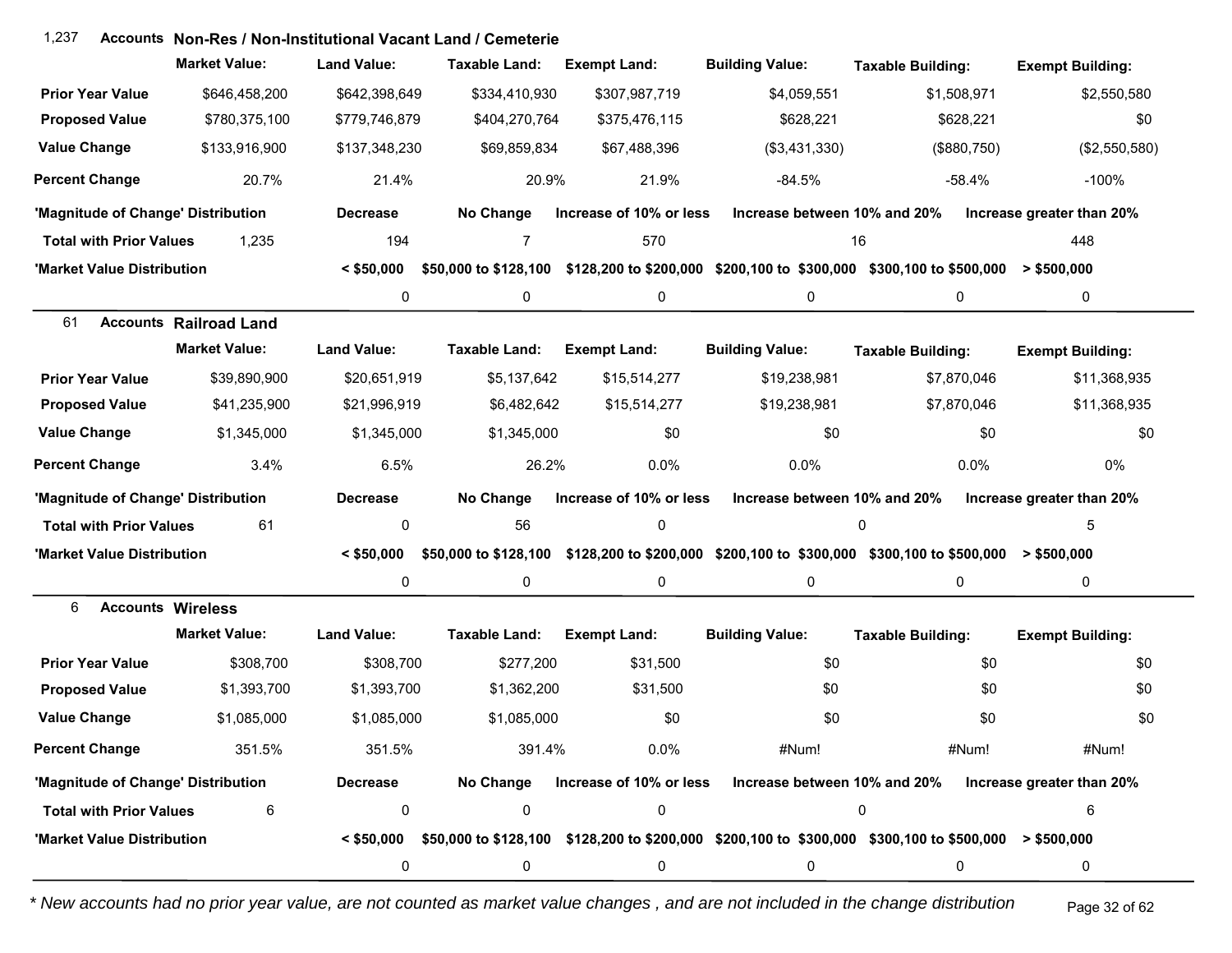## 1,237 Accounts Non-Res / Non-Institutional Vacant Land / Cemeterie

| | Market Value: | Land Value: | Taxable Land: | Exempt Land: | Building Value: | Taxable Building: | Exempt Building: |
|---|---|---|---|---|---|---|---|
| **Prior Year Value** | $646,458,200 | $642,398,649 | $334,410,930 | $307,987,719 | $4,059,551 | $1,508,971 | $2,550,580 |
| **Proposed Value** | $780,375,100 | $779,746,879 | $404,270,764 | $375,476,115 | $628,221 | $628,221 | $0 |
| **Value Change** | $133,916,900 | $137,348,230 | $69,859,834 | $67,488,396 | ($3,431,330) | ($880,750) | ($2,550,580) |
| **Percent Change** | 20.7% | 21.4% | 20.9% | 21.9% | -84.5% | -58.4% | -100% |

| 'Magnitude of Change' Distribution | | Decrease | No Change | Increase of 10% or less | Increase between 10% and 20% | Increase greater than 20% |
|---|---|---|---|---|---|---|
| **Total with Prior Values** | 1,235 | 194 | 7 | 570 | 16 | 448 |

| 'Market Value Distribution | < $50,000 | $50,000 to $128,100 | $128,200 to $200,000 | $200,100 to $300,000 | $300,100 to $500,000 | > $500,000 |
|---|---|---|---|---|---|---|
| | 0 | 0 | 0 | 0 | 0 | 0 |

## 61 Accounts Railroad Land

| | Market Value: | Land Value: | Taxable Land: | Exempt Land: | Building Value: | Taxable Building: | Exempt Building: |
|---|---|---|---|---|---|---|---|
| **Prior Year Value** | $39,890,900 | $20,651,919 | $5,137,642 | $15,514,277 | $19,238,981 | $7,870,046 | $11,368,935 |
| **Proposed Value** | $41,235,900 | $21,996,919 | $6,482,642 | $15,514,277 | $19,238,981 | $7,870,046 | $11,368,935 |
| **Value Change** | $1,345,000 | $1,345,000 | $1,345,000 | $0 | $0 | $0 | $0 |
| **Percent Change** | 3.4% | 6.5% | 26.2% | 0.0% | 0.0% | 0.0% | 0% |

| 'Magnitude of Change' Distribution | | Decrease | No Change | Increase of 10% or less | Increase between 10% and 20% | Increase greater than 20% |
|---|---|---|---|---|---|---|
| **Total with Prior Values** | 61 | 0 | 56 | 0 | 0 | 5 |

| 'Market Value Distribution | < $50,000 | $50,000 to $128,100 | $128,200 to $200,000 | $200,100 to $300,000 | $300,100 to $500,000 | > $500,000 |
|---|---|---|---|---|---|---|
| | 0 | 0 | 0 | 0 | 0 | 0 |

## 6 Accounts Wireless

| | Market Value: | Land Value: | Taxable Land: | Exempt Land: | Building Value: | Taxable Building: | Exempt Building: |
|---|---|---|---|---|---|---|---|
| **Prior Year Value** | $308,700 | $308,700 | $277,200 | $31,500 | $0 | $0 | $0 |
| **Proposed Value** | $1,393,700 | $1,393,700 | $1,362,200 | $31,500 | $0 | $0 | $0 |
| **Value Change** | $1,085,000 | $1,085,000 | $1,085,000 | $0 | $0 | $0 | $0 |
| **Percent Change** | 351.5% | 351.5% | 391.4% | 0.0% | #Num! | #Num! | #Num! |

| 'Magnitude of Change' Distribution | | Decrease | No Change | Increase of 10% or less | Increase between 10% and 20% | Increase greater than 20% |
|---|---|---|---|---|---|---|
| **Total with Prior Values** | 6 | 0 | 0 | 0 | 0 | 6 |

| 'Market Value Distribution | < $50,000 | $50,000 to $128,100 | $128,200 to $200,000 | $200,100 to $300,000 | $300,100 to $500,000 | > $500,000 |
|---|---|---|---|---|---|---|
| | 0 | 0 | 0 | 0 | 0 | 0 |

*\* New accounts had no prior year value, are not counted as market value changes , and are not included in the change distribution*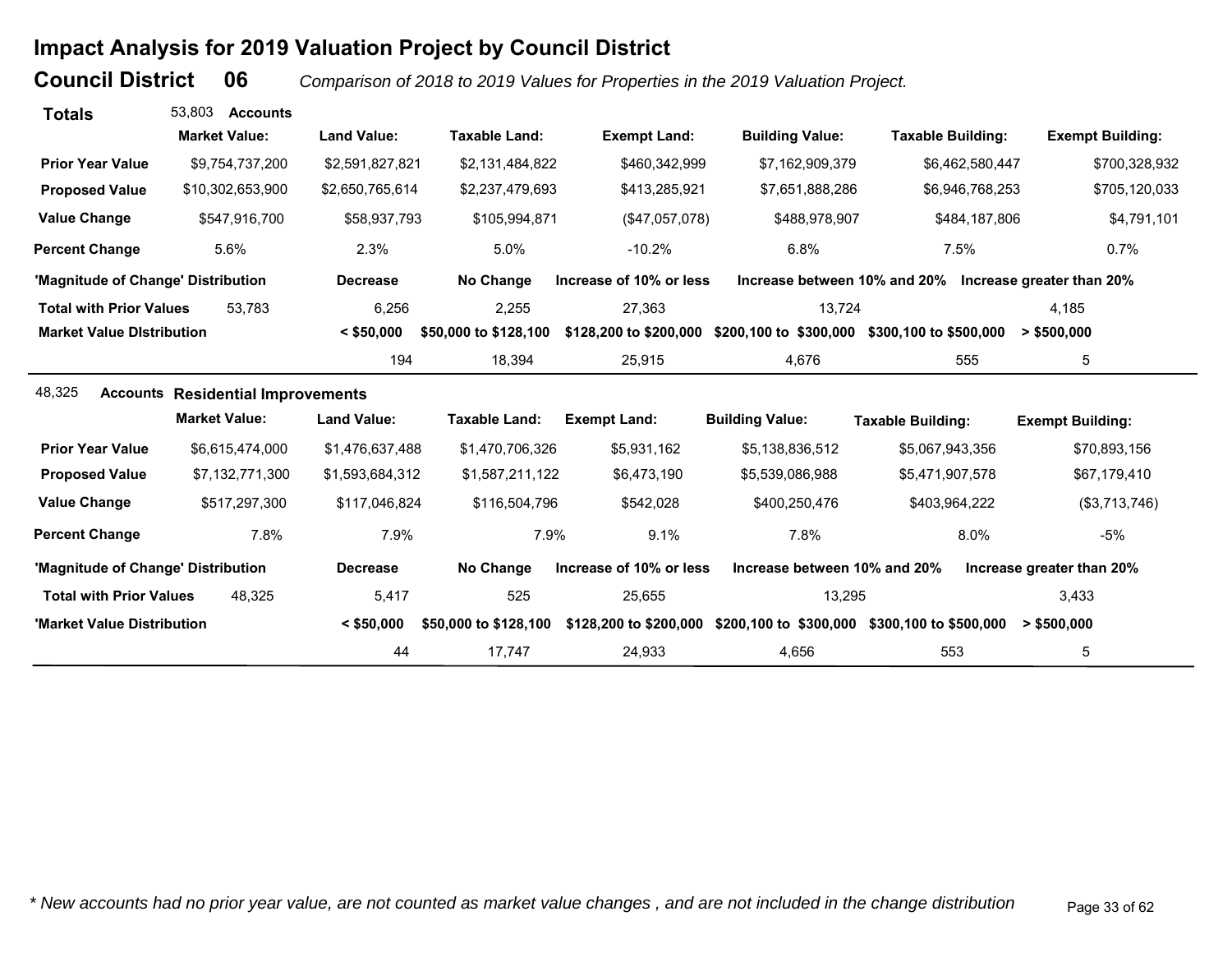# Impact Analysis for 2019 Valuation Project by Council District

## Council District 06

*Comparison of 2018 to 2019 Values for Properties in the 2019 Valuation Project.*

### Totals

53,803 **Accounts**

| | Market Value: | Land Value: | Taxable Land: | Exempt Land: | Building Value: | Taxable Building: | Exempt Building: |
|---|---|---|---|---|---|---|---|
| **Prior Year Value** | $9,754,737,200 | $2,591,827,821 | $2,131,484,822 | $460,342,999 | $7,162,909,379 | $6,462,580,447 | $700,328,932 |
| **Proposed Value** | $10,302,653,900 | $2,650,765,614 | $2,237,479,693 | $413,285,921 | $7,651,888,286 | $6,946,768,253 | $705,120,033 |
| **Value Change** | $547,916,700 | $58,937,793 | $105,994,871 | ($47,057,078) | $488,978,907 | $484,187,806 | $4,791,101 |
| **Percent Change** | 5.6% | 2.3% | 5.0% | -10.2% | 6.8% | 7.5% | 0.7% |

| 'Magnitude of Change' Distribution | | Decrease | No Change | Increase of 10% or less | Increase between 10% and 20% | Increase greater than 20% |
|---|---|---|---|---|---|---|
| **Total with Prior Values** | 53,783 | 6,256 | 2,255 | 27,363 | 13,724 | 4,185 |

| Market Value DIstribution | < $50,000 | $50,000 to $128,100 | $128,200 to $200,000 | $200,100 to $300,000 | $300,100 to $500,000 | > $500,000 |
|---|---|---|---|---|---|---|
| | 194 | 18,394 | 25,915 | 4,676 | 555 | 5 |

### Residential Improvements

48,325 **Accounts**

| | Market Value: | Land Value: | Taxable Land: | Exempt Land: | Building Value: | Taxable Building: | Exempt Building: |
|---|---|---|---|---|---|---|---|
| **Prior Year Value** | $6,615,474,000 | $1,476,637,488 | $1,470,706,326 | $5,931,162 | $5,138,836,512 | $5,067,943,356 | $70,893,156 |
| **Proposed Value** | $7,132,771,300 | $1,593,684,312 | $1,587,211,122 | $6,473,190 | $5,539,086,988 | $5,471,907,578 | $67,179,410 |
| **Value Change** | $517,297,300 | $117,046,824 | $116,504,796 | $542,028 | $400,250,476 | $403,964,222 | ($3,713,746) |
| **Percent Change** | 7.8% | 7.9% | 7.9% | 9.1% | 7.8% | 8.0% | -5% |

| 'Magnitude of Change' Distribution | | Decrease | No Change | Increase of 10% or less | Increase between 10% and 20% | Increase greater than 20% |
|---|---|---|---|---|---|---|
| **Total with Prior Values** | 48,325 | 5,417 | 525 | 25,655 | 13,295 | 3,433 |

| 'Market Value Distribution | < $50,000 | $50,000 to $128,100 | $128,200 to $200,000 | $200,100 to $300,000 | $300,100 to $500,000 | > $500,000 |
|---|---|---|---|---|---|---|
| | 44 | 17,747 | 24,933 | 4,656 | 553 | 5 |

*\* New accounts had no prior year value, are not counted as market value changes , and are not included in the change distribution*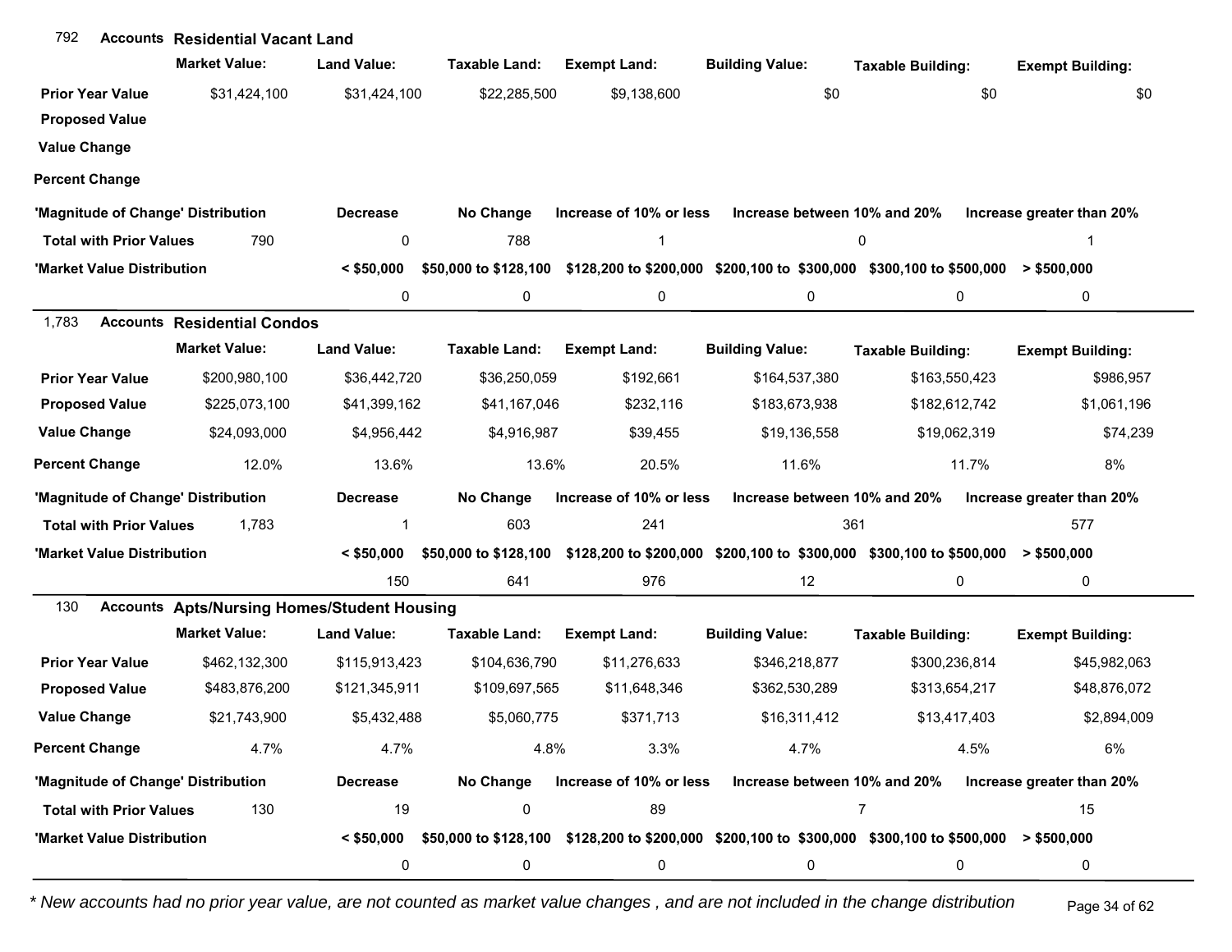## 792 Accounts Residential Vacant Land

| | Market Value: | Land Value: | Taxable Land: | Exempt Land: | Building Value: | Taxable Building: | Exempt Building: |
|---|---|---|---|---|---|---|---|
| Prior Year Value | $31,424,100 | $31,424,100 | $22,285,500 | $9,138,600 | $0 | $0 | $0 |
| Proposed Value | | | | | | | |
| Value Change | | | | | | | |
| Percent Change | | | | | | | |

| 'Magnitude of Change' Distribution | | Decrease | No Change | Increase of 10% or less | Increase between 10% and 20% | | Increase greater than 20% |
|---|---|---|---|---|---|---|---|
| Total with Prior Values | 790 | 0 | 788 | 1 | 0 | | 1 |
| 'Market Value Distribution | | < $50,000 | $50,000 to $128,100 | $128,200 to $200,000 | $200,100 to $300,000 | $300,100 to $500,000 | > $500,000 |
| | | 0 | 0 | 0 | 0 | 0 | 0 |

## 1,783 Accounts Residential Condos

| | Market Value: | Land Value: | Taxable Land: | Exempt Land: | Building Value: | Taxable Building: | Exempt Building: |
|---|---|---|---|---|---|---|---|
| Prior Year Value | $200,980,100 | $36,442,720 | $36,250,059 | $192,661 | $164,537,380 | $163,550,423 | $986,957 |
| Proposed Value | $225,073,100 | $41,399,162 | $41,167,046 | $232,116 | $183,673,938 | $182,612,742 | $1,061,196 |
| Value Change | $24,093,000 | $4,956,442 | $4,916,987 | $39,455 | $19,136,558 | $19,062,319 | $74,239 |
| Percent Change | 12.0% | 13.6% | 13.6% | 20.5% | 11.6% | 11.7% | 8% |

| 'Magnitude of Change' Distribution | | Decrease | No Change | Increase of 10% or less | Increase between 10% and 20% | | Increase greater than 20% |
|---|---|---|---|---|---|---|---|
| Total with Prior Values | 1,783 | 1 | 603 | 241 | 361 | | 577 |
| 'Market Value Distribution | | < $50,000 | $50,000 to $128,100 | $128,200 to $200,000 | $200,100 to $300,000 | $300,100 to $500,000 | > $500,000 |
| | | 150 | 641 | 976 | 12 | 0 | 0 |

## 130 Accounts Apts/Nursing Homes/Student Housing

| | Market Value: | Land Value: | Taxable Land: | Exempt Land: | Building Value: | Taxable Building: | Exempt Building: |
|---|---|---|---|---|---|---|---|
| Prior Year Value | $462,132,300 | $115,913,423 | $104,636,790 | $11,276,633 | $346,218,877 | $300,236,814 | $45,982,063 |
| Proposed Value | $483,876,200 | $121,345,911 | $109,697,565 | $11,648,346 | $362,530,289 | $313,654,217 | $48,876,072 |
| Value Change | $21,743,900 | $5,432,488 | $5,060,775 | $371,713 | $16,311,412 | $13,417,403 | $2,894,009 |
| Percent Change | 4.7% | 4.7% | 4.8% | 3.3% | 4.7% | 4.5% | 6% |

| 'Magnitude of Change' Distribution | | Decrease | No Change | Increase of 10% or less | Increase between 10% and 20% | | Increase greater than 20% |
|---|---|---|---|---|---|---|---|
| Total with Prior Values | 130 | 19 | 0 | 89 | 7 | | 15 |
| 'Market Value Distribution | | < $50,000 | $50,000 to $128,100 | $128,200 to $200,000 | $200,100 to $300,000 | $300,100 to $500,000 | > $500,000 |
| | | 0 | 0 | 0 | 0 | 0 | 0 |

*\* New accounts had no prior year value, are not counted as market value changes , and are not included in the change distribution*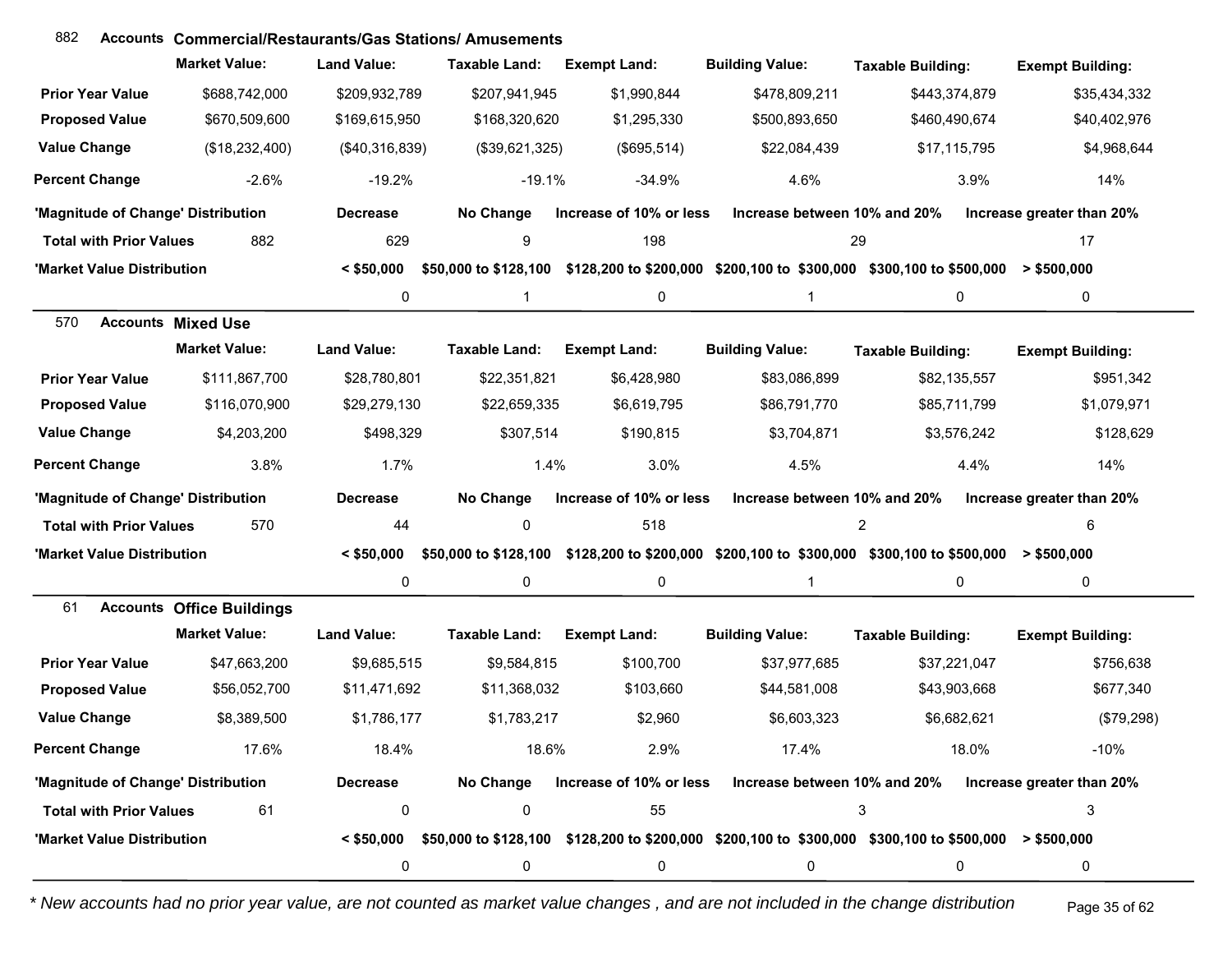## 882 Accounts Commercial/Restaurants/Gas Stations/ Amusements

| | Market Value: | Land Value: | Taxable Land: | Exempt Land: | Building Value: | Taxable Building: | Exempt Building: |
|---|---|---|---|---|---|---|---|
| Prior Year Value | $688,742,000 | $209,932,789 | $207,941,945 | $1,990,844 | $478,809,211 | $443,374,879 | $35,434,332 |
| Proposed Value | $670,509,600 | $169,615,950 | $168,320,620 | $1,295,330 | $500,893,650 | $460,490,674 | $40,402,976 |
| Value Change | ($18,232,400) | ($40,316,839) | ($39,621,325) | ($695,514) | $22,084,439 | $17,115,795 | $4,968,644 |
| Percent Change | -2.6% | -19.2% | -19.1% | -34.9% | 4.6% | 3.9% | 14% |

| 'Magnitude of Change' Distribution | | Decrease | No Change | Increase of 10% or less | Increase between 10% and 20% | Increase greater than 20% |
|---|---|---|---|---|---|---|
| Total with Prior Values | 882 | 629 | 9 | 198 | 29 | 17 |

| 'Market Value Distribution | < $50,000 | $50,000 to $128,100 | $128,200 to $200,000 | $200,100 to $300,000 | $300,100 to $500,000 | > $500,000 |
|---|---|---|---|---|---|---|
| | 0 | 1 | 0 | 1 | 0 | 0 |

## 570 Accounts Mixed Use

| | Market Value: | Land Value: | Taxable Land: | Exempt Land: | Building Value: | Taxable Building: | Exempt Building: |
|---|---|---|---|---|---|---|---|
| Prior Year Value | $111,867,700 | $28,780,801 | $22,351,821 | $6,428,980 | $83,086,899 | $82,135,557 | $951,342 |
| Proposed Value | $116,070,900 | $29,279,130 | $22,659,335 | $6,619,795 | $86,791,770 | $85,711,799 | $1,079,971 |
| Value Change | $4,203,200 | $498,329 | $307,514 | $190,815 | $3,704,871 | $3,576,242 | $128,629 |
| Percent Change | 3.8% | 1.7% | 1.4% | 3.0% | 4.5% | 4.4% | 14% |

| 'Magnitude of Change' Distribution | | Decrease | No Change | Increase of 10% or less | Increase between 10% and 20% | Increase greater than 20% |
|---|---|---|---|---|---|---|
| Total with Prior Values | 570 | 44 | 0 | 518 | 2 | 6 |

| 'Market Value Distribution | < $50,000 | $50,000 to $128,100 | $128,200 to $200,000 | $200,100 to $300,000 | $300,100 to $500,000 | > $500,000 |
|---|---|---|---|---|---|---|
| | 0 | 0 | 0 | 1 | 0 | 0 |

## 61 Accounts Office Buildings

| | Market Value: | Land Value: | Taxable Land: | Exempt Land: | Building Value: | Taxable Building: | Exempt Building: |
|---|---|---|---|---|---|---|---|
| Prior Year Value | $47,663,200 | $9,685,515 | $9,584,815 | $100,700 | $37,977,685 | $37,221,047 | $756,638 |
| Proposed Value | $56,052,700 | $11,471,692 | $11,368,032 | $103,660 | $44,581,008 | $43,903,668 | $677,340 |
| Value Change | $8,389,500 | $1,786,177 | $1,783,217 | $2,960 | $6,603,323 | $6,682,621 | ($79,298) |
| Percent Change | 17.6% | 18.4% | 18.6% | 2.9% | 17.4% | 18.0% | -10% |

| 'Magnitude of Change' Distribution | | Decrease | No Change | Increase of 10% or less | Increase between 10% and 20% | Increase greater than 20% |
|---|---|---|---|---|---|---|
| Total with Prior Values | 61 | 0 | 0 | 55 | 3 | 3 |

| 'Market Value Distribution | < $50,000 | $50,000 to $128,100 | $128,200 to $200,000 | $200,100 to $300,000 | $300,100 to $500,000 | > $500,000 |
|---|---|---|---|---|---|---|
| | 0 | 0 | 0 | 0 | 0 | 0 |

*\* New accounts had no prior year value, are not counted as market value changes , and are not included in the change distribution*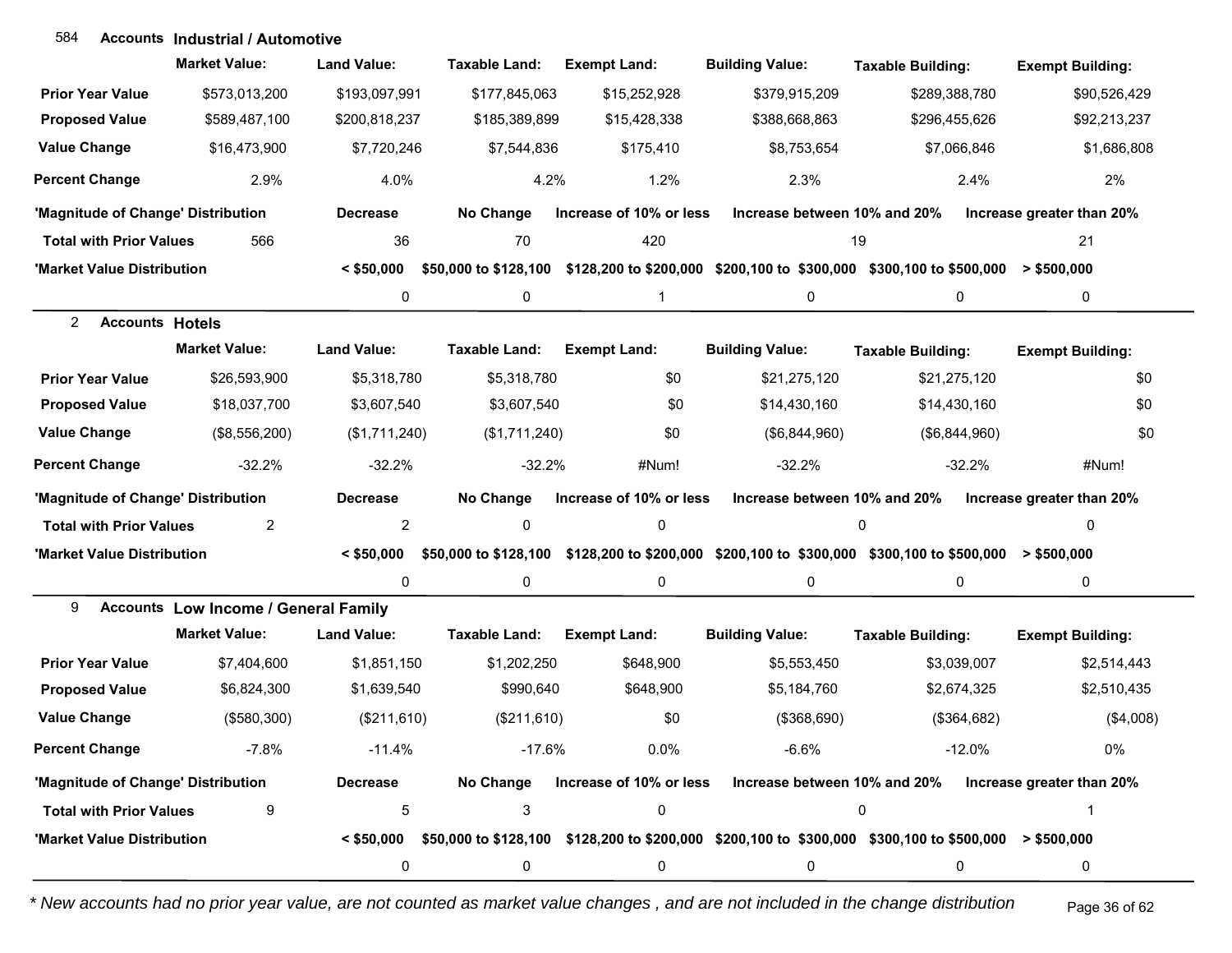## 584 Accounts Industrial / Automotive

| | Market Value: | Land Value: | Taxable Land: | Exempt Land: | Building Value: | Taxable Building: | Exempt Building: |
|---|---|---|---|---|---|---|---|
| **Prior Year Value** | $573,013,200 | $193,097,991 | $177,845,063 | $15,252,928 | $379,915,209 | $289,388,780 | $90,526,429 |
| **Proposed Value** | $589,487,100 | $200,818,237 | $185,389,899 | $15,428,338 | $388,668,863 | $296,455,626 | $92,213,237 |
| **Value Change** | $16,473,900 | $7,720,246 | $7,544,836 | $175,410 | $8,753,654 | $7,066,846 | $1,686,808 |
| **Percent Change** | 2.9% | 4.0% | 4.2% | 1.2% | 2.3% | 2.4% | 2% |

| 'Magnitude of Change' Distribution | | Decrease | No Change | Increase of 10% or less | Increase between 10% and 20% | Increase greater than 20% |
|---|---|---|---|---|---|---|
| **Total with Prior Values** | 566 | 36 | 70 | 420 | 19 | 21 |

| 'Market Value Distribution | < $50,000 | $50,000 to $128,100 | $128,200 to $200,000 | $200,100 to $300,000 | $300,100 to $500,000 | > $500,000 |
|---|---|---|---|---|---|---|
| | 0 | 0 | 1 | 0 | 0 | 0 |

## 2 Accounts Hotels

| | Market Value: | Land Value: | Taxable Land: | Exempt Land: | Building Value: | Taxable Building: | Exempt Building: |
|---|---|---|---|---|---|---|---|
| **Prior Year Value** | $26,593,900 | $5,318,780 | $5,318,780 | $0 | $21,275,120 | $21,275,120 | $0 |
| **Proposed Value** | $18,037,700 | $3,607,540 | $3,607,540 | $0 | $14,430,160 | $14,430,160 | $0 |
| **Value Change** | ($8,556,200) | ($1,711,240) | ($1,711,240) | $0 | ($6,844,960) | ($6,844,960) | $0 |
| **Percent Change** | -32.2% | -32.2% | -32.2% | #Num! | -32.2% | -32.2% | #Num! |

| 'Magnitude of Change' Distribution | | Decrease | No Change | Increase of 10% or less | Increase between 10% and 20% | Increase greater than 20% |
|---|---|---|---|---|---|---|
| **Total with Prior Values** | 2 | 2 | 0 | 0 | 0 | 0 |

| 'Market Value Distribution | < $50,000 | $50,000 to $128,100 | $128,200 to $200,000 | $200,100 to $300,000 | $300,100 to $500,000 | > $500,000 |
|---|---|---|---|---|---|---|
| | 0 | 0 | 0 | 0 | 0 | 0 |

## 9 Accounts Low Income / General Family

| | Market Value: | Land Value: | Taxable Land: | Exempt Land: | Building Value: | Taxable Building: | Exempt Building: |
|---|---|---|---|---|---|---|---|
| **Prior Year Value** | $7,404,600 | $1,851,150 | $1,202,250 | $648,900 | $5,553,450 | $3,039,007 | $2,514,443 |
| **Proposed Value** | $6,824,300 | $1,639,540 | $990,640 | $648,900 | $5,184,760 | $2,674,325 | $2,510,435 |
| **Value Change** | ($580,300) | ($211,610) | ($211,610) | $0 | ($368,690) | ($364,682) | ($4,008) |
| **Percent Change** | -7.8% | -11.4% | -17.6% | 0.0% | -6.6% | -12.0% | 0% |

| 'Magnitude of Change' Distribution | | Decrease | No Change | Increase of 10% or less | Increase between 10% and 20% | Increase greater than 20% |
|---|---|---|---|---|---|---|
| **Total with Prior Values** | 9 | 5 | 3 | 0 | 0 | 1 |

| 'Market Value Distribution | < $50,000 | $50,000 to $128,100 | $128,200 to $200,000 | $200,100 to $300,000 | $300,100 to $500,000 | > $500,000 |
|---|---|---|---|---|---|---|
| | 0 | 0 | 0 | 0 | 0 | 0 |

*\* New accounts had no prior year value, are not counted as market value changes , and are not included in the change distribution*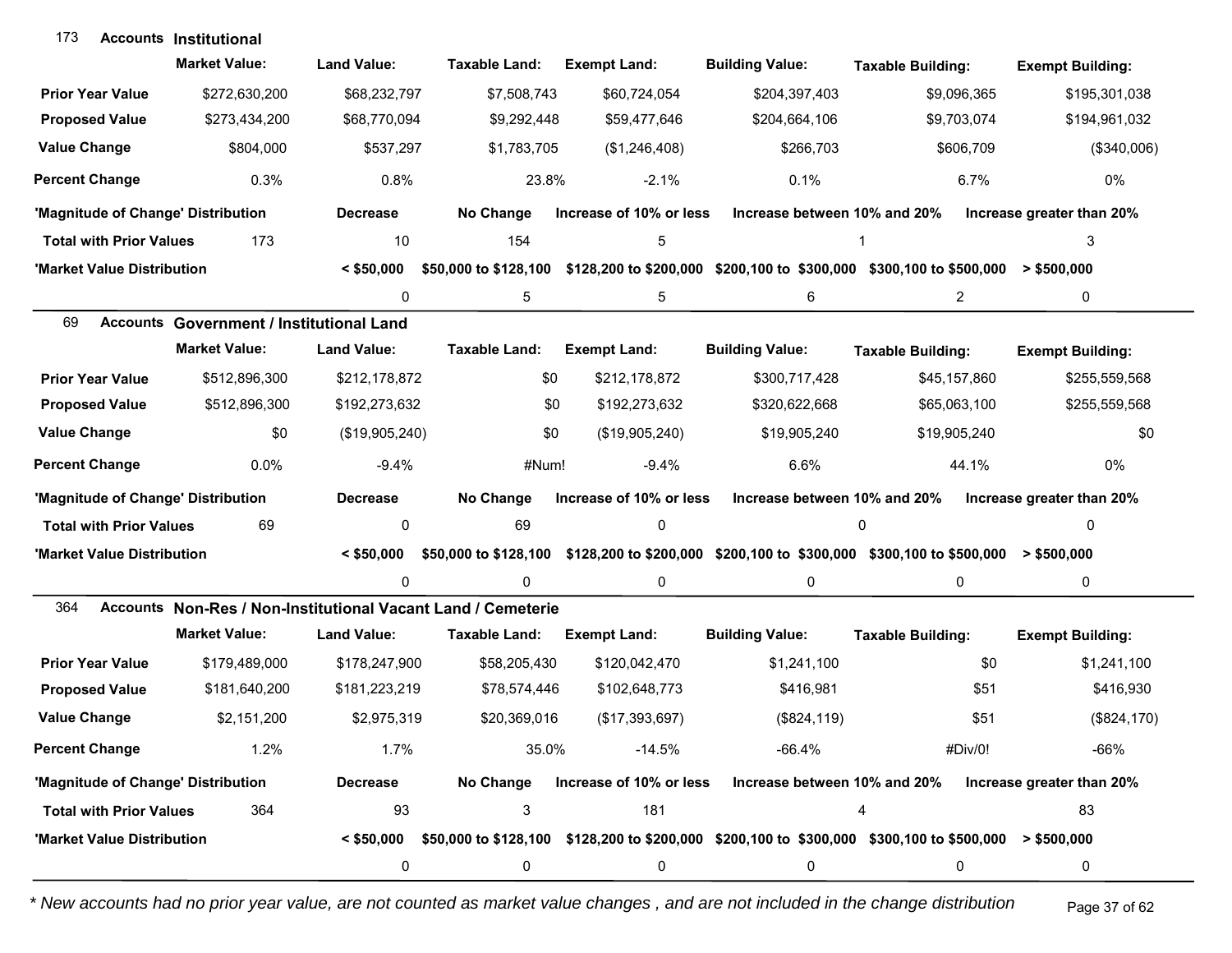## 173 Accounts Institutional

| | Market Value: | Land Value: | Taxable Land: | Exempt Land: | Building Value: | Taxable Building: | Exempt Building: |
|---|---|---|---|---|---|---|---|
| **Prior Year Value** | $272,630,200 | $68,232,797 | $7,508,743 | $60,724,054 | $204,397,403 | $9,096,365 | $195,301,038 |
| **Proposed Value** | $273,434,200 | $68,770,094 | $9,292,448 | $59,477,646 | $204,664,106 | $9,703,074 | $194,961,032 |
| **Value Change** | $804,000 | $537,297 | $1,783,705 | ($1,246,408) | $266,703 | $606,709 | ($340,006) |
| **Percent Change** | 0.3% | 0.8% | 23.8% | -2.1% | 0.1% | 6.7% | 0% |

| 'Magnitude of Change' Distribution | | Decrease | No Change | Increase of 10% or less | Increase between 10% and 20% | Increase greater than 20% |
|---|---|---|---|---|---|---|
| **Total with Prior Values** | 173 | 10 | 154 | 5 | 1 | 3 |

| 'Market Value Distribution | < $50,000 | $50,000 to $128,100 | $128,200 to $200,000 | $200,100 to $300,000 | $300,100 to $500,000 | > $500,000 |
|---|---|---|---|---|---|---|
| | 0 | 5 | 5 | 6 | 2 | 0 |

## 69 Accounts Government / Institutional Land

| | Market Value: | Land Value: | Taxable Land: | Exempt Land: | Building Value: | Taxable Building: | Exempt Building: |
|---|---|---|---|---|---|---|---|
| **Prior Year Value** | $512,896,300 | $212,178,872 | $0 | $212,178,872 | $300,717,428 | $45,157,860 | $255,559,568 |
| **Proposed Value** | $512,896,300 | $192,273,632 | $0 | $192,273,632 | $320,622,668 | $65,063,100 | $255,559,568 |
| **Value Change** | $0 | ($19,905,240) | $0 | ($19,905,240) | $19,905,240 | $19,905,240 | $0 |
| **Percent Change** | 0.0% | -9.4% | #Num! | -9.4% | 6.6% | 44.1% | 0% |

| 'Magnitude of Change' Distribution | | Decrease | No Change | Increase of 10% or less | Increase between 10% and 20% | Increase greater than 20% |
|---|---|---|---|---|---|---|
| **Total with Prior Values** | 69 | 0 | 69 | 0 | 0 | 0 |

| 'Market Value Distribution | < $50,000 | $50,000 to $128,100 | $128,200 to $200,000 | $200,100 to $300,000 | $300,100 to $500,000 | > $500,000 |
|---|---|---|---|---|---|---|
| | 0 | 0 | 0 | 0 | 0 | 0 |

## 364 Accounts Non-Res / Non-Institutional Vacant Land / Cemeterie

| | Market Value: | Land Value: | Taxable Land: | Exempt Land: | Building Value: | Taxable Building: | Exempt Building: |
|---|---|---|---|---|---|---|---|
| **Prior Year Value** | $179,489,000 | $178,247,900 | $58,205,430 | $120,042,470 | $1,241,100 | $0 | $1,241,100 |
| **Proposed Value** | $181,640,200 | $181,223,219 | $78,574,446 | $102,648,773 | $416,981 | $51 | $416,930 |
| **Value Change** | $2,151,200 | $2,975,319 | $20,369,016 | ($17,393,697) | ($824,119) | $51 | ($824,170) |
| **Percent Change** | 1.2% | 1.7% | 35.0% | -14.5% | -66.4% | #Div/0! | -66% |

| 'Magnitude of Change' Distribution | | Decrease | No Change | Increase of 10% or less | Increase between 10% and 20% | Increase greater than 20% |
|---|---|---|---|---|---|---|
| **Total with Prior Values** | 364 | 93 | 3 | 181 | 4 | 83 |

| 'Market Value Distribution | < $50,000 | $50,000 to $128,100 | $128,200 to $200,000 | $200,100 to $300,000 | $300,100 to $500,000 | > $500,000 |
|---|---|---|---|---|---|---|
| | 0 | 0 | 0 | 0 | 0 | 0 |

*\* New accounts had no prior year value, are not counted as market value changes , and are not included in the change distribution*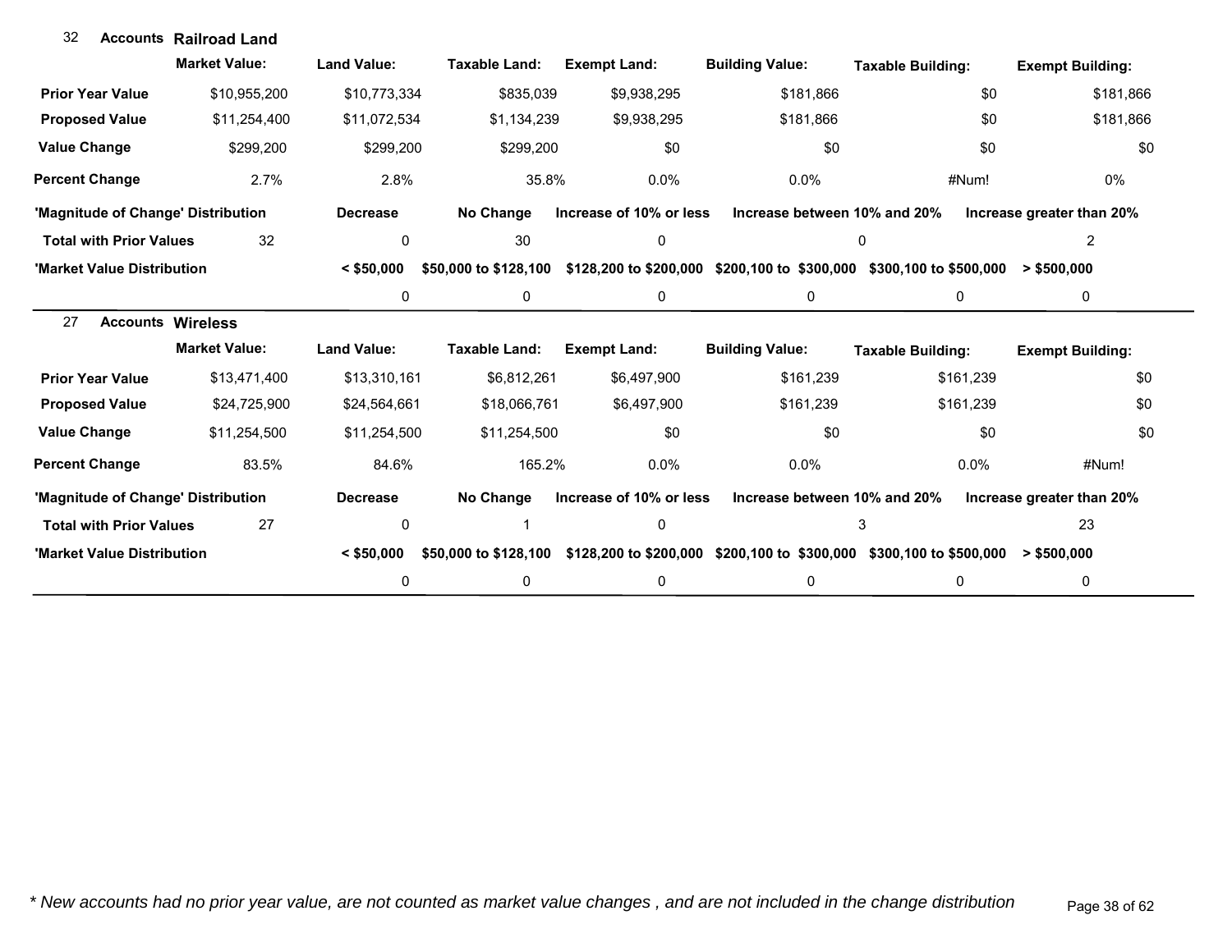## 32 Accounts Railroad Land

| | Market Value: | Land Value: | Taxable Land: | Exempt Land: | Building Value: | Taxable Building: | Exempt Building: |
|---|---|---|---|---|---|---|---|
| **Prior Year Value** | $10,955,200 | $10,773,334 | $835,039 | $9,938,295 | $181,866 | $0 | $181,866 |
| **Proposed Value** | $11,254,400 | $11,072,534 | $1,134,239 | $9,938,295 | $181,866 | $0 | $181,866 |
| **Value Change** | $299,200 | $299,200 | $299,200 | $0 | $0 | $0 | $0 |
| **Percent Change** | 2.7% | 2.8% | 35.8% | 0.0% | 0.0% | #Num! | 0% |

| 'Magnitude of Change' Distribution | | Decrease | No Change | Increase of 10% or less | Increase between 10% and 20% | Increase greater than 20% |
|---|---|---|---|---|---|---|
| **Total with Prior Values** | 32 | 0 | 30 | 0 | 0 | 2 |

| 'Market Value Distribution | < $50,000 | $50,000 to $128,100 | $128,200 to $200,000 | $200,100 to $300,000 | $300,100 to $500,000 | > $500,000 |
|---|---|---|---|---|---|---|
| | 0 | 0 | 0 | 0 | 0 | 0 |

## 27 Accounts Wireless

| | Market Value: | Land Value: | Taxable Land: | Exempt Land: | Building Value: | Taxable Building: | Exempt Building: |
|---|---|---|---|---|---|---|---|
| **Prior Year Value** | $13,471,400 | $13,310,161 | $6,812,261 | $6,497,900 | $161,239 | $161,239 | $0 |
| **Proposed Value** | $24,725,900 | $24,564,661 | $18,066,761 | $6,497,900 | $161,239 | $161,239 | $0 |
| **Value Change** | $11,254,500 | $11,254,500 | $11,254,500 | $0 | $0 | $0 | $0 |
| **Percent Change** | 83.5% | 84.6% | 165.2% | 0.0% | 0.0% | 0.0% | #Num! |

| 'Magnitude of Change' Distribution | | Decrease | No Change | Increase of 10% or less | Increase between 10% and 20% | Increase greater than 20% |
|---|---|---|---|---|---|---|
| **Total with Prior Values** | 27 | 0 | 1 | 0 | 3 | 23 |

| 'Market Value Distribution | < $50,000 | $50,000 to $128,100 | $128,200 to $200,000 | $200,100 to $300,000 | $300,100 to $500,000 | > $500,000 |
|---|---|---|---|---|---|---|
| | 0 | 0 | 0 | 0 | 0 | 0 |

*\* New accounts had no prior year value, are not counted as market value changes , and are not included in the change distribution*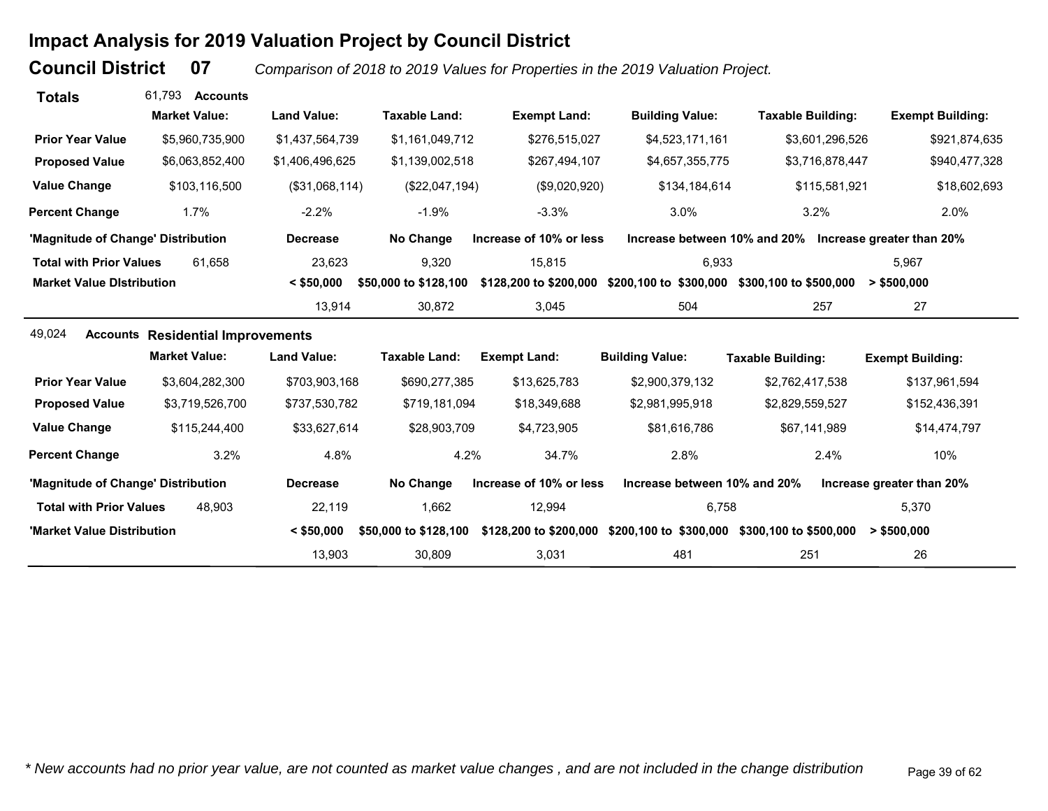# Impact Analysis for 2019 Valuation Project by Council District

## Council District 07

*Comparison of 2018 to 2019 Values for Properties in the 2019 Valuation Project.*

**Totals** 61,793 **Accounts**

| | Market Value: | Land Value: | Taxable Land: | Exempt Land: | Building Value: | Taxable Building: | Exempt Building: |
|---|---|---|---|---|---|---|---|
| **Prior Year Value** | $5,960,735,900 | $1,437,564,739 | $1,161,049,712 | $276,515,027 | $4,523,171,161 | $3,601,296,526 | $921,874,635 |
| **Proposed Value** | $6,063,852,400 | $1,406,496,625 | $1,139,002,518 | $267,494,107 | $4,657,355,775 | $3,716,878,447 | $940,477,328 |
| **Value Change** | $103,116,500 | ($31,068,114) | ($22,047,194) | ($9,020,920) | $134,184,614 | $115,581,921 | $18,602,693 |
| **Percent Change** | 1.7% | -2.2% | -1.9% | -3.3% | 3.0% | 3.2% | 2.0% |

| 'Magnitude of Change' Distribution | | Decrease | No Change | Increase of 10% or less | Increase between 10% and 20% | Increase greater than 20% |
|---|---|---|---|---|---|---|
| **Total with Prior Values** | 61,658 | 23,623 | 9,320 | 15,815 | 6,933 | 5,967 |

| Market Value DIstribution | < $50,000 | $50,000 to $128,100 | $128,200 to $200,000 | $200,100 to $300,000 | $300,100 to $500,000 | > $500,000 |
|---|---|---|---|---|---|---|
| | 13,914 | 30,872 | 3,045 | 504 | 257 | 27 |

49,024 **Accounts** **Residential Improvements**

| | Market Value: | Land Value: | Taxable Land: | Exempt Land: | Building Value: | Taxable Building: | Exempt Building: |
|---|---|---|---|---|---|---|---|
| **Prior Year Value** | $3,604,282,300 | $703,903,168 | $690,277,385 | $13,625,783 | $2,900,379,132 | $2,762,417,538 | $137,961,594 |
| **Proposed Value** | $3,719,526,700 | $737,530,782 | $719,181,094 | $18,349,688 | $2,981,995,918 | $2,829,559,527 | $152,436,391 |
| **Value Change** | $115,244,400 | $33,627,614 | $28,903,709 | $4,723,905 | $81,616,786 | $67,141,989 | $14,474,797 |
| **Percent Change** | 3.2% | 4.8% | 4.2% | 34.7% | 2.8% | 2.4% | 10% |

| 'Magnitude of Change' Distribution | | Decrease | No Change | Increase of 10% or less | Increase between 10% and 20% | Increase greater than 20% |
|---|---|---|---|---|---|---|
| **Total with Prior Values** | 48,903 | 22,119 | 1,662 | 12,994 | 6,758 | 5,370 |

| 'Market Value Distribution | < $50,000 | $50,000 to $128,100 | $128,200 to $200,000 | $200,100 to $300,000 | $300,100 to $500,000 | > $500,000 |
|---|---|---|---|---|---|---|
| | 13,903 | 30,809 | 3,031 | 481 | 251 | 26 |

*\* New accounts had no prior year value, are not counted as market value changes , and are not included in the change distribution*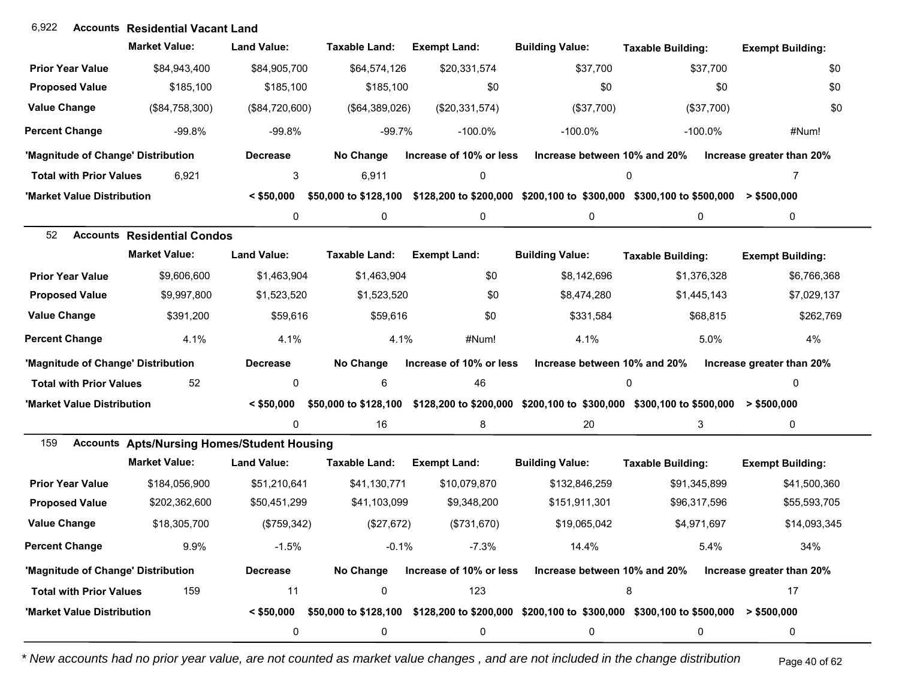## 6,922 Accounts Residential Vacant Land

| | Market Value: | Land Value: | Taxable Land: | Exempt Land: | Building Value: | Taxable Building: | Exempt Building: |
|---|---|---|---|---|---|---|---|
| Prior Year Value | $84,943,400 | $84,905,700 | $64,574,126 | $20,331,574 | $37,700 | $37,700 | $0 |
| Proposed Value | $185,100 | $185,100 | $185,100 | $0 | $0 | $0 | $0 |
| Value Change | ($84,758,300) | ($84,720,600) | ($64,389,026) | ($20,331,574) | ($37,700) | ($37,700) | $0 |
| Percent Change | -99.8% | -99.8% | -99.7% | -100.0% | -100.0% | -100.0% | #Num! |

| 'Magnitude of Change' Distribution | | Decrease | No Change | Increase of 10% or less | Increase between 10% and 20% | Increase greater than 20% |
|---|---|---|---|---|---|---|
| Total with Prior Values | 6,921 | 3 | 6,911 | 0 | 0 | 7 |

| 'Market Value Distribution | < $50,000 | $50,000 to $128,100 | $128,200 to $200,000 | $200,100 to $300,000 | $300,100 to $500,000 | > $500,000 |
|---|---|---|---|---|---|---|
| | 0 | 0 | 0 | 0 | 0 | 0 |

## 52 Accounts Residential Condos

| | Market Value: | Land Value: | Taxable Land: | Exempt Land: | Building Value: | Taxable Building: | Exempt Building: |
|---|---|---|---|---|---|---|---|
| Prior Year Value | $9,606,600 | $1,463,904 | $1,463,904 | $0 | $8,142,696 | $1,376,328 | $6,766,368 |
| Proposed Value | $9,997,800 | $1,523,520 | $1,523,520 | $0 | $8,474,280 | $1,445,143 | $7,029,137 |
| Value Change | $391,200 | $59,616 | $59,616 | $0 | $331,584 | $68,815 | $262,769 |
| Percent Change | 4.1% | 4.1% | 4.1% | #Num! | 4.1% | 5.0% | 4% |

| 'Magnitude of Change' Distribution | | Decrease | No Change | Increase of 10% or less | Increase between 10% and 20% | Increase greater than 20% |
|---|---|---|---|---|---|---|
| Total with Prior Values | 52 | 0 | 6 | 46 | 0 | 0 |

| 'Market Value Distribution | < $50,000 | $50,000 to $128,100 | $128,200 to $200,000 | $200,100 to $300,000 | $300,100 to $500,000 | > $500,000 |
|---|---|---|---|---|---|---|
| | 0 | 16 | 8 | 20 | 3 | 0 |

## 159 Accounts Apts/Nursing Homes/Student Housing

| | Market Value: | Land Value: | Taxable Land: | Exempt Land: | Building Value: | Taxable Building: | Exempt Building: |
|---|---|---|---|---|---|---|---|
| Prior Year Value | $184,056,900 | $51,210,641 | $41,130,771 | $10,079,870 | $132,846,259 | $91,345,899 | $41,500,360 |
| Proposed Value | $202,362,600 | $50,451,299 | $41,103,099 | $9,348,200 | $151,911,301 | $96,317,596 | $55,593,705 |
| Value Change | $18,305,700 | ($759,342) | ($27,672) | ($731,670) | $19,065,042 | $4,971,697 | $14,093,345 |
| Percent Change | 9.9% | -1.5% | -0.1% | -7.3% | 14.4% | 5.4% | 34% |

| 'Magnitude of Change' Distribution | | Decrease | No Change | Increase of 10% or less | Increase between 10% and 20% | Increase greater than 20% |
|---|---|---|---|---|---|---|
| Total with Prior Values | 159 | 11 | 0 | 123 | 8 | 17 |

| 'Market Value Distribution | < $50,000 | $50,000 to $128,100 | $128,200 to $200,000 | $200,100 to $300,000 | $300,100 to $500,000 | > $500,000 |
|---|---|---|---|---|---|---|
| | 0 | 0 | 0 | 0 | 0 | 0 |

*\* New accounts had no prior year value, are not counted as market value changes , and are not included in the change distribution*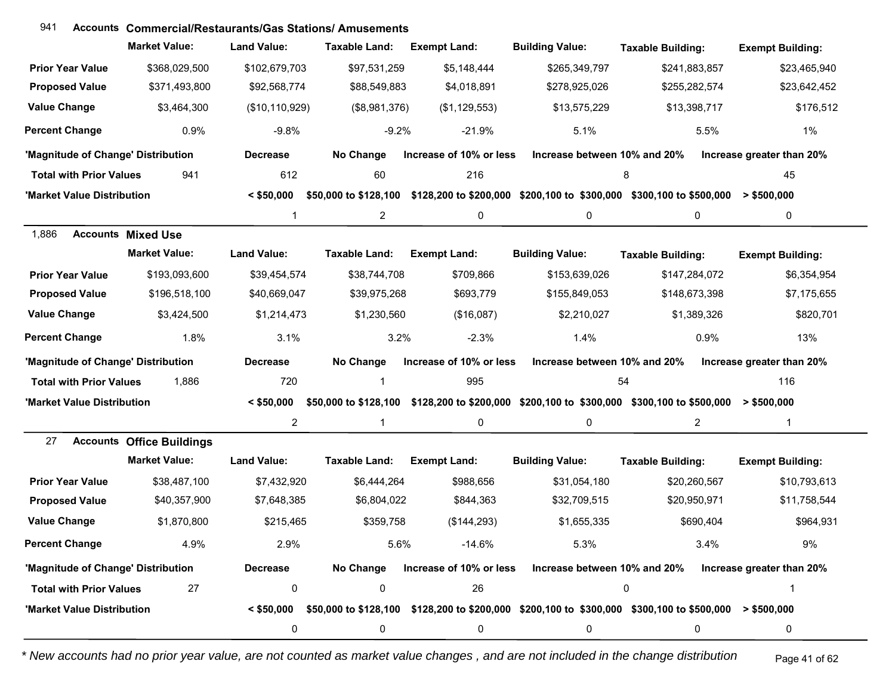## 941 Accounts Commercial/Restaurants/Gas Stations/ Amusements

| | Market Value: | Land Value: | Taxable Land: | Exempt Land: | Building Value: | Taxable Building: | Exempt Building: |
|---|---|---|---|---|---|---|---|
| **Prior Year Value** | $368,029,500 | $102,679,703 | $97,531,259 | $5,148,444 | $265,349,797 | $241,883,857 | $23,465,940 |
| **Proposed Value** | $371,493,800 | $92,568,774 | $88,549,883 | $4,018,891 | $278,925,026 | $255,282,574 | $23,642,452 |
| **Value Change** | $3,464,300 | ($10,110,929) | ($8,981,376) | ($1,129,553) | $13,575,229 | $13,398,717 | $176,512 |
| **Percent Change** | 0.9% | -9.8% | -9.2% | -21.9% | 5.1% | 5.5% | 1% |

| 'Magnitude of Change' Distribution | | Decrease | No Change | Increase of 10% or less | Increase between 10% and 20% | Increase greater than 20% |
|---|---|---|---|---|---|---|
| **Total with Prior Values** | 941 | 612 | 60 | 216 | 8 | 45 |

| 'Market Value Distribution | < $50,000 | $50,000 to $128,100 | $128,200 to $200,000 | $200,100 to $300,000 | $300,100 to $500,000 | > $500,000 |
|---|---|---|---|---|---|---|
| | 1 | 2 | 0 | 0 | 0 | 0 |

## 1,886 Accounts Mixed Use

| | Market Value: | Land Value: | Taxable Land: | Exempt Land: | Building Value: | Taxable Building: | Exempt Building: |
|---|---|---|---|---|---|---|---|
| **Prior Year Value** | $193,093,600 | $39,454,574 | $38,744,708 | $709,866 | $153,639,026 | $147,284,072 | $6,354,954 |
| **Proposed Value** | $196,518,100 | $40,669,047 | $39,975,268 | $693,779 | $155,849,053 | $148,673,398 | $7,175,655 |
| **Value Change** | $3,424,500 | $1,214,473 | $1,230,560 | ($16,087) | $2,210,027 | $1,389,326 | $820,701 |
| **Percent Change** | 1.8% | 3.1% | 3.2% | -2.3% | 1.4% | 0.9% | 13% |

| 'Magnitude of Change' Distribution | | Decrease | No Change | Increase of 10% or less | Increase between 10% and 20% | Increase greater than 20% |
|---|---|---|---|---|---|---|
| **Total with Prior Values** | 1,886 | 720 | 1 | 995 | 54 | 116 |

| 'Market Value Distribution | < $50,000 | $50,000 to $128,100 | $128,200 to $200,000 | $200,100 to $300,000 | $300,100 to $500,000 | > $500,000 |
|---|---|---|---|---|---|---|
| | 2 | 1 | 0 | 0 | 2 | 1 |

## 27 Accounts Office Buildings

| | Market Value: | Land Value: | Taxable Land: | Exempt Land: | Building Value: | Taxable Building: | Exempt Building: |
|---|---|---|---|---|---|---|---|
| **Prior Year Value** | $38,487,100 | $7,432,920 | $6,444,264 | $988,656 | $31,054,180 | $20,260,567 | $10,793,613 |
| **Proposed Value** | $40,357,900 | $7,648,385 | $6,804,022 | $844,363 | $32,709,515 | $20,950,971 | $11,758,544 |
| **Value Change** | $1,870,800 | $215,465 | $359,758 | ($144,293) | $1,655,335 | $690,404 | $964,931 |
| **Percent Change** | 4.9% | 2.9% | 5.6% | -14.6% | 5.3% | 3.4% | 9% |

| 'Magnitude of Change' Distribution | | Decrease | No Change | Increase of 10% or less | Increase between 10% and 20% | Increase greater than 20% |
|---|---|---|---|---|---|---|
| **Total with Prior Values** | 27 | 0 | 0 | 26 | 0 | 1 |

| 'Market Value Distribution | < $50,000 | $50,000 to $128,100 | $128,200 to $200,000 | $200,100 to $300,000 | $300,100 to $500,000 | > $500,000 |
|---|---|---|---|---|---|---|
| | 0 | 0 | 0 | 0 | 0 | 0 |

*\* New accounts had no prior year value, are not counted as market value changes , and are not included in the change distribution*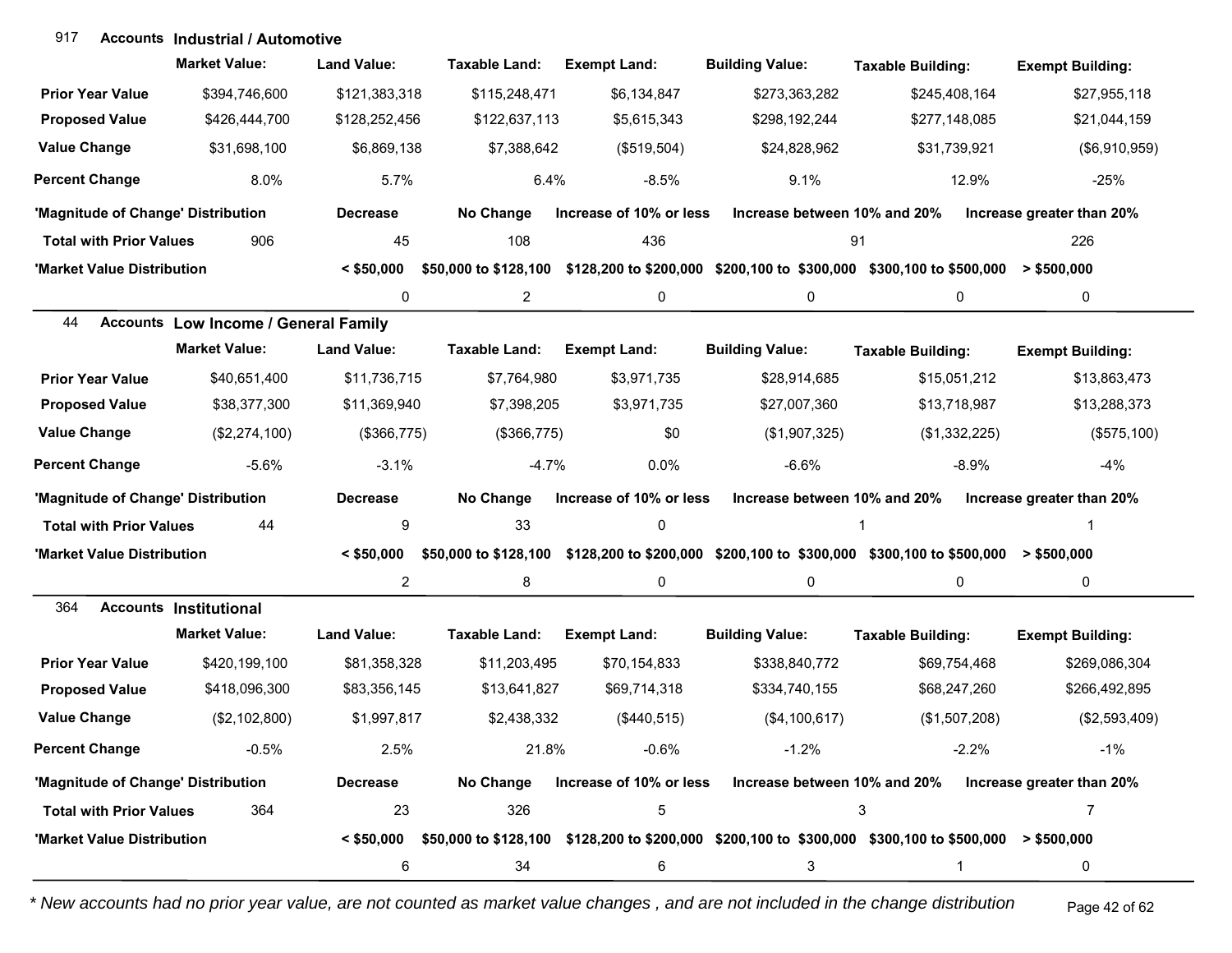## 917 Accounts Industrial / Automotive

| | Market Value: | Land Value: | Taxable Land: | Exempt Land: | Building Value: | Taxable Building: | Exempt Building: |
|---|---|---|---|---|---|---|---|
| Prior Year Value | $394,746,600 | $121,383,318 | $115,248,471 | $6,134,847 | $273,363,282 | $245,408,164 | $27,955,118 |
| Proposed Value | $426,444,700 | $128,252,456 | $122,637,113 | $5,615,343 | $298,192,244 | $277,148,085 | $21,044,159 |
| Value Change | $31,698,100 | $6,869,138 | $7,388,642 | ($519,504) | $24,828,962 | $31,739,921 | ($6,910,959) |
| Percent Change | 8.0% | 5.7% | 6.4% | -8.5% | 9.1% | 12.9% | -25% |

| 'Magnitude of Change' Distribution | | Decrease | No Change | Increase of 10% or less | Increase between 10% and 20% | Increase greater than 20% |
|---|---|---|---|---|---|---|
| Total with Prior Values | 906 | 45 | 108 | 436 | 91 | 226 |

| 'Market Value Distribution | < $50,000 | $50,000 to $128,100 | $128,200 to $200,000 | $200,100 to $300,000 | $300,100 to $500,000 | > $500,000 |
|---|---|---|---|---|---|---|
| | 0 | 2 | 0 | 0 | 0 | 0 |

## 44 Accounts Low Income / General Family

| | Market Value: | Land Value: | Taxable Land: | Exempt Land: | Building Value: | Taxable Building: | Exempt Building: |
|---|---|---|---|---|---|---|---|
| Prior Year Value | $40,651,400 | $11,736,715 | $7,764,980 | $3,971,735 | $28,914,685 | $15,051,212 | $13,863,473 |
| Proposed Value | $38,377,300 | $11,369,940 | $7,398,205 | $3,971,735 | $27,007,360 | $13,718,987 | $13,288,373 |
| Value Change | ($2,274,100) | ($366,775) | ($366,775) | $0 | ($1,907,325) | ($1,332,225) | ($575,100) |
| Percent Change | -5.6% | -3.1% | -4.7% | 0.0% | -6.6% | -8.9% | -4% |

| 'Magnitude of Change' Distribution | | Decrease | No Change | Increase of 10% or less | Increase between 10% and 20% | Increase greater than 20% |
|---|---|---|---|---|---|---|
| Total with Prior Values | 44 | 9 | 33 | 0 | 1 | 1 |

| 'Market Value Distribution | < $50,000 | $50,000 to $128,100 | $128,200 to $200,000 | $200,100 to $300,000 | $300,100 to $500,000 | > $500,000 |
|---|---|---|---|---|---|---|
| | 2 | 8 | 0 | 0 | 0 | 0 |

## 364 Accounts Institutional

| | Market Value: | Land Value: | Taxable Land: | Exempt Land: | Building Value: | Taxable Building: | Exempt Building: |
|---|---|---|---|---|---|---|---|
| Prior Year Value | $420,199,100 | $81,358,328 | $11,203,495 | $70,154,833 | $338,840,772 | $69,754,468 | $269,086,304 |
| Proposed Value | $418,096,300 | $83,356,145 | $13,641,827 | $69,714,318 | $334,740,155 | $68,247,260 | $266,492,895 |
| Value Change | ($2,102,800) | $1,997,817 | $2,438,332 | ($440,515) | ($4,100,617) | ($1,507,208) | ($2,593,409) |
| Percent Change | -0.5% | 2.5% | 21.8% | -0.6% | -1.2% | -2.2% | -1% |

| 'Magnitude of Change' Distribution | | Decrease | No Change | Increase of 10% or less | Increase between 10% and 20% | Increase greater than 20% |
|---|---|---|---|---|---|---|
| Total with Prior Values | 364 | 23 | 326 | 5 | 3 | 7 |

| 'Market Value Distribution | < $50,000 | $50,000 to $128,100 | $128,200 to $200,000 | $200,100 to $300,000 | $300,100 to $500,000 | > $500,000 |
|---|---|---|---|---|---|---|
| | 6 | 34 | 6 | 3 | 1 | 0 |

*\* New accounts had no prior year value, are not counted as market value changes , and are not included in the change distribution*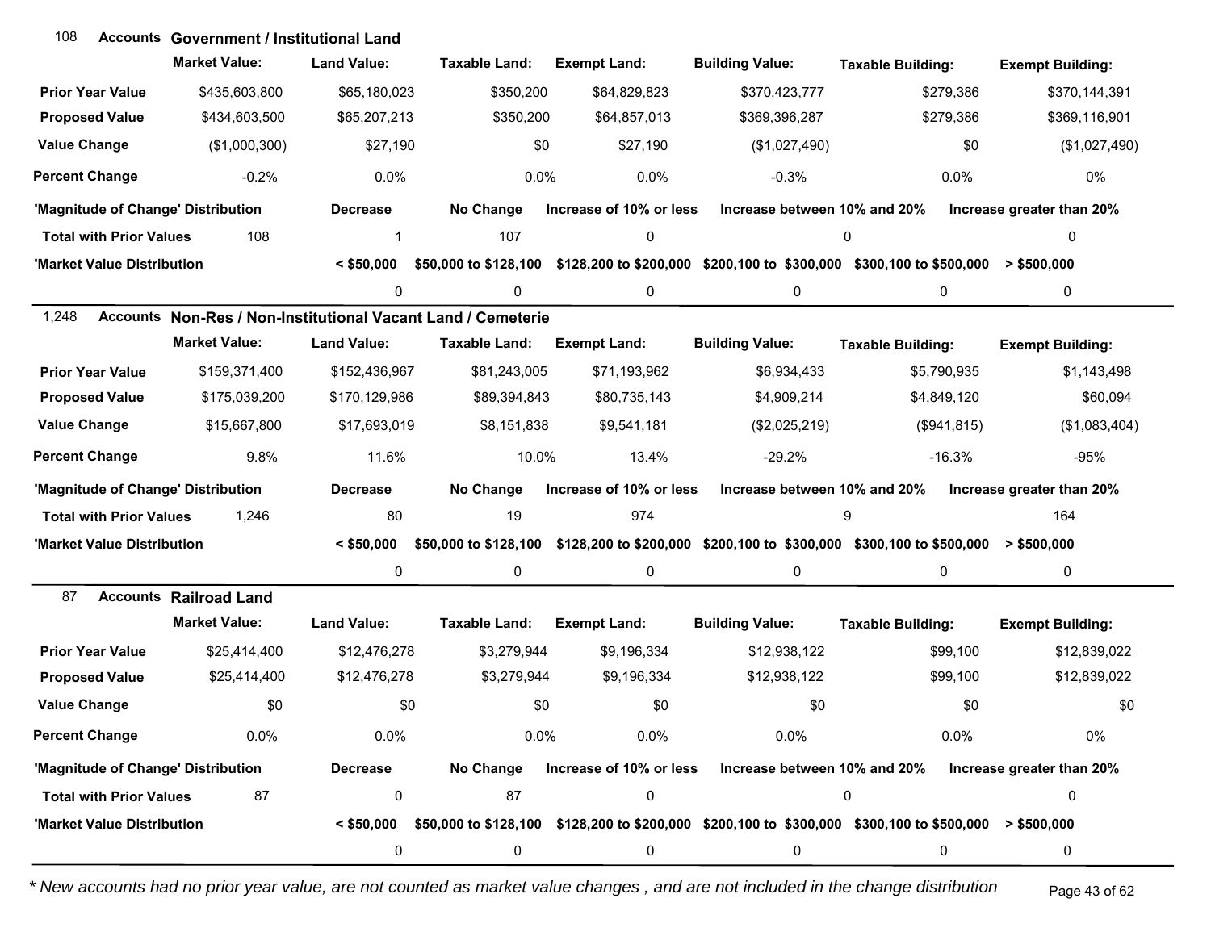## 108 Accounts Government / Institutional Land

| | Market Value: | Land Value: | Taxable Land: | Exempt Land: | Building Value: | Taxable Building: | Exempt Building: |
|---|---|---|---|---|---|---|---|
| **Prior Year Value** | $435,603,800 | $65,180,023 | $350,200 | $64,829,823 | $370,423,777 | $279,386 | $370,144,391 |
| **Proposed Value** | $434,603,500 | $65,207,213 | $350,200 | $64,857,013 | $369,396,287 | $279,386 | $369,116,901 |
| **Value Change** | ($1,000,300) | $27,190 | $0 | $27,190 | ($1,027,490) | $0 | ($1,027,490) |
| **Percent Change** | -0.2% | 0.0% | 0.0% | 0.0% | -0.3% | 0.0% | 0% |

| 'Magnitude of Change' Distribution | | Decrease | No Change | Increase of 10% or less | Increase between 10% and 20% | Increase greater than 20% |
|---|---|---|---|---|---|---|
| **Total with Prior Values** | 108 | 1 | 107 | 0 | 0 | 0 |

| 'Market Value Distribution | < $50,000 | $50,000 to $128,100 | $128,200 to $200,000 | $200,100 to $300,000 | $300,100 to $500,000 | > $500,000 |
|---|---|---|---|---|---|---|
| | 0 | 0 | 0 | 0 | 0 | 0 |

## 1,248 Accounts Non-Res / Non-Institutional Vacant Land / Cemeterie

| | Market Value: | Land Value: | Taxable Land: | Exempt Land: | Building Value: | Taxable Building: | Exempt Building: |
|---|---|---|---|---|---|---|---|
| **Prior Year Value** | $159,371,400 | $152,436,967 | $81,243,005 | $71,193,962 | $6,934,433 | $5,790,935 | $1,143,498 |
| **Proposed Value** | $175,039,200 | $170,129,986 | $89,394,843 | $80,735,143 | $4,909,214 | $4,849,120 | $60,094 |
| **Value Change** | $15,667,800 | $17,693,019 | $8,151,838 | $9,541,181 | ($2,025,219) | ($941,815) | ($1,083,404) |
| **Percent Change** | 9.8% | 11.6% | 10.0% | 13.4% | -29.2% | -16.3% | -95% |

| 'Magnitude of Change' Distribution | | Decrease | No Change | Increase of 10% or less | Increase between 10% and 20% | Increase greater than 20% |
|---|---|---|---|---|---|---|
| **Total with Prior Values** | 1,246 | 80 | 19 | 974 | 9 | 164 |

| 'Market Value Distribution | < $50,000 | $50,000 to $128,100 | $128,200 to $200,000 | $200,100 to $300,000 | $300,100 to $500,000 | > $500,000 |
|---|---|---|---|---|---|---|
| | 0 | 0 | 0 | 0 | 0 | 0 |

## 87 Accounts Railroad Land

| | Market Value: | Land Value: | Taxable Land: | Exempt Land: | Building Value: | Taxable Building: | Exempt Building: |
|---|---|---|---|---|---|---|---|
| **Prior Year Value** | $25,414,400 | $12,476,278 | $3,279,944 | $9,196,334 | $12,938,122 | $99,100 | $12,839,022 |
| **Proposed Value** | $25,414,400 | $12,476,278 | $3,279,944 | $9,196,334 | $12,938,122 | $99,100 | $12,839,022 |
| **Value Change** | $0 | $0 | $0 | $0 | $0 | $0 | $0 |
| **Percent Change** | 0.0% | 0.0% | 0.0% | 0.0% | 0.0% | 0.0% | 0% |

| 'Magnitude of Change' Distribution | | Decrease | No Change | Increase of 10% or less | Increase between 10% and 20% | Increase greater than 20% |
|---|---|---|---|---|---|---|
| **Total with Prior Values** | 87 | 0 | 87 | 0 | 0 | 0 |

| 'Market Value Distribution | < $50,000 | $50,000 to $128,100 | $128,200 to $200,000 | $200,100 to $300,000 | $300,100 to $500,000 | > $500,000 |
|---|---|---|---|---|---|---|
| | 0 | 0 | 0 | 0 | 0 | 0 |

*\* New accounts had no prior year value, are not counted as market value changes , and are not included in the change distribution*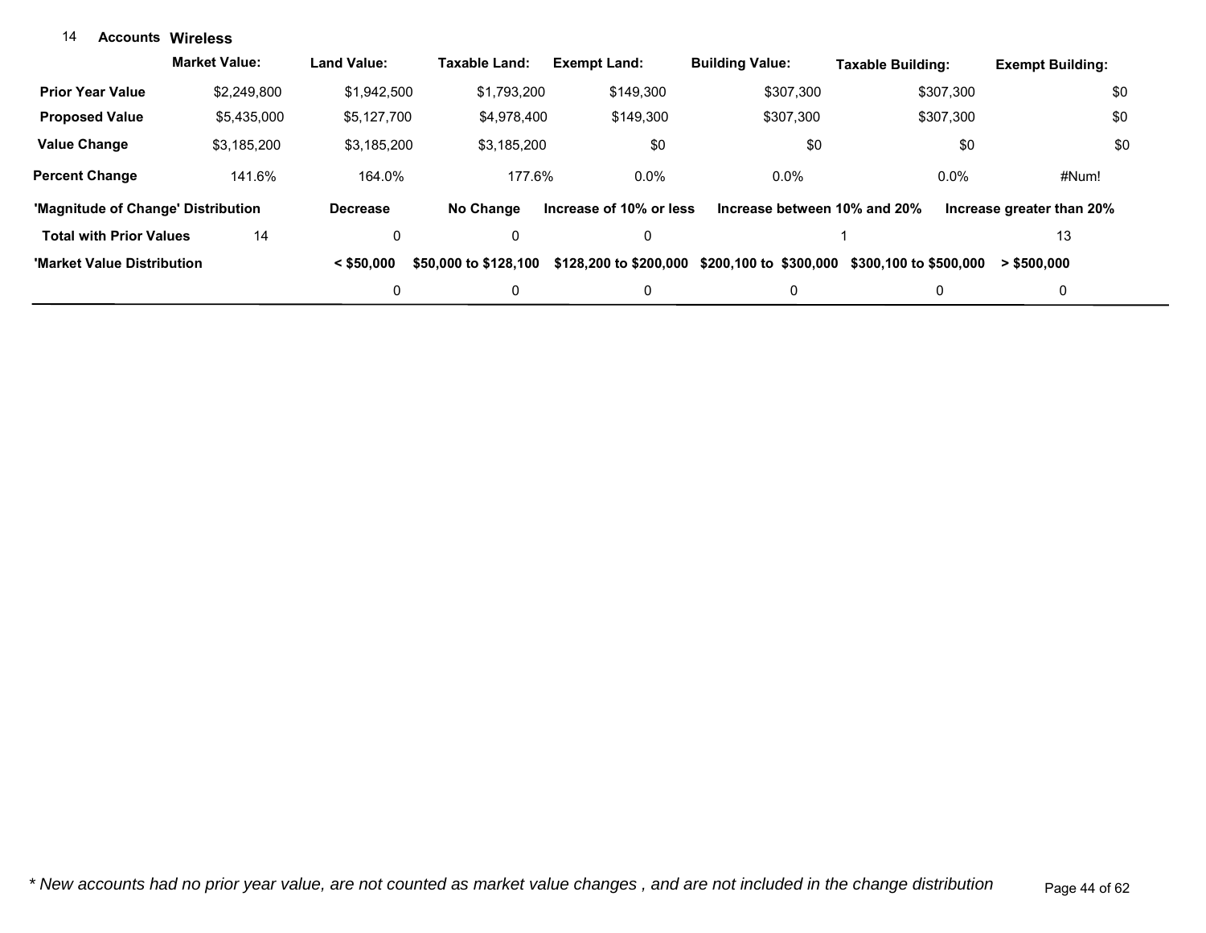14 **Accounts** **Wireless**

| | Market Value: | Land Value: | Taxable Land: | Exempt Land: | Building Value: | Taxable Building: | Exempt Building: |
|---|---|---|---|---|---|---|---|
| **Prior Year Value** | $2,249,800 | $1,942,500 | $1,793,200 | $149,300 | $307,300 | $307,300 | $0 |
| **Proposed Value** | $5,435,000 | $5,127,700 | $4,978,400 | $149,300 | $307,300 | $307,300 | $0 |
| **Value Change** | $3,185,200 | $3,185,200 | $3,185,200 | $0 | $0 | $0 | $0 |
| **Percent Change** | 141.6% | 164.0% | 177.6% | 0.0% | 0.0% | 0.0% | #Num! |

| **'Magnitude of Change' Distribution** | | **Decrease** | **No Change** | **Increase of 10% or less** | **Increase between 10% and 20%** | **Increase greater than 20%** |
|---|---|---|---|---|---|---|
| **Total with Prior Values** | 14 | 0 | 0 | 0 | 1 | 13 |

| **'Market Value Distribution** | **< $50,000** | **$50,000 to $128,100** | **$128,200 to $200,000** | **$200,100 to $300,000** | **$300,100 to $500,000** | **> $500,000** |
|---|---|---|---|---|---|---|
| | 0 | 0 | 0 | 0 | 0 | 0 |

*\* New accounts had no prior year value, are not counted as market value changes , and are not included in the change distribution*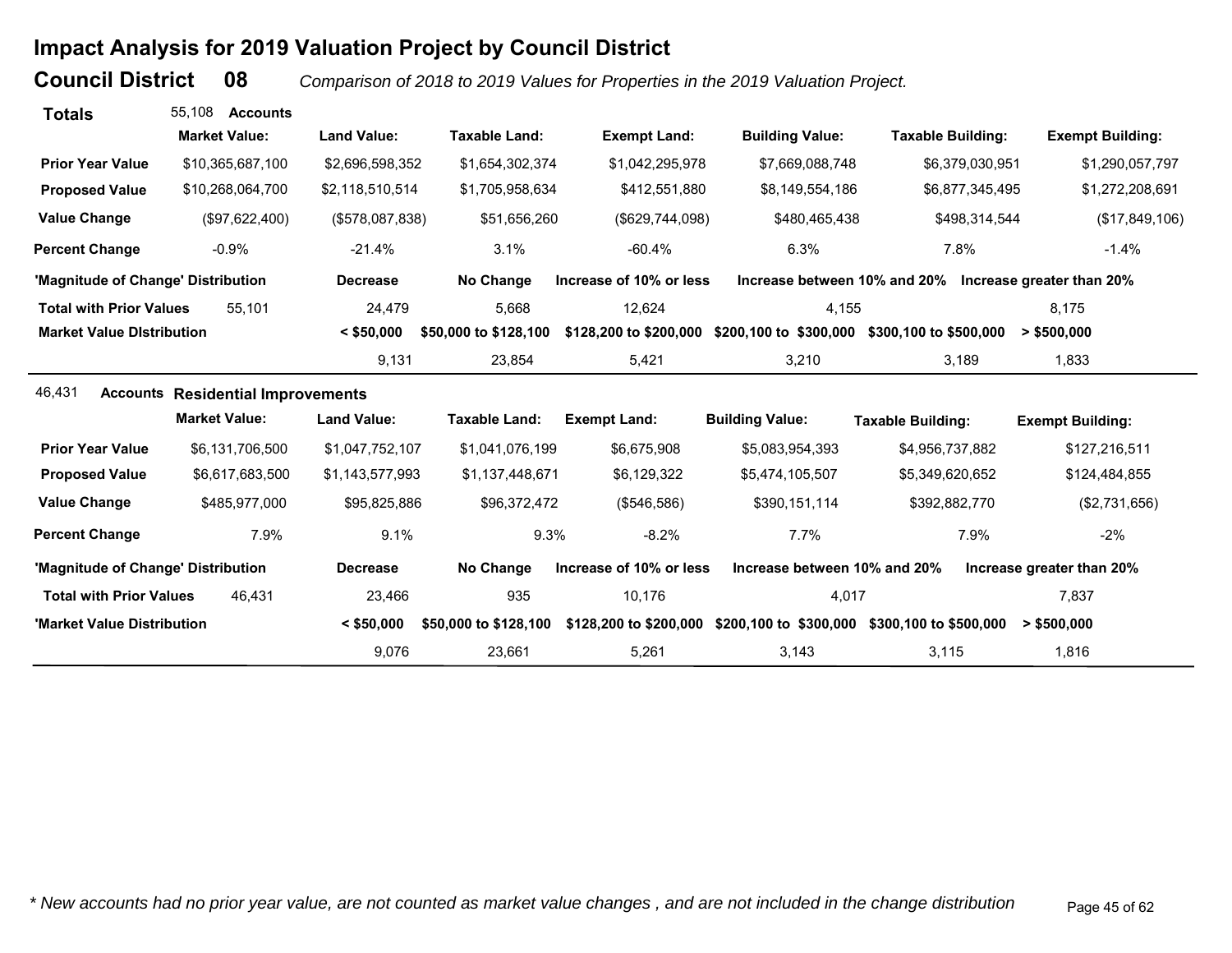# Impact Analysis for 2019 Valuation Project by Council District

## Council District 08

*Comparison of 2018 to 2019 Values for Properties in the 2019 Valuation Project.*

**Totals** 55,108 **Accounts**

| | Market Value: | Land Value: | Taxable Land: | Exempt Land: | Building Value: | Taxable Building: | Exempt Building: |
|---|---|---|---|---|---|---|---|
| **Prior Year Value** | $10,365,687,100 | $2,696,598,352 | $1,654,302,374 | $1,042,295,978 | $7,669,088,748 | $6,379,030,951 | $1,290,057,797 |
| **Proposed Value** | $10,268,064,700 | $2,118,510,514 | $1,705,958,634 | $412,551,880 | $8,149,554,186 | $6,877,345,495 | $1,272,208,691 |
| **Value Change** | ($97,622,400) | ($578,087,838) | $51,656,260 | ($629,744,098) | $480,465,438 | $498,314,544 | ($17,849,106) |
| **Percent Change** | -0.9% | -21.4% | 3.1% | -60.4% | 6.3% | 7.8% | -1.4% |

| 'Magnitude of Change' Distribution | | Decrease | No Change | Increase of 10% or less | Increase between 10% and 20% | Increase greater than 20% |
|---|---|---|---|---|---|---|
| **Total with Prior Values** | 55,101 | 24,479 | 5,668 | 12,624 | 4,155 | 8,175 |

| Market Value DIstribution | < $50,000 | $50,000 to $128,100 | $128,200 to $200,000 | $200,100 to $300,000 | $300,100 to $500,000 | > $500,000 |
|---|---|---|---|---|---|---|
| | 9,131 | 23,854 | 5,421 | 3,210 | 3,189 | 1,833 |

46,431 **Accounts** **Residential Improvements**

| | Market Value: | Land Value: | Taxable Land: | Exempt Land: | Building Value: | Taxable Building: | Exempt Building: |
|---|---|---|---|---|---|---|---|
| **Prior Year Value** | $6,131,706,500 | $1,047,752,107 | $1,041,076,199 | $6,675,908 | $5,083,954,393 | $4,956,737,882 | $127,216,511 |
| **Proposed Value** | $6,617,683,500 | $1,143,577,993 | $1,137,448,671 | $6,129,322 | $5,474,105,507 | $5,349,620,652 | $124,484,855 |
| **Value Change** | $485,977,000 | $95,825,886 | $96,372,472 | ($546,586) | $390,151,114 | $392,882,770 | ($2,731,656) |
| **Percent Change** | 7.9% | 9.1% | 9.3% | -8.2% | 7.7% | 7.9% | -2% |

| 'Magnitude of Change' Distribution | | Decrease | No Change | Increase of 10% or less | Increase between 10% and 20% | Increase greater than 20% |
|---|---|---|---|---|---|---|
| **Total with Prior Values** | 46,431 | 23,466 | 935 | 10,176 | 4,017 | 7,837 |

| 'Market Value Distribution | < $50,000 | $50,000 to $128,100 | $128,200 to $200,000 | $200,100 to $300,000 | $300,100 to $500,000 | > $500,000 |
|---|---|---|---|---|---|---|
| | 9,076 | 23,661 | 5,261 | 3,143 | 3,115 | 1,816 |

*\* New accounts had no prior year value, are not counted as market value changes , and are not included in the change distribution*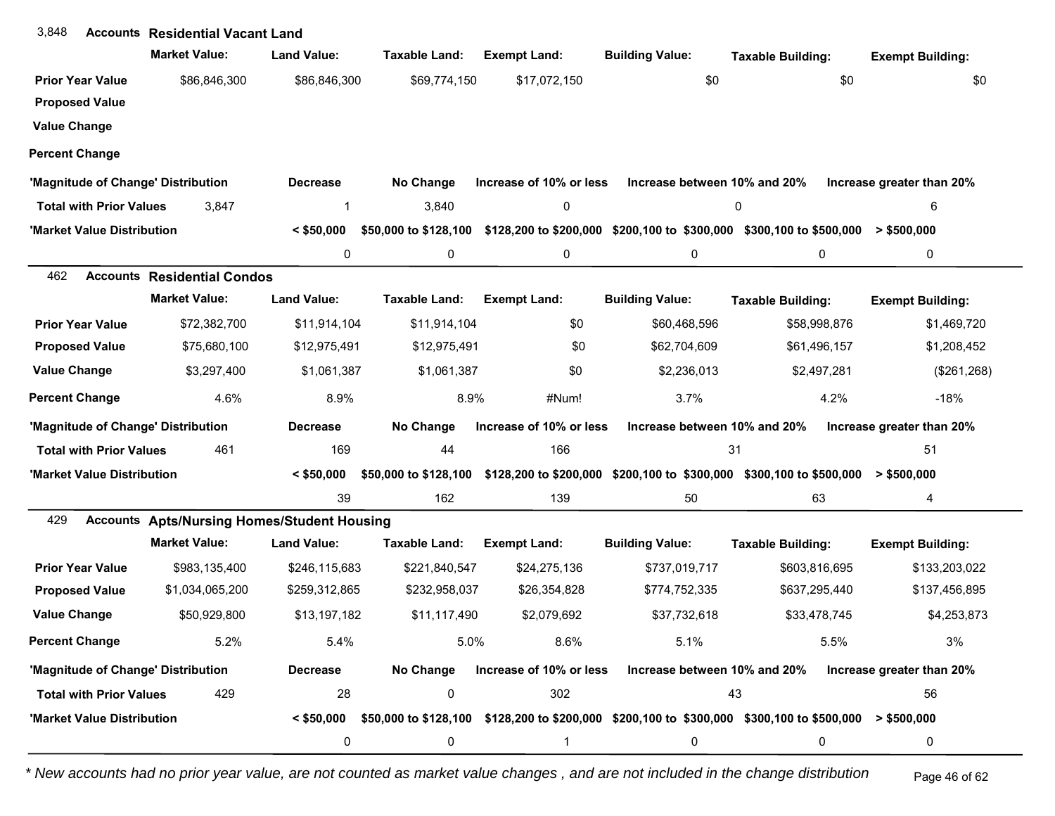## 3,848 Accounts Residential Vacant Land

| | Market Value: | Land Value: | Taxable Land: | Exempt Land: | Building Value: | Taxable Building: | Exempt Building: |
|---|---|---|---|---|---|---|---|
| Prior Year Value | $86,846,300 | $86,846,300 | $69,774,150 | $17,072,150 | $0 | $0 | $0 |
| Proposed Value | | | | | | | |
| Value Change | | | | | | | |
| Percent Change | | | | | | | |

| 'Magnitude of Change' Distribution | | Decrease | No Change | Increase of 10% or less | Increase between 10% and 20% | Increase greater than 20% |
|---|---|---|---|---|---|---|
| Total with Prior Values | 3,847 | 1 | 3,840 | 0 | 0 | 6 |

| 'Market Value Distribution | < $50,000 | $50,000 to $128,100 | $128,200 to $200,000 | $200,100 to $300,000 | $300,100 to $500,000 | > $500,000 |
|---|---|---|---|---|---|---|
| | 0 | 0 | 0 | 0 | 0 | 0 |

## 462 Accounts Residential Condos

| | Market Value: | Land Value: | Taxable Land: | Exempt Land: | Building Value: | Taxable Building: | Exempt Building: |
|---|---|---|---|---|---|---|---|
| Prior Year Value | $72,382,700 | $11,914,104 | $11,914,104 | $0 | $60,468,596 | $58,998,876 | $1,469,720 |
| Proposed Value | $75,680,100 | $12,975,491 | $12,975,491 | $0 | $62,704,609 | $61,496,157 | $1,208,452 |
| Value Change | $3,297,400 | $1,061,387 | $1,061,387 | $0 | $2,236,013 | $2,497,281 | ($261,268) |
| Percent Change | 4.6% | 8.9% | 8.9% | #Num! | 3.7% | 4.2% | -18% |

| 'Magnitude of Change' Distribution | | Decrease | No Change | Increase of 10% or less | Increase between 10% and 20% | Increase greater than 20% |
|---|---|---|---|---|---|---|
| Total with Prior Values | 461 | 169 | 44 | 166 | 31 | 51 |

| 'Market Value Distribution | < $50,000 | $50,000 to $128,100 | $128,200 to $200,000 | $200,100 to $300,000 | $300,100 to $500,000 | > $500,000 |
|---|---|---|---|---|---|---|
| | 39 | 162 | 139 | 50 | 63 | 4 |

## 429 Accounts Apts/Nursing Homes/Student Housing

| | Market Value: | Land Value: | Taxable Land: | Exempt Land: | Building Value: | Taxable Building: | Exempt Building: |
|---|---|---|---|---|---|---|---|
| Prior Year Value | $983,135,400 | $246,115,683 | $221,840,547 | $24,275,136 | $737,019,717 | $603,816,695 | $133,203,022 |
| Proposed Value | $1,034,065,200 | $259,312,865 | $232,958,037 | $26,354,828 | $774,752,335 | $637,295,440 | $137,456,895 |
| Value Change | $50,929,800 | $13,197,182 | $11,117,490 | $2,079,692 | $37,732,618 | $33,478,745 | $4,253,873 |
| Percent Change | 5.2% | 5.4% | 5.0% | 8.6% | 5.1% | 5.5% | 3% |

| 'Magnitude of Change' Distribution | | Decrease | No Change | Increase of 10% or less | Increase between 10% and 20% | Increase greater than 20% |
|---|---|---|---|---|---|---|
| Total with Prior Values | 429 | 28 | 0 | 302 | 43 | 56 |

| 'Market Value Distribution | < $50,000 | $50,000 to $128,100 | $128,200 to $200,000 | $200,100 to $300,000 | $300,100 to $500,000 | > $500,000 |
|---|---|---|---|---|---|---|
| | 0 | 0 | 1 | 0 | 0 | 0 |

*\* New accounts had no prior year value, are not counted as market value changes , and are not included in the change distribution*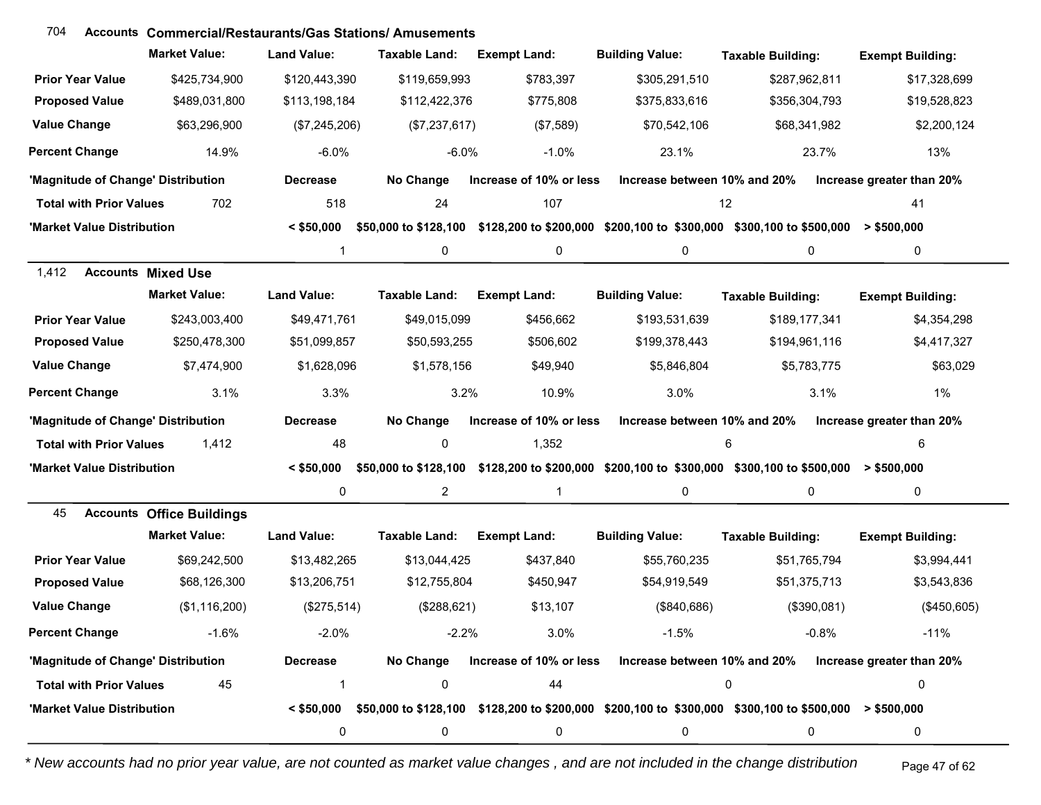## 704 Accounts Commercial/Restaurants/Gas Stations/ Amusements

| | Market Value: | Land Value: | Taxable Land: | Exempt Land: | Building Value: | Taxable Building: | Exempt Building: |
|---|---|---|---|---|---|---|---|
| Prior Year Value | $425,734,900 | $120,443,390 | $119,659,993 | $783,397 | $305,291,510 | $287,962,811 | $17,328,699 |
| Proposed Value | $489,031,800 | $113,198,184 | $112,422,376 | $775,808 | $375,833,616 | $356,304,793 | $19,528,823 |
| Value Change | $63,296,900 | ($7,245,206) | ($7,237,617) | ($7,589) | $70,542,106 | $68,341,982 | $2,200,124 |
| Percent Change | 14.9% | -6.0% | -6.0% | -1.0% | 23.1% | 23.7% | 13% |

| 'Magnitude of Change' Distribution | | Decrease | No Change | Increase of 10% or less | Increase between 10% and 20% | Increase greater than 20% |
|---|---|---|---|---|---|---|
| Total with Prior Values | 702 | 518 | 24 | 107 | 12 | 41 |

| 'Market Value Distribution | < $50,000 | $50,000 to $128,100 | $128,200 to $200,000 | $200,100 to $300,000 | $300,100 to $500,000 | > $500,000 |
|---|---|---|---|---|---|---|
| | 1 | 0 | 0 | 0 | 0 | 0 |

## 1,412 Accounts Mixed Use

| | Market Value: | Land Value: | Taxable Land: | Exempt Land: | Building Value: | Taxable Building: | Exempt Building: |
|---|---|---|---|---|---|---|---|
| Prior Year Value | $243,003,400 | $49,471,761 | $49,015,099 | $456,662 | $193,531,639 | $189,177,341 | $4,354,298 |
| Proposed Value | $250,478,300 | $51,099,857 | $50,593,255 | $506,602 | $199,378,443 | $194,961,116 | $4,417,327 |
| Value Change | $7,474,900 | $1,628,096 | $1,578,156 | $49,940 | $5,846,804 | $5,783,775 | $63,029 |
| Percent Change | 3.1% | 3.3% | 3.2% | 10.9% | 3.0% | 3.1% | 1% |

| 'Magnitude of Change' Distribution | | Decrease | No Change | Increase of 10% or less | Increase between 10% and 20% | Increase greater than 20% |
|---|---|---|---|---|---|---|
| Total with Prior Values | 1,412 | 48 | 0 | 1,352 | 6 | 6 |

| 'Market Value Distribution | < $50,000 | $50,000 to $128,100 | $128,200 to $200,000 | $200,100 to $300,000 | $300,100 to $500,000 | > $500,000 |
|---|---|---|---|---|---|---|
| | 0 | 2 | 1 | 0 | 0 | 0 |

## 45 Accounts Office Buildings

| | Market Value: | Land Value: | Taxable Land: | Exempt Land: | Building Value: | Taxable Building: | Exempt Building: |
|---|---|---|---|---|---|---|---|
| Prior Year Value | $69,242,500 | $13,482,265 | $13,044,425 | $437,840 | $55,760,235 | $51,765,794 | $3,994,441 |
| Proposed Value | $68,126,300 | $13,206,751 | $12,755,804 | $450,947 | $54,919,549 | $51,375,713 | $3,543,836 |
| Value Change | ($1,116,200) | ($275,514) | ($288,621) | $13,107 | ($840,686) | ($390,081) | ($450,605) |
| Percent Change | -1.6% | -2.0% | -2.2% | 3.0% | -1.5% | -0.8% | -11% |

| 'Magnitude of Change' Distribution | | Decrease | No Change | Increase of 10% or less | Increase between 10% and 20% | Increase greater than 20% |
|---|---|---|---|---|---|---|
| Total with Prior Values | 45 | 1 | 0 | 44 | 0 | 0 |

| 'Market Value Distribution | < $50,000 | $50,000 to $128,100 | $128,200 to $200,000 | $200,100 to $300,000 | $300,100 to $500,000 | > $500,000 |
|---|---|---|---|---|---|---|
| | 0 | 0 | 0 | 0 | 0 | 0 |

*\* New accounts had no prior year value, are not counted as market value changes , and are not included in the change distribution*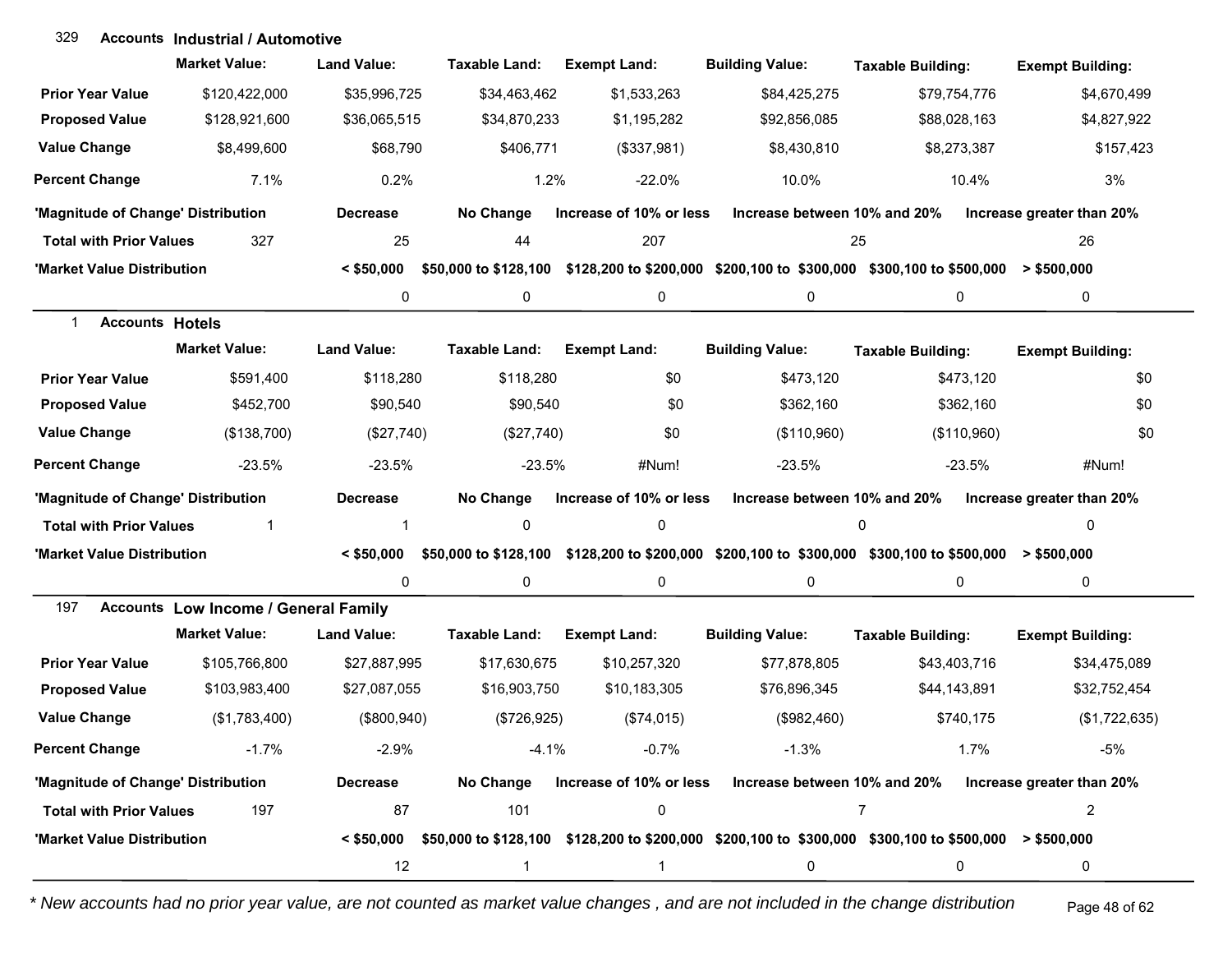## 329 Accounts Industrial / Automotive

| | Market Value: | Land Value: | Taxable Land: | Exempt Land: | Building Value: | Taxable Building: | Exempt Building: |
|---|---|---|---|---|---|---|---|
| Prior Year Value | $120,422,000 | $35,996,725 | $34,463,462 | $1,533,263 | $84,425,275 | $79,754,776 | $4,670,499 |
| Proposed Value | $128,921,600 | $36,065,515 | $34,870,233 | $1,195,282 | $92,856,085 | $88,028,163 | $4,827,922 |
| Value Change | $8,499,600 | $68,790 | $406,771 | ($337,981) | $8,430,810 | $8,273,387 | $157,423 |
| Percent Change | 7.1% | 0.2% | 1.2% | -22.0% | 10.0% | 10.4% | 3% |

| 'Magnitude of Change' Distribution | | Decrease | No Change | Increase of 10% or less | Increase between 10% and 20% | Increase greater than 20% |
|---|---|---|---|---|---|---|
| Total with Prior Values | 327 | 25 | 44 | 207 | 25 | 26 |

| 'Market Value Distribution | < $50,000 | $50,000 to $128,100 | $128,200 to $200,000 | $200,100 to $300,000 | $300,100 to $500,000 | > $500,000 |
|---|---|---|---|---|---|---|
| | 0 | 0 | 0 | 0 | 0 | 0 |

## 1 Accounts Hotels

| | Market Value: | Land Value: | Taxable Land: | Exempt Land: | Building Value: | Taxable Building: | Exempt Building: |
|---|---|---|---|---|---|---|---|
| Prior Year Value | $591,400 | $118,280 | $118,280 | $0 | $473,120 | $473,120 | $0 |
| Proposed Value | $452,700 | $90,540 | $90,540 | $0 | $362,160 | $362,160 | $0 |
| Value Change | ($138,700) | ($27,740) | ($27,740) | $0 | ($110,960) | ($110,960) | $0 |
| Percent Change | -23.5% | -23.5% | -23.5% | #Num! | -23.5% | -23.5% | #Num! |

| 'Magnitude of Change' Distribution | | Decrease | No Change | Increase of 10% or less | Increase between 10% and 20% | Increase greater than 20% |
|---|---|---|---|---|---|---|
| Total with Prior Values | 1 | 1 | 0 | 0 | 0 | 0 |

| 'Market Value Distribution | < $50,000 | $50,000 to $128,100 | $128,200 to $200,000 | $200,100 to $300,000 | $300,100 to $500,000 | > $500,000 |
|---|---|---|---|---|---|---|
| | 0 | 0 | 0 | 0 | 0 | 0 |

## 197 Accounts Low Income / General Family

| | Market Value: | Land Value: | Taxable Land: | Exempt Land: | Building Value: | Taxable Building: | Exempt Building: |
|---|---|---|---|---|---|---|---|
| Prior Year Value | $105,766,800 | $27,887,995 | $17,630,675 | $10,257,320 | $77,878,805 | $43,403,716 | $34,475,089 |
| Proposed Value | $103,983,400 | $27,087,055 | $16,903,750 | $10,183,305 | $76,896,345 | $44,143,891 | $32,752,454 |
| Value Change | ($1,783,400) | ($800,940) | ($726,925) | ($74,015) | ($982,460) | $740,175 | ($1,722,635) |
| Percent Change | -1.7% | -2.9% | -4.1% | -0.7% | -1.3% | 1.7% | -5% |

| 'Magnitude of Change' Distribution | | Decrease | No Change | Increase of 10% or less | Increase between 10% and 20% | Increase greater than 20% |
|---|---|---|---|---|---|---|
| Total with Prior Values | 197 | 87 | 101 | 0 | 7 | 2 |

| 'Market Value Distribution | < $50,000 | $50,000 to $128,100 | $128,200 to $200,000 | $200,100 to $300,000 | $300,100 to $500,000 | > $500,000 |
|---|---|---|---|---|---|---|
| | 12 | 1 | 1 | 0 | 0 | 0 |

*\* New accounts had no prior year value, are not counted as market value changes , and are not included in the change distribution*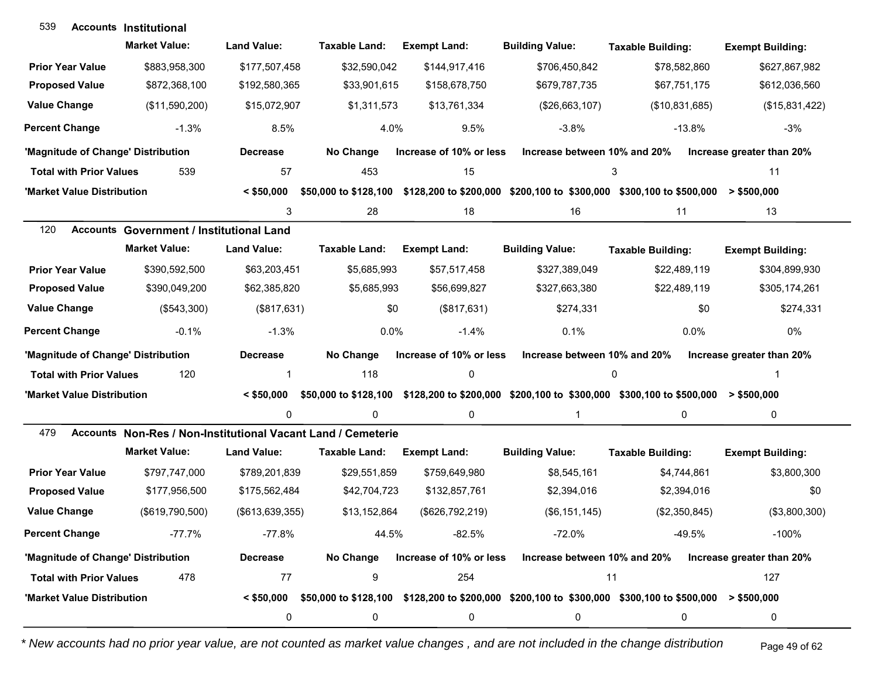## 539 Accounts Institutional

| | Market Value: | Land Value: | Taxable Land: | Exempt Land: | Building Value: | Taxable Building: | Exempt Building: |
|---|---|---|---|---|---|---|---|
| **Prior Year Value** | $883,958,300 | $177,507,458 | $32,590,042 | $144,917,416 | $706,450,842 | $78,582,860 | $627,867,982 |
| **Proposed Value** | $872,368,100 | $192,580,365 | $33,901,615 | $158,678,750 | $679,787,735 | $67,751,175 | $612,036,560 |
| **Value Change** | ($11,590,200) | $15,072,907 | $1,311,573 | $13,761,334 | ($26,663,107) | ($10,831,685) | ($15,831,422) |
| **Percent Change** | -1.3% | 8.5% | 4.0% | 9.5% | -3.8% | -13.8% | -3% |

| 'Magnitude of Change' Distribution | | Decrease | No Change | Increase of 10% or less | Increase between 10% and 20% | Increase greater than 20% |
|---|---|---|---|---|---|---|
| **Total with Prior Values** | 539 | 57 | 453 | 15 | 3 | 11 |

| 'Market Value Distribution | < $50,000 | $50,000 to $128,100 | $128,200 to $200,000 | $200,100 to $300,000 | $300,100 to $500,000 | > $500,000 |
|---|---|---|---|---|---|---|
| | 3 | 28 | 18 | 16 | 11 | 13 |

## 120 Accounts Government / Institutional Land

| | Market Value: | Land Value: | Taxable Land: | Exempt Land: | Building Value: | Taxable Building: | Exempt Building: |
|---|---|---|---|---|---|---|---|
| **Prior Year Value** | $390,592,500 | $63,203,451 | $5,685,993 | $57,517,458 | $327,389,049 | $22,489,119 | $304,899,930 |
| **Proposed Value** | $390,049,200 | $62,385,820 | $5,685,993 | $56,699,827 | $327,663,380 | $22,489,119 | $305,174,261 |
| **Value Change** | ($543,300) | ($817,631) | $0 | ($817,631) | $274,331 | $0 | $274,331 |
| **Percent Change** | -0.1% | -1.3% | 0.0% | -1.4% | 0.1% | 0.0% | 0% |

| 'Magnitude of Change' Distribution | | Decrease | No Change | Increase of 10% or less | Increase between 10% and 20% | Increase greater than 20% |
|---|---|---|---|---|---|---|
| **Total with Prior Values** | 120 | 1 | 118 | 0 | 0 | 1 |

| 'Market Value Distribution | < $50,000 | $50,000 to $128,100 | $128,200 to $200,000 | $200,100 to $300,000 | $300,100 to $500,000 | > $500,000 |
|---|---|---|---|---|---|---|
| | 0 | 0 | 0 | 1 | 0 | 0 |

## 479 Accounts Non-Res / Non-Institutional Vacant Land / Cemeterie

| | Market Value: | Land Value: | Taxable Land: | Exempt Land: | Building Value: | Taxable Building: | Exempt Building: |
|---|---|---|---|---|---|---|---|
| **Prior Year Value** | $797,747,000 | $789,201,839 | $29,551,859 | $759,649,980 | $8,545,161 | $4,744,861 | $3,800,300 |
| **Proposed Value** | $177,956,500 | $175,562,484 | $42,704,723 | $132,857,761 | $2,394,016 | $2,394,016 | $0 |
| **Value Change** | ($619,790,500) | ($613,639,355) | $13,152,864 | ($626,792,219) | ($6,151,145) | ($2,350,845) | ($3,800,300) |
| **Percent Change** | -77.7% | -77.8% | 44.5% | -82.5% | -72.0% | -49.5% | -100% |

| 'Magnitude of Change' Distribution | | Decrease | No Change | Increase of 10% or less | Increase between 10% and 20% | Increase greater than 20% |
|---|---|---|---|---|---|---|
| **Total with Prior Values** | 478 | 77 | 9 | 254 | 11 | 127 |

| 'Market Value Distribution | < $50,000 | $50,000 to $128,100 | $128,200 to $200,000 | $200,100 to $300,000 | $300,100 to $500,000 | > $500,000 |
|---|---|---|---|---|---|---|
| | 0 | 0 | 0 | 0 | 0 | 0 |

*\* New accounts had no prior year value, are not counted as market value changes , and are not included in the change distribution*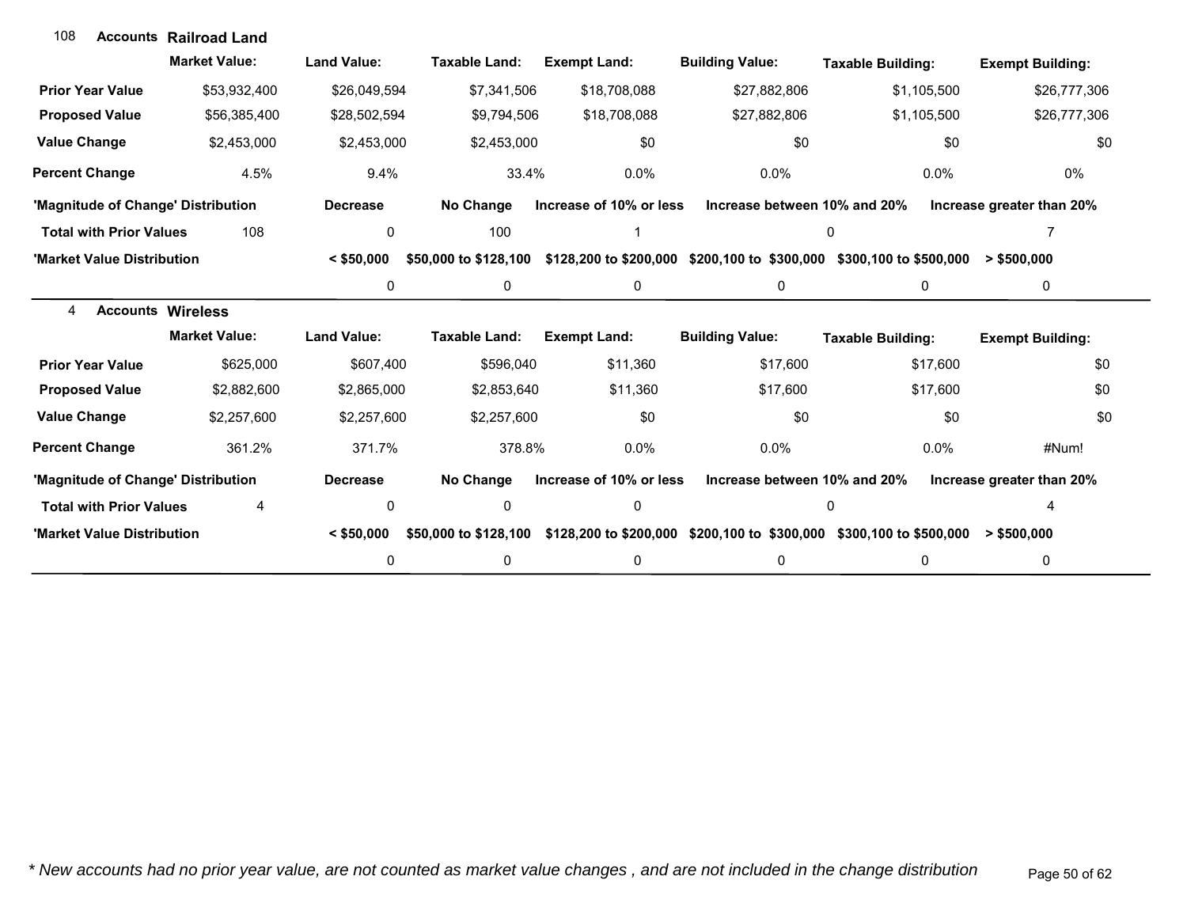## 108 Accounts Railroad Land

| | Market Value: | Land Value: | Taxable Land: | Exempt Land: | Building Value: | Taxable Building: | Exempt Building: |
|---|---|---|---|---|---|---|---|
| **Prior Year Value** | $53,932,400 | $26,049,594 | $7,341,506 | $18,708,088 | $27,882,806 | $1,105,500 | $26,777,306 |
| **Proposed Value** | $56,385,400 | $28,502,594 | $9,794,506 | $18,708,088 | $27,882,806 | $1,105,500 | $26,777,306 |
| **Value Change** | $2,453,000 | $2,453,000 | $2,453,000 | $0 | $0 | $0 | $0 |
| **Percent Change** | 4.5% | 9.4% | 33.4% | 0.0% | 0.0% | 0.0% | 0% |

| 'Magnitude of Change' Distribution | | Decrease | No Change | Increase of 10% or less | Increase between 10% and 20% | Increase greater than 20% |
|---|---|---|---|---|---|---|
| **Total with Prior Values** | 108 | 0 | 100 | 1 | 0 | 7 |

| 'Market Value Distribution | < $50,000 | $50,000 to $128,100 | $128,200 to $200,000 | $200,100 to $300,000 | $300,100 to $500,000 | > $500,000 |
|---|---|---|---|---|---|---|
| | 0 | 0 | 0 | 0 | 0 | 0 |

## 4 Accounts Wireless

| | Market Value: | Land Value: | Taxable Land: | Exempt Land: | Building Value: | Taxable Building: | Exempt Building: |
|---|---|---|---|---|---|---|---|
| **Prior Year Value** | $625,000 | $607,400 | $596,040 | $11,360 | $17,600 | $17,600 | $0 |
| **Proposed Value** | $2,882,600 | $2,865,000 | $2,853,640 | $11,360 | $17,600 | $17,600 | $0 |
| **Value Change** | $2,257,600 | $2,257,600 | $2,257,600 | $0 | $0 | $0 | $0 |
| **Percent Change** | 361.2% | 371.7% | 378.8% | 0.0% | 0.0% | 0.0% | #Num! |

| 'Magnitude of Change' Distribution | | Decrease | No Change | Increase of 10% or less | Increase between 10% and 20% | Increase greater than 20% |
|---|---|---|---|---|---|---|
| **Total with Prior Values** | 4 | 0 | 0 | 0 | 0 | 4 |

| 'Market Value Distribution | < $50,000 | $50,000 to $128,100 | $128,200 to $200,000 | $200,100 to $300,000 | $300,100 to $500,000 | > $500,000 |
|---|---|---|---|---|---|---|
| | 0 | 0 | 0 | 0 | 0 | 0 |

*\* New accounts had no prior year value, are not counted as market value changes , and are not included in the change distribution*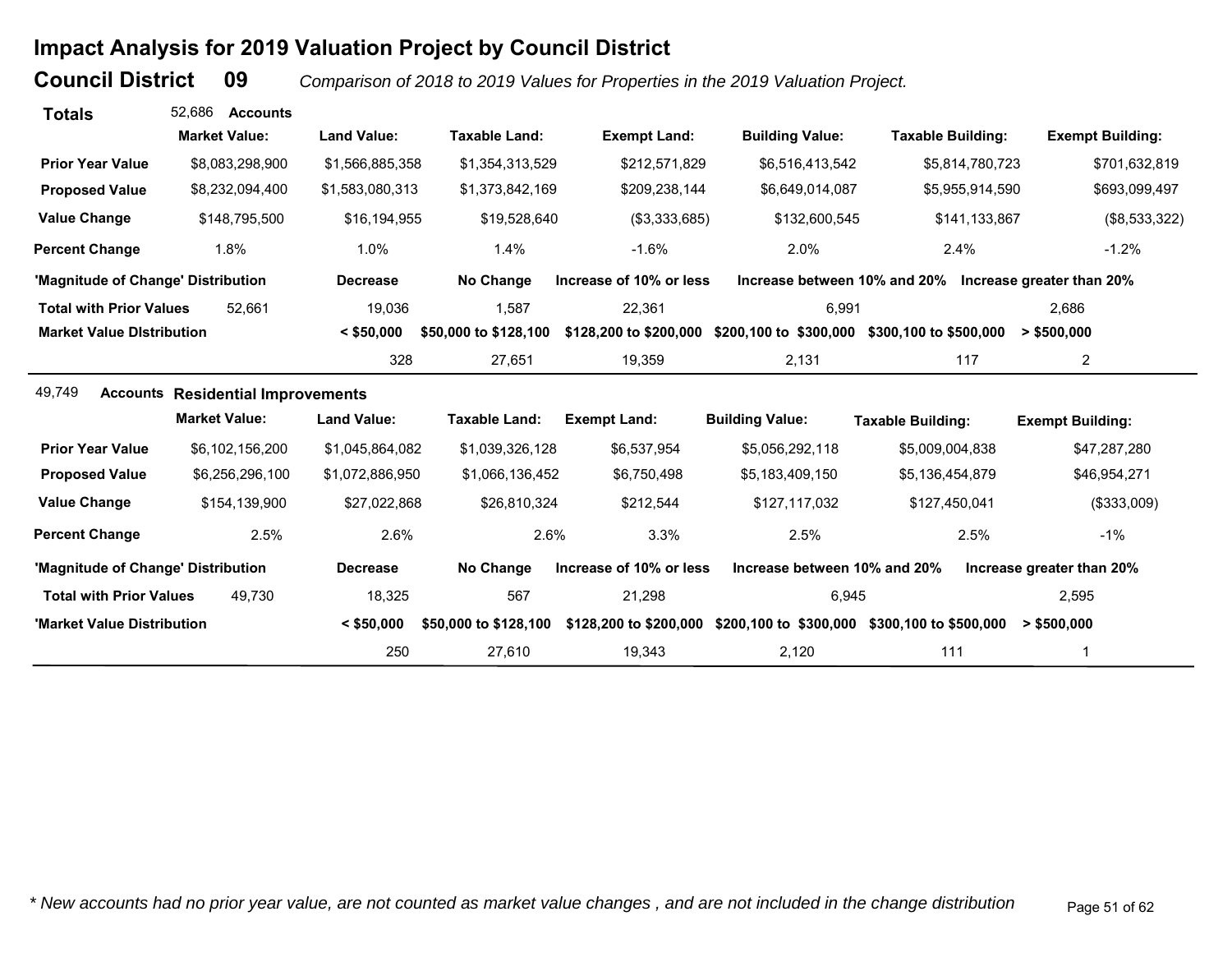# Impact Analysis for 2019 Valuation Project by Council District

## Council District 09

*Comparison of 2018 to 2019 Values for Properties in the 2019 Valuation Project.*

**Totals** 52,686 **Accounts**

| | Market Value: | Land Value: | Taxable Land: | Exempt Land: | Building Value: | Taxable Building: | Exempt Building: |
|---|---|---|---|---|---|---|---|
| **Prior Year Value** | $8,083,298,900 | $1,566,885,358 | $1,354,313,529 | $212,571,829 | $6,516,413,542 | $5,814,780,723 | $701,632,819 |
| **Proposed Value** | $8,232,094,400 | $1,583,080,313 | $1,373,842,169 | $209,238,144 | $6,649,014,087 | $5,955,914,590 | $693,099,497 |
| **Value Change** | $148,795,500 | $16,194,955 | $19,528,640 | ($3,333,685) | $132,600,545 | $141,133,867 | ($8,533,322) |
| **Percent Change** | 1.8% | 1.0% | 1.4% | -1.6% | 2.0% | 2.4% | -1.2% |

| 'Magnitude of Change' Distribution | | Decrease | No Change | Increase of 10% or less | Increase between 10% and 20% | Increase greater than 20% |
|---|---|---|---|---|---|---|
| **Total with Prior Values** | 52,661 | 19,036 | 1,587 | 22,361 | 6,991 | 2,686 |

| Market Value Distribution | < $50,000 | $50,000 to $128,100 | $128,200 to $200,000 | $200,100 to $300,000 | $300,100 to $500,000 | > $500,000 |
|---|---|---|---|---|---|---|
| | 328 | 27,651 | 19,359 | 2,131 | 117 | 2 |

49,749 **Accounts** **Residential Improvements**

| | Market Value: | Land Value: | Taxable Land: | Exempt Land: | Building Value: | Taxable Building: | Exempt Building: |
|---|---|---|---|---|---|---|---|
| **Prior Year Value** | $6,102,156,200 | $1,045,864,082 | $1,039,326,128 | $6,537,954 | $5,056,292,118 | $5,009,004,838 | $47,287,280 |
| **Proposed Value** | $6,256,296,100 | $1,072,886,950 | $1,066,136,452 | $6,750,498 | $5,183,409,150 | $5,136,454,879 | $46,954,271 |
| **Value Change** | $154,139,900 | $27,022,868 | $26,810,324 | $212,544 | $127,117,032 | $127,450,041 | ($333,009) |
| **Percent Change** | 2.5% | 2.6% | 2.6% | 3.3% | 2.5% | 2.5% | -1% |

| 'Magnitude of Change' Distribution | | Decrease | No Change | Increase of 10% or less | Increase between 10% and 20% | Increase greater than 20% |
|---|---|---|---|---|---|---|
| **Total with Prior Values** | 49,730 | 18,325 | 567 | 21,298 | 6,945 | 2,595 |

| 'Market Value Distribution | < $50,000 | $50,000 to $128,100 | $128,200 to $200,000 | $200,100 to $300,000 | $300,100 to $500,000 | > $500,000 |
|---|---|---|---|---|---|---|
| | 250 | 27,610 | 19,343 | 2,120 | 111 | 1 |

*\* New accounts had no prior year value, are not counted as market value changes , and are not included in the change distribution*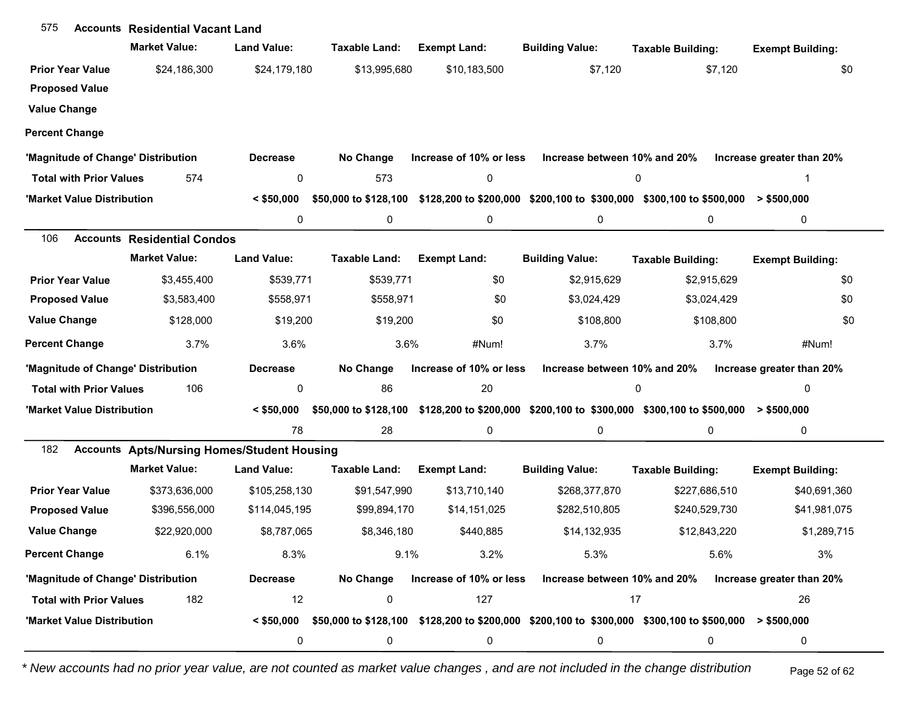## 575 Accounts Residential Vacant Land

| | Market Value: | Land Value: | Taxable Land: | Exempt Land: | Building Value: | Taxable Building: | Exempt Building: |
|---|---|---|---|---|---|---|---|
| **Prior Year Value** | $24,186,300 | $24,179,180 | $13,995,680 | $10,183,500 | $7,120 | $7,120 | $0 |
| **Proposed Value** | | | | | | | |
| **Value Change** | | | | | | | |
| **Percent Change** | | | | | | | |

| 'Magnitude of Change' Distribution | | Decrease | No Change | Increase of 10% or less | Increase between 10% and 20% | Increase greater than 20% |
|---|---|---|---|---|---|---|
| **Total with Prior Values** | 574 | 0 | 573 | 0 | 0 | 1 |

| 'Market Value Distribution | < $50,000 | $50,000 to $128,100 | $128,200 to $200,000 | $200,100 to $300,000 | $300,100 to $500,000 | > $500,000 |
|---|---|---|---|---|---|---|
| | 0 | 0 | 0 | 0 | 0 | 0 |

## 106 Accounts Residential Condos

| | Market Value: | Land Value: | Taxable Land: | Exempt Land: | Building Value: | Taxable Building: | Exempt Building: |
|---|---|---|---|---|---|---|---|
| **Prior Year Value** | $3,455,400 | $539,771 | $539,771 | $0 | $2,915,629 | $2,915,629 | $0 |
| **Proposed Value** | $3,583,400 | $558,971 | $558,971 | $0 | $3,024,429 | $3,024,429 | $0 |
| **Value Change** | $128,000 | $19,200 | $19,200 | $0 | $108,800 | $108,800 | $0 |
| **Percent Change** | 3.7% | 3.6% | 3.6% | #Num! | 3.7% | 3.7% | #Num! |

| 'Magnitude of Change' Distribution | | Decrease | No Change | Increase of 10% or less | Increase between 10% and 20% | Increase greater than 20% |
|---|---|---|---|---|---|---|
| **Total with Prior Values** | 106 | 0 | 86 | 20 | 0 | 0 |

| 'Market Value Distribution | < $50,000 | $50,000 to $128,100 | $128,200 to $200,000 | $200,100 to $300,000 | $300,100 to $500,000 | > $500,000 |
|---|---|---|---|---|---|---|
| | 78 | 28 | 0 | 0 | 0 | 0 |

## 182 Accounts Apts/Nursing Homes/Student Housing

| | Market Value: | Land Value: | Taxable Land: | Exempt Land: | Building Value: | Taxable Building: | Exempt Building: |
|---|---|---|---|---|---|---|---|
| **Prior Year Value** | $373,636,000 | $105,258,130 | $91,547,990 | $13,710,140 | $268,377,870 | $227,686,510 | $40,691,360 |
| **Proposed Value** | $396,556,000 | $114,045,195 | $99,894,170 | $14,151,025 | $282,510,805 | $240,529,730 | $41,981,075 |
| **Value Change** | $22,920,000 | $8,787,065 | $8,346,180 | $440,885 | $14,132,935 | $12,843,220 | $1,289,715 |
| **Percent Change** | 6.1% | 8.3% | 9.1% | 3.2% | 5.3% | 5.6% | 3% |

| 'Magnitude of Change' Distribution | | Decrease | No Change | Increase of 10% or less | Increase between 10% and 20% | Increase greater than 20% |
|---|---|---|---|---|---|---|
| **Total with Prior Values** | 182 | 12 | 0 | 127 | 17 | 26 |

| 'Market Value Distribution | < $50,000 | $50,000 to $128,100 | $128,200 to $200,000 | $200,100 to $300,000 | $300,100 to $500,000 | > $500,000 |
|---|---|---|---|---|---|---|
| | 0 | 0 | 0 | 0 | 0 | 0 |

*\* New accounts had no prior year value, are not counted as market value changes , and are not included in the change distribution*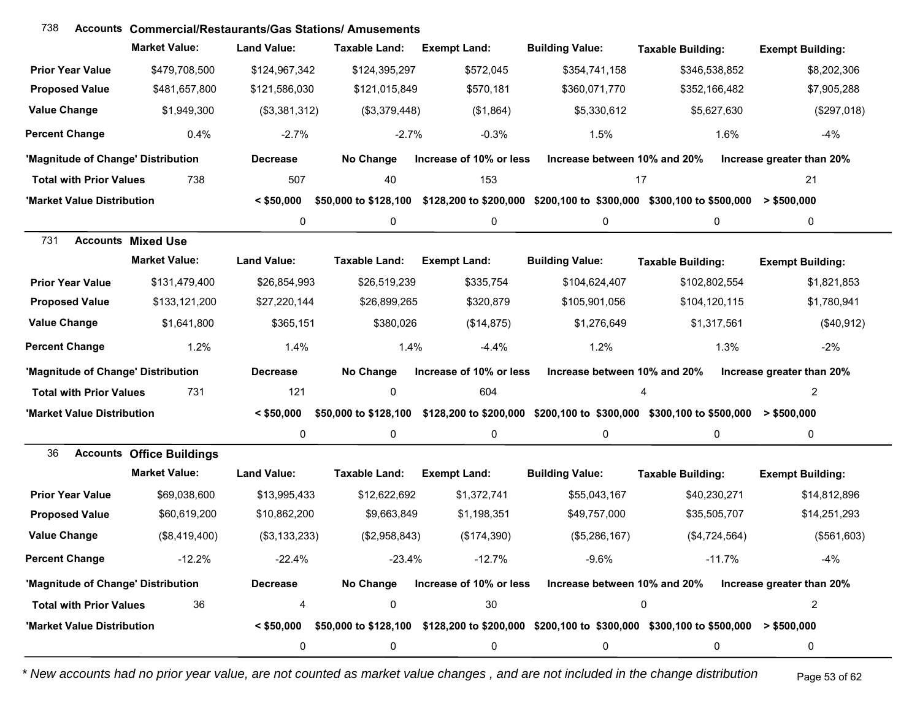## 738 Accounts Commercial/Restaurants/Gas Stations/ Amusements

| | Market Value: | Land Value: | Taxable Land: | Exempt Land: | Building Value: | Taxable Building: | Exempt Building: |
|---|---|---|---|---|---|---|---|
| **Prior Year Value** | $479,708,500 | $124,967,342 | $124,395,297 | $572,045 | $354,741,158 | $346,538,852 | $8,202,306 |
| **Proposed Value** | $481,657,800 | $121,586,030 | $121,015,849 | $570,181 | $360,071,770 | $352,166,482 | $7,905,288 |
| **Value Change** | $1,949,300 | ($3,381,312) | ($3,379,448) | ($1,864) | $5,330,612 | $5,627,630 | ($297,018) |
| **Percent Change** | 0.4% | -2.7% | -2.7% | -0.3% | 1.5% | 1.6% | -4% |

| 'Magnitude of Change' Distribution | | Decrease | No Change | Increase of 10% or less | Increase between 10% and 20% | Increase greater than 20% |
|---|---|---|---|---|---|---|
| **Total with Prior Values** | 738 | 507 | 40 | 153 | 17 | 21 |

| 'Market Value Distribution | < $50,000 | $50,000 to $128,100 | $128,200 to $200,000 | $200,100 to $300,000 | $300,100 to $500,000 | > $500,000 |
|---|---|---|---|---|---|---|
| | 0 | 0 | 0 | 0 | 0 | 0 |

## 731 Accounts Mixed Use

| | Market Value: | Land Value: | Taxable Land: | Exempt Land: | Building Value: | Taxable Building: | Exempt Building: |
|---|---|---|---|---|---|---|---|
| **Prior Year Value** | $131,479,400 | $26,854,993 | $26,519,239 | $335,754 | $104,624,407 | $102,802,554 | $1,821,853 |
| **Proposed Value** | $133,121,200 | $27,220,144 | $26,899,265 | $320,879 | $105,901,056 | $104,120,115 | $1,780,941 |
| **Value Change** | $1,641,800 | $365,151 | $380,026 | ($14,875) | $1,276,649 | $1,317,561 | ($40,912) |
| **Percent Change** | 1.2% | 1.4% | 1.4% | -4.4% | 1.2% | 1.3% | -2% |

| 'Magnitude of Change' Distribution | | Decrease | No Change | Increase of 10% or less | Increase between 10% and 20% | Increase greater than 20% |
|---|---|---|---|---|---|---|
| **Total with Prior Values** | 731 | 121 | 0 | 604 | 4 | 2 |

| 'Market Value Distribution | < $50,000 | $50,000 to $128,100 | $128,200 to $200,000 | $200,100 to $300,000 | $300,100 to $500,000 | > $500,000 |
|---|---|---|---|---|---|---|
| | 0 | 0 | 0 | 0 | 0 | 0 |

## 36 Accounts Office Buildings

| | Market Value: | Land Value: | Taxable Land: | Exempt Land: | Building Value: | Taxable Building: | Exempt Building: |
|---|---|---|---|---|---|---|---|
| **Prior Year Value** | $69,038,600 | $13,995,433 | $12,622,692 | $1,372,741 | $55,043,167 | $40,230,271 | $14,812,896 |
| **Proposed Value** | $60,619,200 | $10,862,200 | $9,663,849 | $1,198,351 | $49,757,000 | $35,505,707 | $14,251,293 |
| **Value Change** | ($8,419,400) | ($3,133,233) | ($2,958,843) | ($174,390) | ($5,286,167) | ($4,724,564) | ($561,603) |
| **Percent Change** | -12.2% | -22.4% | -23.4% | -12.7% | -9.6% | -11.7% | -4% |

| 'Magnitude of Change' Distribution | | Decrease | No Change | Increase of 10% or less | Increase between 10% and 20% | Increase greater than 20% |
|---|---|---|---|---|---|---|
| **Total with Prior Values** | 36 | 4 | 0 | 30 | 0 | 2 |

| 'Market Value Distribution | < $50,000 | $50,000 to $128,100 | $128,200 to $200,000 | $200,100 to $300,000 | $300,100 to $500,000 | > $500,000 |
|---|---|---|---|---|---|---|
| | 0 | 0 | 0 | 0 | 0 | 0 |

*\* New accounts had no prior year value, are not counted as market value changes , and are not included in the change distribution*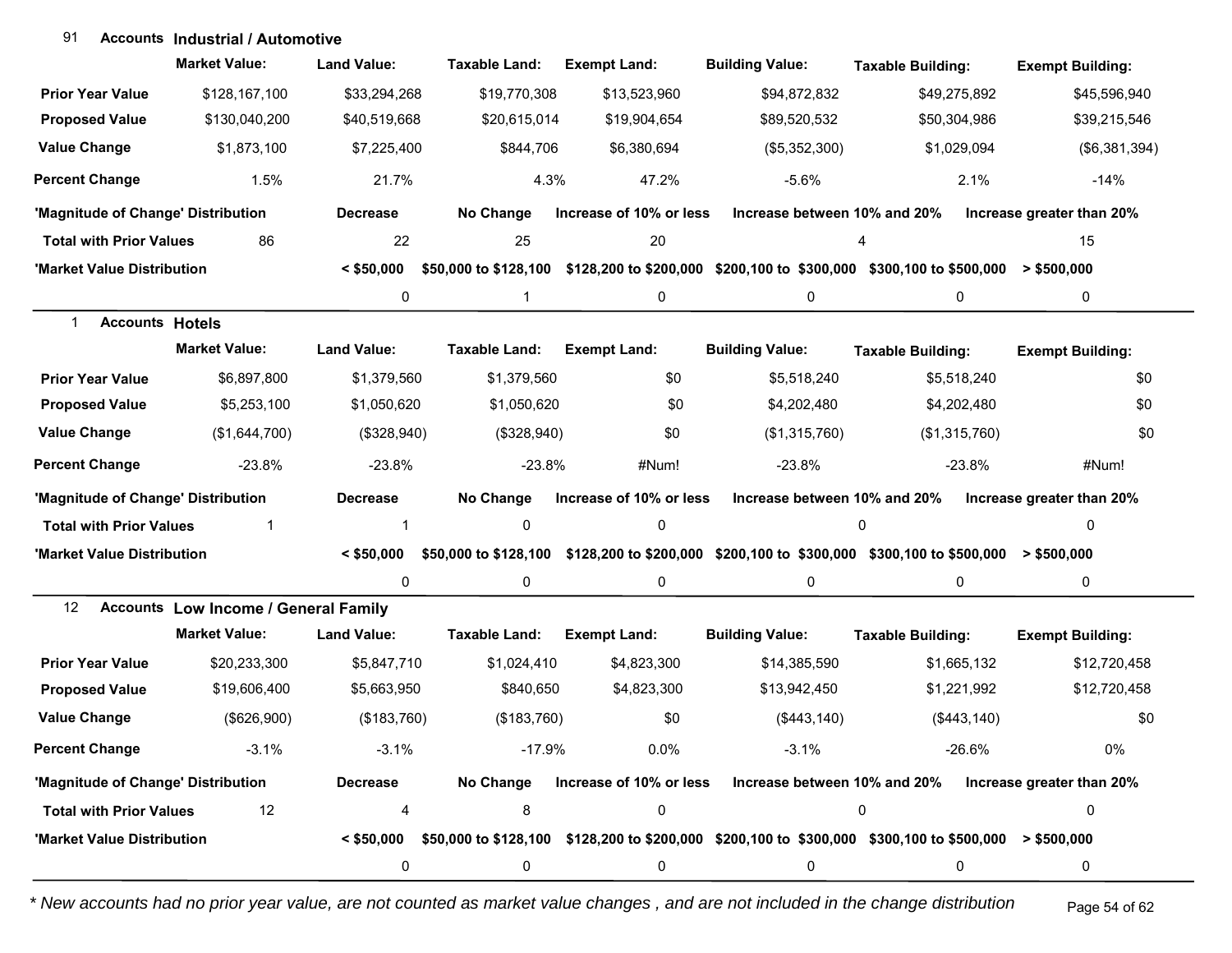## 91 Accounts Industrial / Automotive

| | Market Value: | Land Value: | Taxable Land: | Exempt Land: | Building Value: | Taxable Building: | Exempt Building: |
|---|---|---|---|---|---|---|---|
| **Prior Year Value** | $128,167,100 | $33,294,268 | $19,770,308 | $13,523,960 | $94,872,832 | $49,275,892 | $45,596,940 |
| **Proposed Value** | $130,040,200 | $40,519,668 | $20,615,014 | $19,904,654 | $89,520,532 | $50,304,986 | $39,215,546 |
| **Value Change** | $1,873,100 | $7,225,400 | $844,706 | $6,380,694 | ($5,352,300) | $1,029,094 | ($6,381,394) |
| **Percent Change** | 1.5% | 21.7% | 4.3% | 47.2% | -5.6% | 2.1% | -14% |

| 'Magnitude of Change' Distribution | | Decrease | No Change | Increase of 10% or less | Increase between 10% and 20% | Increase greater than 20% |
|---|---|---|---|---|---|---|
| **Total with Prior Values** | 86 | 22 | 25 | 20 | 4 | 15 |

| 'Market Value Distribution | < $50,000 | $50,000 to $128,100 | $128,200 to $200,000 | $200,100 to $300,000 | $300,100 to $500,000 | > $500,000 |
|---|---|---|---|---|---|---|
| | 0 | 1 | 0 | 0 | 0 | 0 |

## 1 Accounts Hotels

| | Market Value: | Land Value: | Taxable Land: | Exempt Land: | Building Value: | Taxable Building: | Exempt Building: |
|---|---|---|---|---|---|---|---|
| **Prior Year Value** | $6,897,800 | $1,379,560 | $1,379,560 | $0 | $5,518,240 | $5,518,240 | $0 |
| **Proposed Value** | $5,253,100 | $1,050,620 | $1,050,620 | $0 | $4,202,480 | $4,202,480 | $0 |
| **Value Change** | ($1,644,700) | ($328,940) | ($328,940) | $0 | ($1,315,760) | ($1,315,760) | $0 |
| **Percent Change** | -23.8% | -23.8% | -23.8% | #Num! | -23.8% | -23.8% | #Num! |

| 'Magnitude of Change' Distribution | | Decrease | No Change | Increase of 10% or less | Increase between 10% and 20% | Increase greater than 20% |
|---|---|---|---|---|---|---|
| **Total with Prior Values** | 1 | 1 | 0 | 0 | 0 | 0 |

| 'Market Value Distribution | < $50,000 | $50,000 to $128,100 | $128,200 to $200,000 | $200,100 to $300,000 | $300,100 to $500,000 | > $500,000 |
|---|---|---|---|---|---|---|
| | 0 | 0 | 0 | 0 | 0 | 0 |

## 12 Accounts Low Income / General Family

| | Market Value: | Land Value: | Taxable Land: | Exempt Land: | Building Value: | Taxable Building: | Exempt Building: |
|---|---|---|---|---|---|---|---|
| **Prior Year Value** | $20,233,300 | $5,847,710 | $1,024,410 | $4,823,300 | $14,385,590 | $1,665,132 | $12,720,458 |
| **Proposed Value** | $19,606,400 | $5,663,950 | $840,650 | $4,823,300 | $13,942,450 | $1,221,992 | $12,720,458 |
| **Value Change** | ($626,900) | ($183,760) | ($183,760) | $0 | ($443,140) | ($443,140) | $0 |
| **Percent Change** | -3.1% | -3.1% | -17.9% | 0.0% | -3.1% | -26.6% | 0% |

| 'Magnitude of Change' Distribution | | Decrease | No Change | Increase of 10% or less | Increase between 10% and 20% | Increase greater than 20% |
|---|---|---|---|---|---|---|
| **Total with Prior Values** | 12 | 4 | 8 | 0 | 0 | 0 |

| 'Market Value Distribution | < $50,000 | $50,000 to $128,100 | $128,200 to $200,000 | $200,100 to $300,000 | $300,100 to $500,000 | > $500,000 |
|---|---|---|---|---|---|---|
| | 0 | 0 | 0 | 0 | 0 | 0 |

*\* New accounts had no prior year value, are not counted as market value changes , and are not included in the change distribution*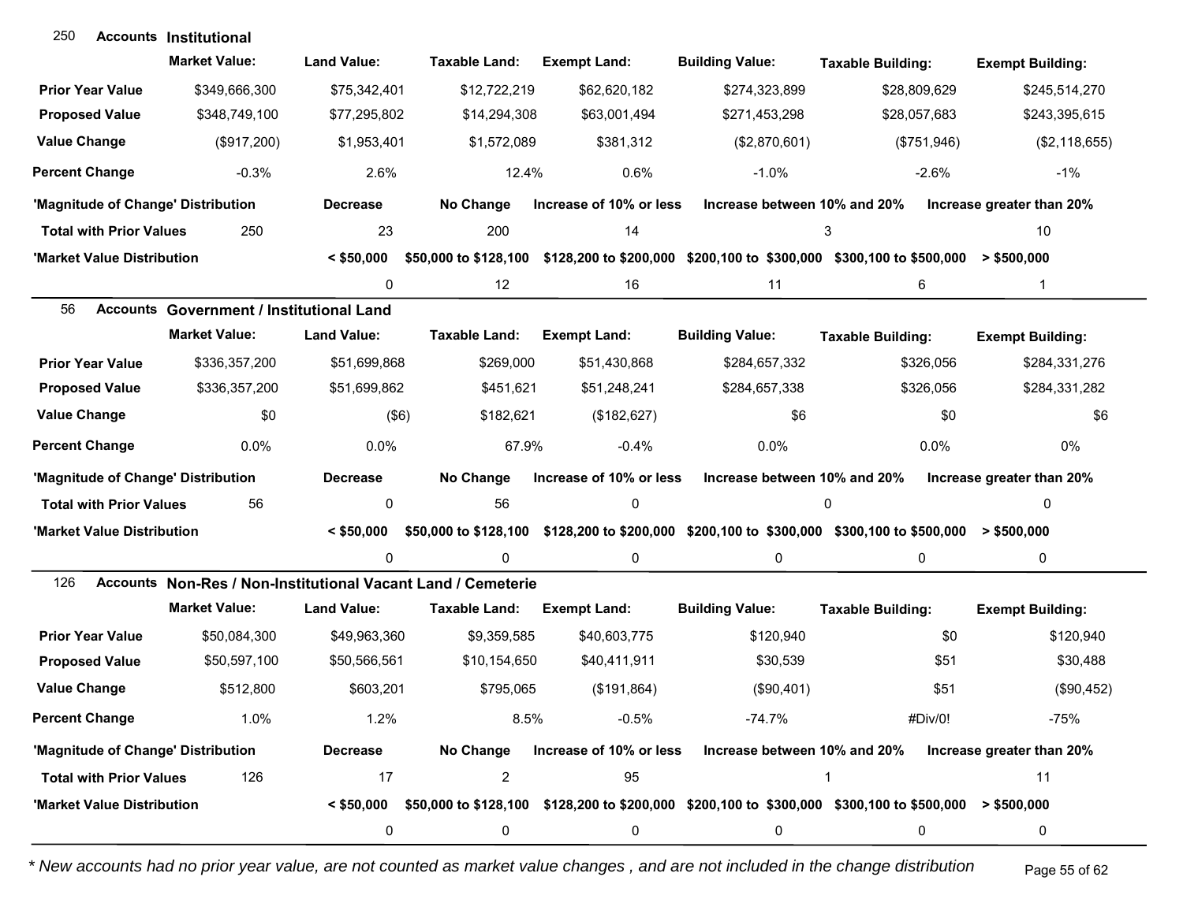## 250 Accounts Institutional

| | Market Value: | Land Value: | Taxable Land: | Exempt Land: | Building Value: | Taxable Building: | Exempt Building: |
|---|---|---|---|---|---|---|---|
| **Prior Year Value** | $349,666,300 | $75,342,401 | $12,722,219 | $62,620,182 | $274,323,899 | $28,809,629 | $245,514,270 |
| **Proposed Value** | $348,749,100 | $77,295,802 | $14,294,308 | $63,001,494 | $271,453,298 | $28,057,683 | $243,395,615 |
| **Value Change** | ($917,200) | $1,953,401 | $1,572,089 | $381,312 | ($2,870,601) | ($751,946) | ($2,118,655) |
| **Percent Change** | -0.3% | 2.6% | 12.4% | 0.6% | -1.0% | -2.6% | -1% |

| 'Magnitude of Change' Distribution | | Decrease | No Change | Increase of 10% or less | Increase between 10% and 20% | Increase greater than 20% |
|---|---|---|---|---|---|---|
| **Total with Prior Values** | 250 | 23 | 200 | 14 | 3 | 10 |

| 'Market Value Distribution | < $50,000 | $50,000 to $128,100 | $128,200 to $200,000 | $200,100 to $300,000 | $300,100 to $500,000 | > $500,000 |
|---|---|---|---|---|---|---|
| | 0 | 12 | 16 | 11 | 6 | 1 |

## 56 Accounts Government / Institutional Land

| | Market Value: | Land Value: | Taxable Land: | Exempt Land: | Building Value: | Taxable Building: | Exempt Building: |
|---|---|---|---|---|---|---|---|
| **Prior Year Value** | $336,357,200 | $51,699,868 | $269,000 | $51,430,868 | $284,657,332 | $326,056 | $284,331,276 |
| **Proposed Value** | $336,357,200 | $51,699,862 | $451,621 | $51,248,241 | $284,657,338 | $326,056 | $284,331,282 |
| **Value Change** | $0 | ($6) | $182,621 | ($182,627) | $6 | $0 | $6 |
| **Percent Change** | 0.0% | 0.0% | 67.9% | -0.4% | 0.0% | 0.0% | 0% |

| 'Magnitude of Change' Distribution | | Decrease | No Change | Increase of 10% or less | Increase between 10% and 20% | Increase greater than 20% |
|---|---|---|---|---|---|---|
| **Total with Prior Values** | 56 | 0 | 56 | 0 | 0 | 0 |

| 'Market Value Distribution | < $50,000 | $50,000 to $128,100 | $128,200 to $200,000 | $200,100 to $300,000 | $300,100 to $500,000 | > $500,000 |
|---|---|---|---|---|---|---|
| | 0 | 0 | 0 | 0 | 0 | 0 |

## 126 Accounts Non-Res / Non-Institutional Vacant Land / Cemeterie

| | Market Value: | Land Value: | Taxable Land: | Exempt Land: | Building Value: | Taxable Building: | Exempt Building: |
|---|---|---|---|---|---|---|---|
| **Prior Year Value** | $50,084,300 | $49,963,360 | $9,359,585 | $40,603,775 | $120,940 | $0 | $120,940 |
| **Proposed Value** | $50,597,100 | $50,566,561 | $10,154,650 | $40,411,911 | $30,539 | $51 | $30,488 |
| **Value Change** | $512,800 | $603,201 | $795,065 | ($191,864) | ($90,401) | $51 | ($90,452) |
| **Percent Change** | 1.0% | 1.2% | 8.5% | -0.5% | -74.7% | #Div/0! | -75% |

| 'Magnitude of Change' Distribution | | Decrease | No Change | Increase of 10% or less | Increase between 10% and 20% | Increase greater than 20% |
|---|---|---|---|---|---|---|
| **Total with Prior Values** | 126 | 17 | 2 | 95 | 1 | 11 |

| 'Market Value Distribution | < $50,000 | $50,000 to $128,100 | $128,200 to $200,000 | $200,100 to $300,000 | $300,100 to $500,000 | > $500,000 |
|---|---|---|---|---|---|---|
| | 0 | 0 | 0 | 0 | 0 | 0 |

*\* New accounts had no prior year value, are not counted as market value changes , and are not included in the change distribution*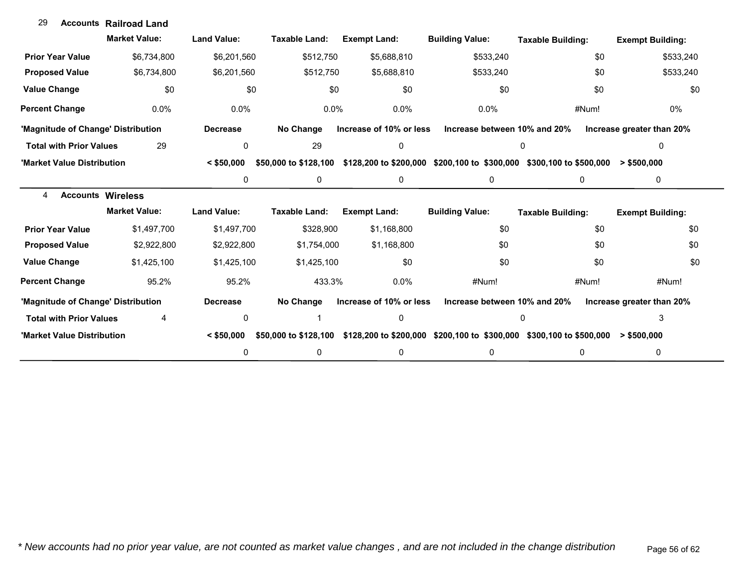29 **Accounts Railroad Land**

| | Market Value: | Land Value: | Taxable Land: | Exempt Land: | Building Value: | Taxable Building: | Exempt Building: |
|---|---|---|---|---|---|---|---|
| **Prior Year Value** | $6,734,800 | $6,201,560 | $512,750 | $5,688,810 | $533,240 | $0 | $533,240 |
| **Proposed Value** | $6,734,800 | $6,201,560 | $512,750 | $5,688,810 | $533,240 | $0 | $533,240 |
| **Value Change** | $0 | $0 | $0 | $0 | $0 | $0 | $0 |
| **Percent Change** | 0.0% | 0.0% | 0.0% | 0.0% | 0.0% | #Num! | 0% |

| **'Magnitude of Change' Distribution** | | **Decrease** | **No Change** | **Increase of 10% or less** | **Increase between 10% and 20%** | **Increase greater than 20%** |
|---|---|---|---|---|---|---|
| **Total with Prior Values** | 29 | 0 | 29 | 0 | 0 | 0 |

| **'Market Value Distribution** | **< $50,000** | **$50,000 to $128,100** | **$128,200 to $200,000** | **$200,100 to $300,000** | **$300,100 to $500,000** | **> $500,000** |
|---|---|---|---|---|---|---|
| | 0 | 0 | 0 | 0 | 0 | 0 |

4 **Accounts Wireless**

| | Market Value: | Land Value: | Taxable Land: | Exempt Land: | Building Value: | Taxable Building: | Exempt Building: |
|---|---|---|---|---|---|---|---|
| **Prior Year Value** | $1,497,700 | $1,497,700 | $328,900 | $1,168,800 | $0 | $0 | $0 |
| **Proposed Value** | $2,922,800 | $2,922,800 | $1,754,000 | $1,168,800 | $0 | $0 | $0 |
| **Value Change** | $1,425,100 | $1,425,100 | $1,425,100 | $0 | $0 | $0 | $0 |
| **Percent Change** | 95.2% | 95.2% | 433.3% | 0.0% | #Num! | #Num! | #Num! |

| **'Magnitude of Change' Distribution** | | **Decrease** | **No Change** | **Increase of 10% or less** | **Increase between 10% and 20%** | **Increase greater than 20%** |
|---|---|---|---|---|---|---|
| **Total with Prior Values** | 4 | 0 | 1 | 0 | 0 | 3 |

| **'Market Value Distribution** | **< $50,000** | **$50,000 to $128,100** | **$128,200 to $200,000** | **$200,100 to $300,000** | **$300,100 to $500,000** | **> $500,000** |
|---|---|---|---|---|---|---|
| | 0 | 0 | 0 | 0 | 0 | 0 |

*\* New accounts had no prior year value, are not counted as market value changes , and are not included in the change distribution*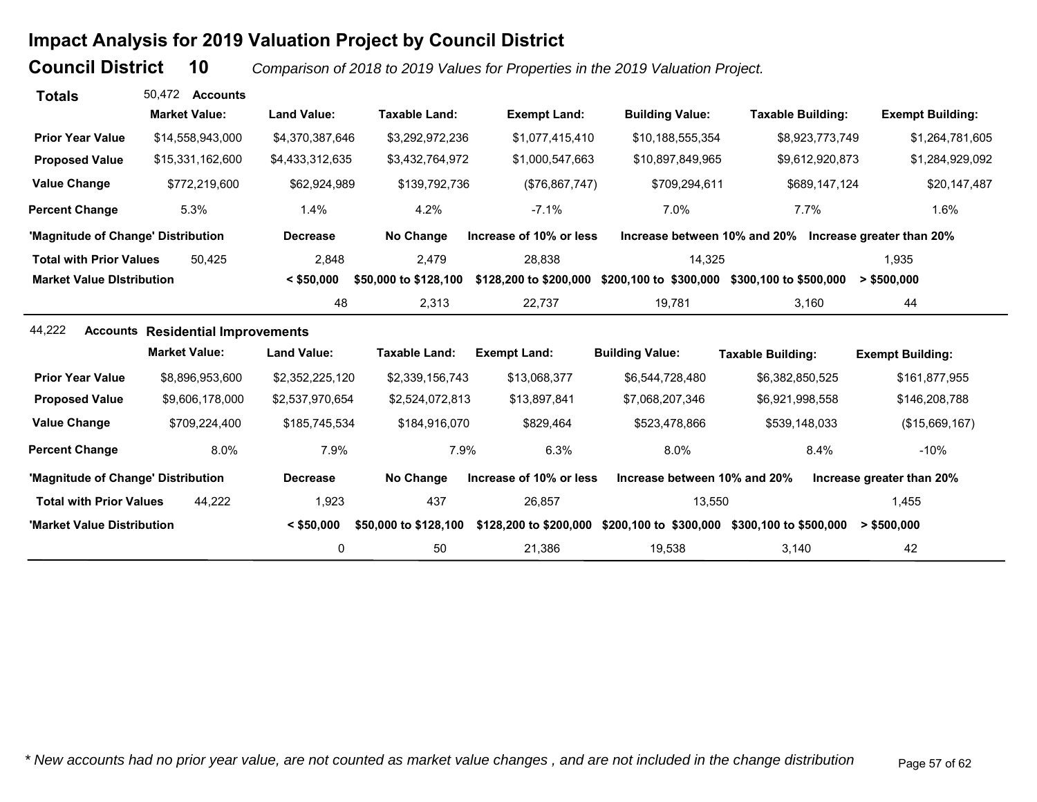# Impact Analysis for 2019 Valuation Project by Council District

## Council District 10

*Comparison of 2018 to 2019 Values for Properties in the 2019 Valuation Project.*

**Totals** 50,472 **Accounts**

| | Market Value: | Land Value: | Taxable Land: | Exempt Land: | Building Value: | Taxable Building: | Exempt Building: |
|---|---|---|---|---|---|---|---|
| **Prior Year Value** | $14,558,943,000 | $4,370,387,646 | $3,292,972,236 | $1,077,415,410 | $10,188,555,354 | $8,923,773,749 | $1,264,781,605 |
| **Proposed Value** | $15,331,162,600 | $4,433,312,635 | $3,432,764,972 | $1,000,547,663 | $10,897,849,965 | $9,612,920,873 | $1,284,929,092 |
| **Value Change** | $772,219,600 | $62,924,989 | $139,792,736 | ($76,867,747) | $709,294,611 | $689,147,124 | $20,147,487 |
| **Percent Change** | 5.3% | 1.4% | 4.2% | -7.1% | 7.0% | 7.7% | 1.6% |

| 'Magnitude of Change' Distribution | | Decrease | No Change | Increase of 10% or less | Increase between 10% and 20% | Increase greater than 20% |
|---|---|---|---|---|---|---|
| **Total with Prior Values** | 50,425 | 2,848 | 2,479 | 28,838 | 14,325 | 1,935 |

| Market Value DIstribution | < $50,000 | $50,000 to $128,100 | $128,200 to $200,000 | $200,100 to $300,000 | $300,100 to $500,000 | > $500,000 |
|---|---|---|---|---|---|---|
| | 48 | 2,313 | 22,737 | 19,781 | 3,160 | 44 |

44,222 **Accounts** **Residential Improvements**

| | Market Value: | Land Value: | Taxable Land: | Exempt Land: | Building Value: | Taxable Building: | Exempt Building: |
|---|---|---|---|---|---|---|---|
| **Prior Year Value** | $8,896,953,600 | $2,352,225,120 | $2,339,156,743 | $13,068,377 | $6,544,728,480 | $6,382,850,525 | $161,877,955 |
| **Proposed Value** | $9,606,178,000 | $2,537,970,654 | $2,524,072,813 | $13,897,841 | $7,068,207,346 | $6,921,998,558 | $146,208,788 |
| **Value Change** | $709,224,400 | $185,745,534 | $184,916,070 | $829,464 | $523,478,866 | $539,148,033 | ($15,669,167) |
| **Percent Change** | 8.0% | 7.9% | 7.9% | 6.3% | 8.0% | 8.4% | -10% |

| 'Magnitude of Change' Distribution | | Decrease | No Change | Increase of 10% or less | Increase between 10% and 20% | Increase greater than 20% |
|---|---|---|---|---|---|---|
| **Total with Prior Values** | 44,222 | 1,923 | 437 | 26,857 | 13,550 | 1,455 |

| 'Market Value Distribution | < $50,000 | $50,000 to $128,100 | $128,200 to $200,000 | $200,100 to $300,000 | $300,100 to $500,000 | > $500,000 |
|---|---|---|---|---|---|---|
| | 0 | 50 | 21,386 | 19,538 | 3,140 | 42 |

*\* New accounts had no prior year value, are not counted as market value changes , and are not included in the change distribution*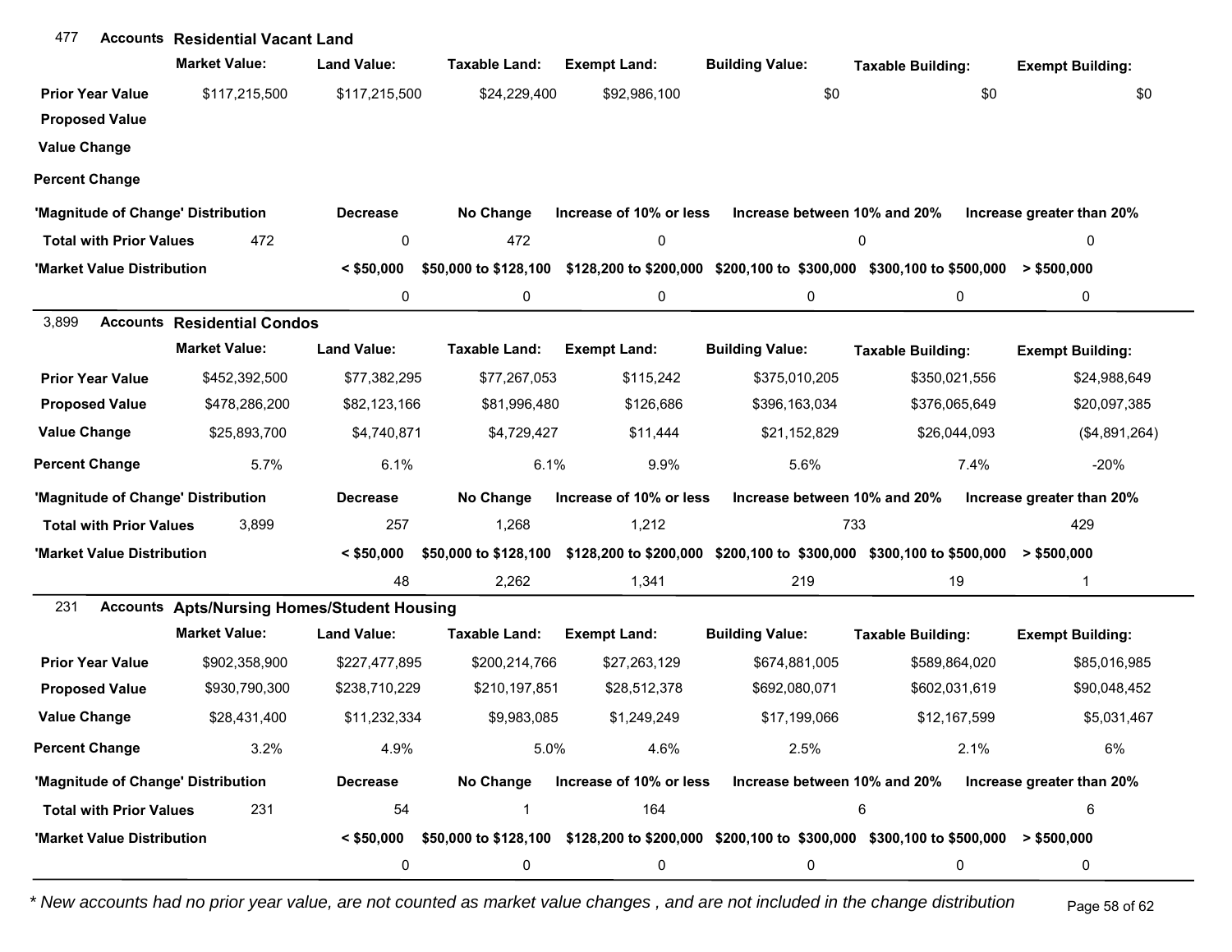## 477 Accounts Residential Vacant Land

| | Market Value: | Land Value: | Taxable Land: | Exempt Land: | Building Value: | Taxable Building: | Exempt Building: |
|---|---|---|---|---|---|---|---|
| **Prior Year Value** | $117,215,500 | $117,215,500 | $24,229,400 | $92,986,100 | $0 | $0 | $0 |
| **Proposed Value** | | | | | | | |
| **Value Change** | | | | | | | |
| **Percent Change** | | | | | | | |

| 'Magnitude of Change' Distribution | | Decrease | No Change | Increase of 10% or less | Increase between 10% and 20% | Increase greater than 20% |
|---|---|---|---|---|---|---|
| **Total with Prior Values** | 472 | 0 | 472 | 0 | 0 | 0 |

| 'Market Value Distribution | < $50,000 | $50,000 to $128,100 | $128,200 to $200,000 | $200,100 to $300,000 | $300,100 to $500,000 | > $500,000 |
|---|---|---|---|---|---|---|
| | 0 | 0 | 0 | 0 | 0 | 0 |

## 3,899 Accounts Residential Condos

| | Market Value: | Land Value: | Taxable Land: | Exempt Land: | Building Value: | Taxable Building: | Exempt Building: |
|---|---|---|---|---|---|---|---|
| **Prior Year Value** | $452,392,500 | $77,382,295 | $77,267,053 | $115,242 | $375,010,205 | $350,021,556 | $24,988,649 |
| **Proposed Value** | $478,286,200 | $82,123,166 | $81,996,480 | $126,686 | $396,163,034 | $376,065,649 | $20,097,385 |
| **Value Change** | $25,893,700 | $4,740,871 | $4,729,427 | $11,444 | $21,152,829 | $26,044,093 | ($4,891,264) |
| **Percent Change** | 5.7% | 6.1% | 6.1% | 9.9% | 5.6% | 7.4% | -20% |

| 'Magnitude of Change' Distribution | | Decrease | No Change | Increase of 10% or less | Increase between 10% and 20% | Increase greater than 20% |
|---|---|---|---|---|---|---|
| **Total with Prior Values** | 3,899 | 257 | 1,268 | 1,212 | 733 | 429 |

| 'Market Value Distribution | < $50,000 | $50,000 to $128,100 | $128,200 to $200,000 | $200,100 to $300,000 | $300,100 to $500,000 | > $500,000 |
|---|---|---|---|---|---|---|
| | 48 | 2,262 | 1,341 | 219 | 19 | 1 |

## 231 Accounts Apts/Nursing Homes/Student Housing

| | Market Value: | Land Value: | Taxable Land: | Exempt Land: | Building Value: | Taxable Building: | Exempt Building: |
|---|---|---|---|---|---|---|---|
| **Prior Year Value** | $902,358,900 | $227,477,895 | $200,214,766 | $27,263,129 | $674,881,005 | $589,864,020 | $85,016,985 |
| **Proposed Value** | $930,790,300 | $238,710,229 | $210,197,851 | $28,512,378 | $692,080,071 | $602,031,619 | $90,048,452 |
| **Value Change** | $28,431,400 | $11,232,334 | $9,983,085 | $1,249,249 | $17,199,066 | $12,167,599 | $5,031,467 |
| **Percent Change** | 3.2% | 4.9% | 5.0% | 4.6% | 2.5% | 2.1% | 6% |

| 'Magnitude of Change' Distribution | | Decrease | No Change | Increase of 10% or less | Increase between 10% and 20% | Increase greater than 20% |
|---|---|---|---|---|---|---|
| **Total with Prior Values** | 231 | 54 | 1 | 164 | 6 | 6 |

| 'Market Value Distribution | < $50,000 | $50,000 to $128,100 | $128,200 to $200,000 | $200,100 to $300,000 | $300,100 to $500,000 | > $500,000 |
|---|---|---|---|---|---|---|
| | 0 | 0 | 0 | 0 | 0 | 0 |

*\* New accounts had no prior year value, are not counted as market value changes , and are not included in the change distribution*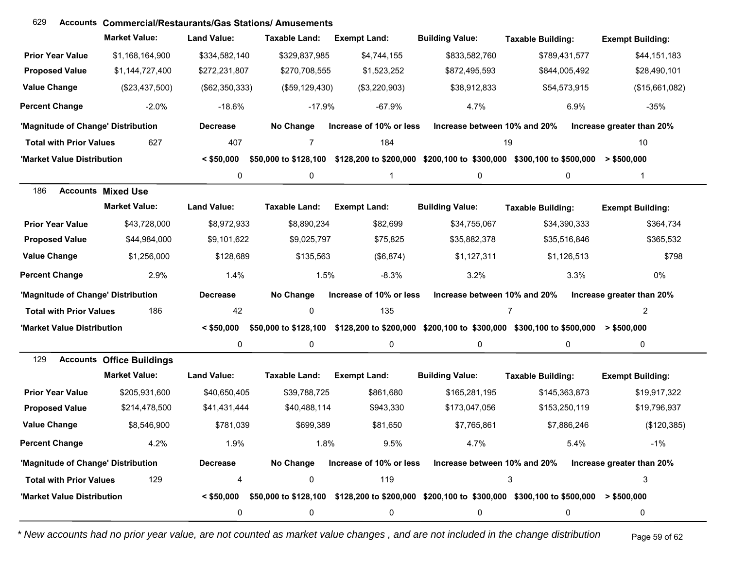## 629 Accounts Commercial/Restaurants/Gas Stations/ Amusements

| | Market Value: | Land Value: | Taxable Land: | Exempt Land: | Building Value: | Taxable Building: | Exempt Building: |
|---|---|---|---|---|---|---|---|
| Prior Year Value | $1,168,164,900 | $334,582,140 | $329,837,985 | $4,744,155 | $833,582,760 | $789,431,577 | $44,151,183 |
| Proposed Value | $1,144,727,400 | $272,231,807 | $270,708,555 | $1,523,252 | $872,495,593 | $844,005,492 | $28,490,101 |
| Value Change | ($23,437,500) | ($62,350,333) | ($59,129,430) | ($3,220,903) | $38,912,833 | $54,573,915 | ($15,661,082) |
| Percent Change | -2.0% | -18.6% | -17.9% | -67.9% | 4.7% | 6.9% | -35% |

| 'Magnitude of Change' Distribution | | Decrease | No Change | Increase of 10% or less | Increase between 10% and 20% | Increase greater than 20% |
|---|---|---|---|---|---|---|
| Total with Prior Values | 627 | 407 | 7 | 184 | 19 | 10 |

| 'Market Value Distribution | < $50,000 | $50,000 to $128,100 | $128,200 to $200,000 | $200,100 to $300,000 | $300,100 to $500,000 | > $500,000 |
|---|---|---|---|---|---|---|
| | 0 | 0 | 1 | 0 | 0 | 1 |

## 186 Accounts Mixed Use

| | Market Value: | Land Value: | Taxable Land: | Exempt Land: | Building Value: | Taxable Building: | Exempt Building: |
|---|---|---|---|---|---|---|---|
| Prior Year Value | $43,728,000 | $8,972,933 | $8,890,234 | $82,699 | $34,755,067 | $34,390,333 | $364,734 |
| Proposed Value | $44,984,000 | $9,101,622 | $9,025,797 | $75,825 | $35,882,378 | $35,516,846 | $365,532 |
| Value Change | $1,256,000 | $128,689 | $135,563 | ($6,874) | $1,127,311 | $1,126,513 | $798 |
| Percent Change | 2.9% | 1.4% | 1.5% | -8.3% | 3.2% | 3.3% | 0% |

| 'Magnitude of Change' Distribution | | Decrease | No Change | Increase of 10% or less | Increase between 10% and 20% | Increase greater than 20% |
|---|---|---|---|---|---|---|
| Total with Prior Values | 186 | 42 | 0 | 135 | 7 | 2 |

| 'Market Value Distribution | < $50,000 | $50,000 to $128,100 | $128,200 to $200,000 | $200,100 to $300,000 | $300,100 to $500,000 | > $500,000 |
|---|---|---|---|---|---|---|
| | 0 | 0 | 0 | 0 | 0 | 0 |

## 129 Accounts Office Buildings

| | Market Value: | Land Value: | Taxable Land: | Exempt Land: | Building Value: | Taxable Building: | Exempt Building: |
|---|---|---|---|---|---|---|---|
| Prior Year Value | $205,931,600 | $40,650,405 | $39,788,725 | $861,680 | $165,281,195 | $145,363,873 | $19,917,322 |
| Proposed Value | $214,478,500 | $41,431,444 | $40,488,114 | $943,330 | $173,047,056 | $153,250,119 | $19,796,937 |
| Value Change | $8,546,900 | $781,039 | $699,389 | $81,650 | $7,765,861 | $7,886,246 | ($120,385) |
| Percent Change | 4.2% | 1.9% | 1.8% | 9.5% | 4.7% | 5.4% | -1% |

| 'Magnitude of Change' Distribution | | Decrease | No Change | Increase of 10% or less | Increase between 10% and 20% | Increase greater than 20% |
|---|---|---|---|---|---|---|
| Total with Prior Values | 129 | 4 | 0 | 119 | 3 | 3 |

| 'Market Value Distribution | < $50,000 | $50,000 to $128,100 | $128,200 to $200,000 | $200,100 to $300,000 | $300,100 to $500,000 | > $500,000 |
|---|---|---|---|---|---|---|
| | 0 | 0 | 0 | 0 | 0 | 0 |

*\* New accounts had no prior year value, are not counted as market value changes , and are not included in the change distribution*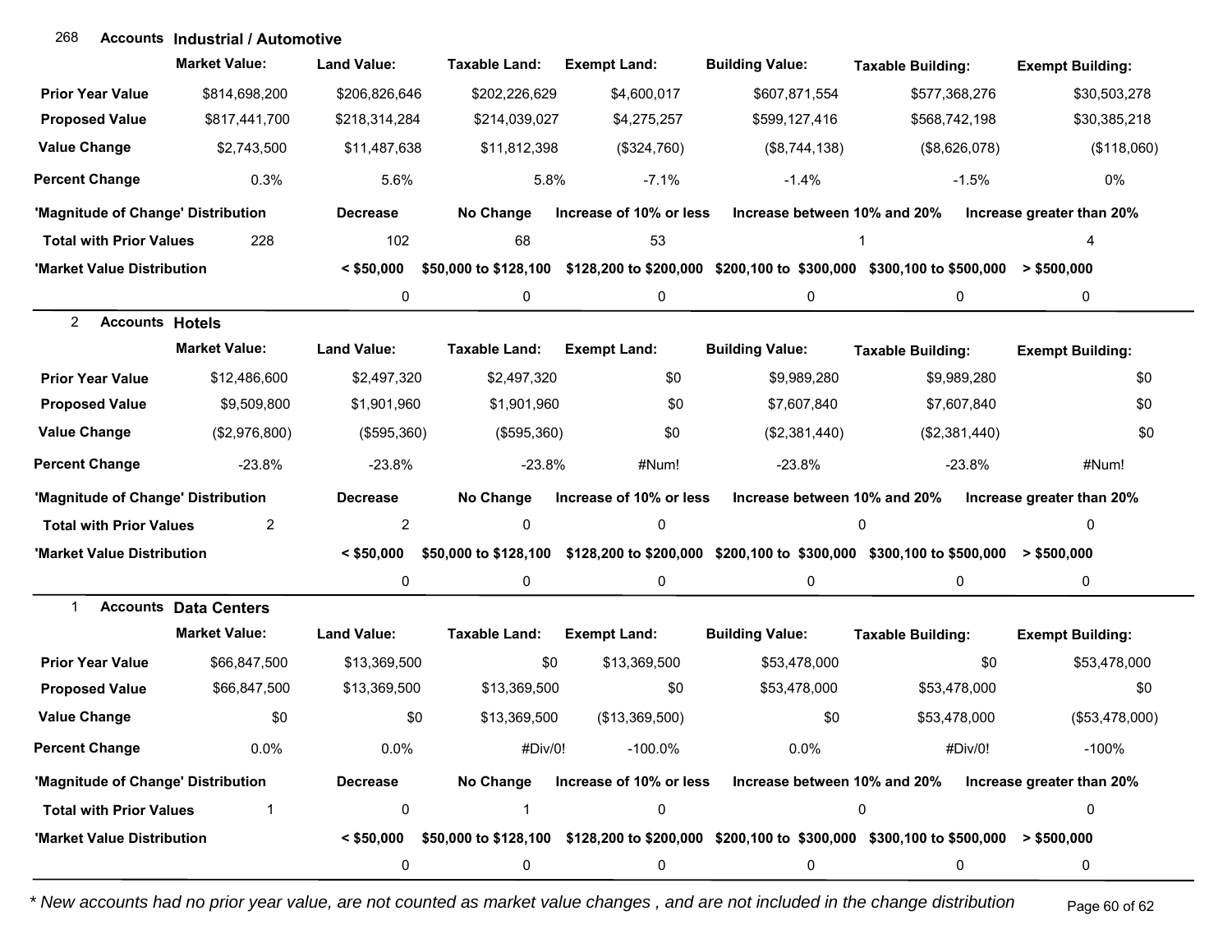## 268 Accounts Industrial / Automotive

| | Market Value: | Land Value: | Taxable Land: | Exempt Land: | Building Value: | Taxable Building: | Exempt Building: |
|---|---|---|---|---|---|---|---|
| Prior Year Value | $814,698,200 | $206,826,646 | $202,226,629 | $4,600,017 | $607,871,554 | $577,368,276 | $30,503,278 |
| Proposed Value | $817,441,700 | $218,314,284 | $214,039,027 | $4,275,257 | $599,127,416 | $568,742,198 | $30,385,218 |
| Value Change | $2,743,500 | $11,487,638 | $11,812,398 | ($324,760) | ($8,744,138) | ($8,626,078) | ($118,060) |
| Percent Change | 0.3% | 5.6% | 5.8% | -7.1% | -1.4% | -1.5% | 0% |

| 'Magnitude of Change' Distribution | | Decrease | No Change | Increase of 10% or less | Increase between 10% and 20% | Increase greater than 20% |
|---|---|---|---|---|---|---|
| Total with Prior Values | 228 | 102 | 68 | 53 | 1 | 4 |

| 'Market Value Distribution | < $50,000 | $50,000 to $128,100 | $128,200 to $200,000 | $200,100 to $300,000 | $300,100 to $500,000 | > $500,000 |
|---|---|---|---|---|---|---|
| | 0 | 0 | 0 | 0 | 0 | 0 |

## 2 Accounts Hotels

| | Market Value: | Land Value: | Taxable Land: | Exempt Land: | Building Value: | Taxable Building: | Exempt Building: |
|---|---|---|---|---|---|---|---|
| Prior Year Value | $12,486,600 | $2,497,320 | $2,497,320 | $0 | $9,989,280 | $9,989,280 | $0 |
| Proposed Value | $9,509,800 | $1,901,960 | $1,901,960 | $0 | $7,607,840 | $7,607,840 | $0 |
| Value Change | ($2,976,800) | ($595,360) | ($595,360) | $0 | ($2,381,440) | ($2,381,440) | $0 |
| Percent Change | -23.8% | -23.8% | -23.8% | #Num! | -23.8% | -23.8% | #Num! |

| 'Magnitude of Change' Distribution | | Decrease | No Change | Increase of 10% or less | Increase between 10% and 20% | Increase greater than 20% |
|---|---|---|---|---|---|---|
| Total with Prior Values | 2 | 2 | 0 | 0 | 0 | 0 |

| 'Market Value Distribution | < $50,000 | $50,000 to $128,100 | $128,200 to $200,000 | $200,100 to $300,000 | $300,100 to $500,000 | > $500,000 |
|---|---|---|---|---|---|---|
| | 0 | 0 | 0 | 0 | 0 | 0 |

## 1 Accounts Data Centers

| | Market Value: | Land Value: | Taxable Land: | Exempt Land: | Building Value: | Taxable Building: | Exempt Building: |
|---|---|---|---|---|---|---|---|
| Prior Year Value | $66,847,500 | $13,369,500 | $0 | $13,369,500 | $53,478,000 | $0 | $53,478,000 |
| Proposed Value | $66,847,500 | $13,369,500 | $13,369,500 | $0 | $53,478,000 | $53,478,000 | $0 |
| Value Change | $0 | $0 | $13,369,500 | ($13,369,500) | $0 | $53,478,000 | ($53,478,000) |
| Percent Change | 0.0% | 0.0% | #Div/0! | -100.0% | 0.0% | #Div/0! | -100% |

| 'Magnitude of Change' Distribution | | Decrease | No Change | Increase of 10% or less | Increase between 10% and 20% | Increase greater than 20% |
|---|---|---|---|---|---|---|
| Total with Prior Values | 1 | 0 | 1 | 0 | 0 | 0 |

| 'Market Value Distribution | < $50,000 | $50,000 to $128,100 | $128,200 to $200,000 | $200,100 to $300,000 | $300,100 to $500,000 | > $500,000 |
|---|---|---|---|---|---|---|
| | 0 | 0 | 0 | 0 | 0 | 0 |

*\* New accounts had no prior year value, are not counted as market value changes , and are not included in the change distribution*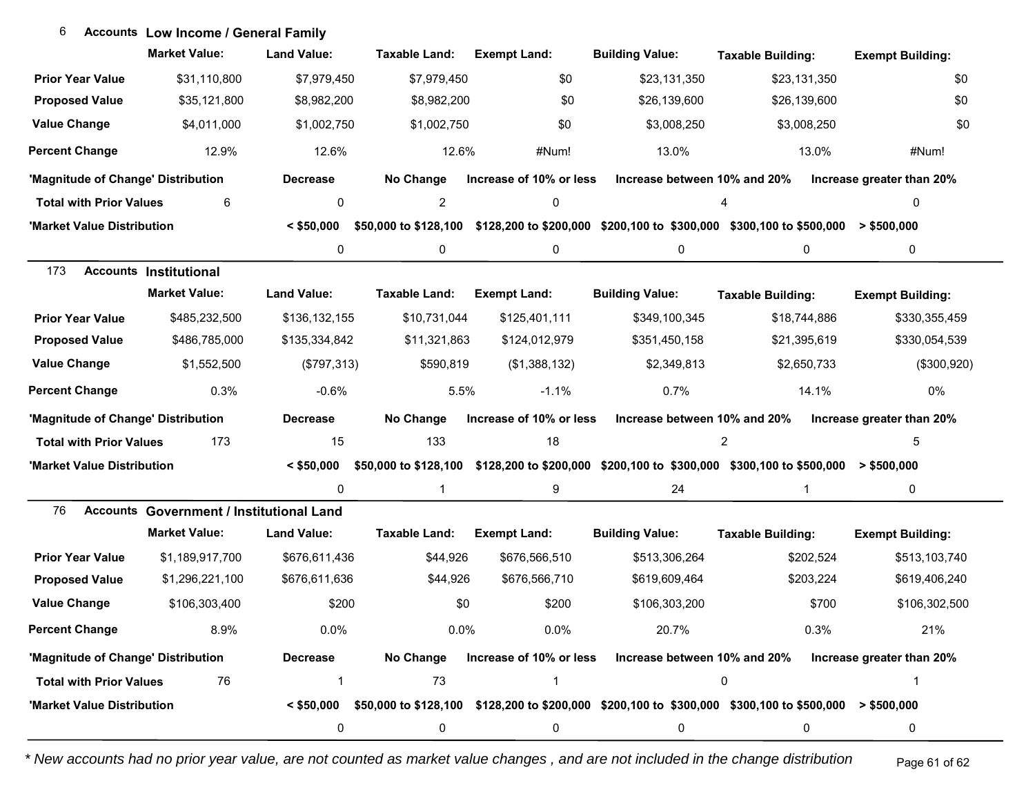## 6 Accounts Low Income / General Family

| | Market Value: | Land Value: | Taxable Land: | Exempt Land: | Building Value: | Taxable Building: | Exempt Building: |
|---|---|---|---|---|---|---|---|
| Prior Year Value | $31,110,800 | $7,979,450 | $7,979,450 | $0 | $23,131,350 | $23,131,350 | $0 |
| Proposed Value | $35,121,800 | $8,982,200 | $8,982,200 | $0 | $26,139,600 | $26,139,600 | $0 |
| Value Change | $4,011,000 | $1,002,750 | $1,002,750 | $0 | $3,008,250 | $3,008,250 | $0 |
| Percent Change | 12.9% | 12.6% | 12.6% | #Num! | 13.0% | 13.0% | #Num! |

| 'Magnitude of Change' Distribution | | Decrease | No Change | Increase of 10% or less | Increase between 10% and 20% | Increase greater than 20% |
|---|---|---|---|---|---|---|
| Total with Prior Values | 6 | 0 | 2 | 0 | 4 | 0 |

| 'Market Value Distribution | < $50,000 | $50,000 to $128,100 | $128,200 to $200,000 | $200,100 to $300,000 | $300,100 to $500,000 | > $500,000 |
|---|---|---|---|---|---|---|
| | 0 | 0 | 0 | 0 | 0 | 0 |

## 173 Accounts Institutional

| | Market Value: | Land Value: | Taxable Land: | Exempt Land: | Building Value: | Taxable Building: | Exempt Building: |
|---|---|---|---|---|---|---|---|
| Prior Year Value | $485,232,500 | $136,132,155 | $10,731,044 | $125,401,111 | $349,100,345 | $18,744,886 | $330,355,459 |
| Proposed Value | $486,785,000 | $135,334,842 | $11,321,863 | $124,012,979 | $351,450,158 | $21,395,619 | $330,054,539 |
| Value Change | $1,552,500 | ($797,313) | $590,819 | ($1,388,132) | $2,349,813 | $2,650,733 | ($300,920) |
| Percent Change | 0.3% | -0.6% | 5.5% | -1.1% | 0.7% | 14.1% | 0% |

| 'Magnitude of Change' Distribution | | Decrease | No Change | Increase of 10% or less | Increase between 10% and 20% | Increase greater than 20% |
|---|---|---|---|---|---|---|
| Total with Prior Values | 173 | 15 | 133 | 18 | 2 | 5 |

| 'Market Value Distribution | < $50,000 | $50,000 to $128,100 | $128,200 to $200,000 | $200,100 to $300,000 | $300,100 to $500,000 | > $500,000 |
|---|---|---|---|---|---|---|
| | 0 | 1 | 9 | 24 | 1 | 0 |

## 76 Accounts Government / Institutional Land

| | Market Value: | Land Value: | Taxable Land: | Exempt Land: | Building Value: | Taxable Building: | Exempt Building: |
|---|---|---|---|---|---|---|---|
| Prior Year Value | $1,189,917,700 | $676,611,436 | $44,926 | $676,566,510 | $513,306,264 | $202,524 | $513,103,740 |
| Proposed Value | $1,296,221,100 | $676,611,636 | $44,926 | $676,566,710 | $619,609,464 | $203,224 | $619,406,240 |
| Value Change | $106,303,400 | $200 | $0 | $200 | $106,303,200 | $700 | $106,302,500 |
| Percent Change | 8.9% | 0.0% | 0.0% | 0.0% | 20.7% | 0.3% | 21% |

| 'Magnitude of Change' Distribution | | Decrease | No Change | Increase of 10% or less | Increase between 10% and 20% | Increase greater than 20% |
|---|---|---|---|---|---|---|
| Total with Prior Values | 76 | 1 | 73 | 1 | 0 | 1 |

| 'Market Value Distribution | < $50,000 | $50,000 to $128,100 | $128,200 to $200,000 | $200,100 to $300,000 | $300,100 to $500,000 | > $500,000 |
|---|---|---|---|---|---|---|
| | 0 | 0 | 0 | 0 | 0 | 0 |

*\* New accounts had no prior year value, are not counted as market value changes , and are not included in the change distribution*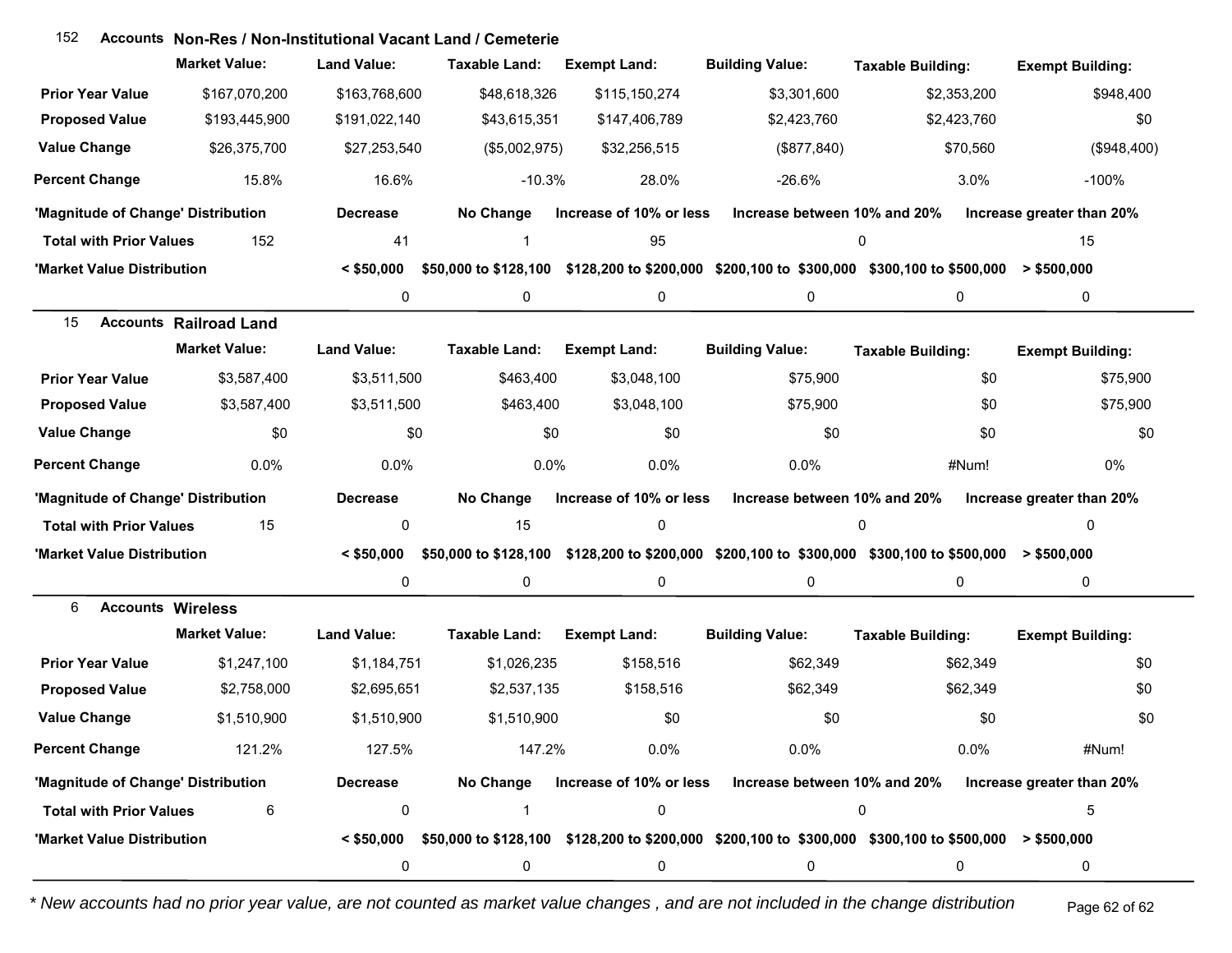## 152 Accounts Non-Res / Non-Institutional Vacant Land / Cemeterie

| | Market Value: | Land Value: | Taxable Land: | Exempt Land: | Building Value: | Taxable Building: | Exempt Building: |
|---|---|---|---|---|---|---|---|
| Prior Year Value | $167,070,200 | $163,768,600 | $48,618,326 | $115,150,274 | $3,301,600 | $2,353,200 | $948,400 |
| Proposed Value | $193,445,900 | $191,022,140 | $43,615,351 | $147,406,789 | $2,423,760 | $2,423,760 | $0 |
| Value Change | $26,375,700 | $27,253,540 | ($5,002,975) | $32,256,515 | ($877,840) | $70,560 | ($948,400) |
| Percent Change | 15.8% | 16.6% | -10.3% | 28.0% | -26.6% | 3.0% | -100% |

| 'Magnitude of Change' Distribution | | Decrease | No Change | Increase of 10% or less | Increase between 10% and 20% | Increase greater than 20% |
|---|---|---|---|---|---|---|
| Total with Prior Values | 152 | 41 | 1 | 95 | 0 | 15 |

| 'Market Value Distribution | < $50,000 | $50,000 to $128,100 | $128,200 to $200,000 | $200,100 to $300,000 | $300,100 to $500,000 | > $500,000 |
|---|---|---|---|---|---|---|
| | 0 | 0 | 0 | 0 | 0 | 0 |

## 15 Accounts Railroad Land

| | Market Value: | Land Value: | Taxable Land: | Exempt Land: | Building Value: | Taxable Building: | Exempt Building: |
|---|---|---|---|---|---|---|---|
| Prior Year Value | $3,587,400 | $3,511,500 | $463,400 | $3,048,100 | $75,900 | $0 | $75,900 |
| Proposed Value | $3,587,400 | $3,511,500 | $463,400 | $3,048,100 | $75,900 | $0 | $75,900 |
| Value Change | $0 | $0 | $0 | $0 | $0 | $0 | $0 |
| Percent Change | 0.0% | 0.0% | 0.0% | 0.0% | 0.0% | #Num! | 0% |

| 'Magnitude of Change' Distribution | | Decrease | No Change | Increase of 10% or less | Increase between 10% and 20% | Increase greater than 20% |
|---|---|---|---|---|---|---|
| Total with Prior Values | 15 | 0 | 15 | 0 | 0 | 0 |

| 'Market Value Distribution | < $50,000 | $50,000 to $128,100 | $128,200 to $200,000 | $200,100 to $300,000 | $300,100 to $500,000 | > $500,000 |
|---|---|---|---|---|---|---|
| | 0 | 0 | 0 | 0 | 0 | 0 |

## 6 Accounts Wireless

| | Market Value: | Land Value: | Taxable Land: | Exempt Land: | Building Value: | Taxable Building: | Exempt Building: |
|---|---|---|---|---|---|---|---|
| Prior Year Value | $1,247,100 | $1,184,751 | $1,026,235 | $158,516 | $62,349 | $62,349 | $0 |
| Proposed Value | $2,758,000 | $2,695,651 | $2,537,135 | $158,516 | $62,349 | $62,349 | $0 |
| Value Change | $1,510,900 | $1,510,900 | $1,510,900 | $0 | $0 | $0 | $0 |
| Percent Change | 121.2% | 127.5% | 147.2% | 0.0% | 0.0% | 0.0% | #Num! |

| 'Magnitude of Change' Distribution | | Decrease | No Change | Increase of 10% or less | Increase between 10% and 20% | Increase greater than 20% |
|---|---|---|---|---|---|---|
| Total with Prior Values | 6 | 0 | 1 | 0 | 0 | 5 |

| 'Market Value Distribution | < $50,000 | $50,000 to $128,100 | $128,200 to $200,000 | $200,100 to $300,000 | $300,100 to $500,000 | > $500,000 |
|---|---|---|---|---|---|---|
| | 0 | 0 | 0 | 0 | 0 | 0 |

*\* New accounts had no prior year value, are not counted as market value changes , and are not included in the change distribution*